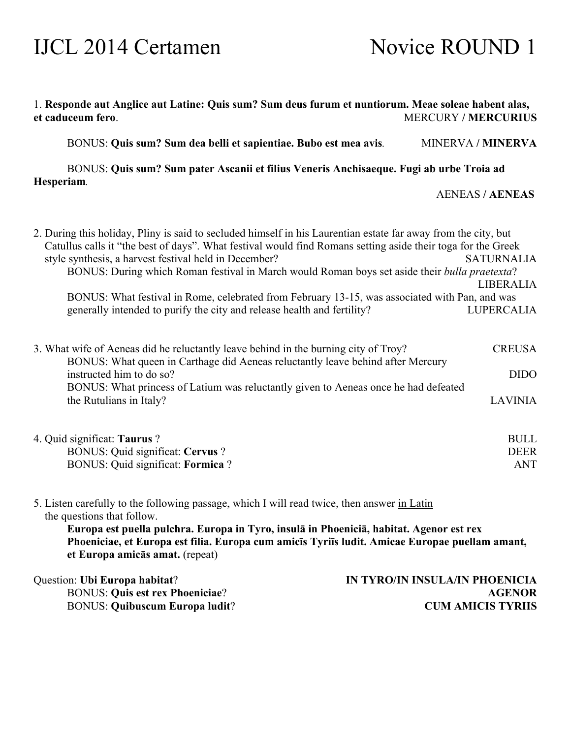# IJCL 2014 Certamen Novice ROUND 1

1. **Responde aut Anglice aut Latine: Quis sum? Sum deus furum et nuntiorum. Meae soleae habent alas, et caduceum fero**. MERCURY / **MERCURIUS**

BONUS: **Quis sum? Sum dea belli et sapientiae. Bubo est mea avis**. MINERVA / **MINERVA**

BONUS: **Quis sum? Sum pater Ascanii et filius Veneris Anchisaeque. Fugi ab urbe Troia ad Hesperiam**. AENEAS / **AENEAS**

2. During this holiday, Pliny is said to secluded himself in his Laurentian estate far away from the city, but Catullus calls it "the best of days". What festival would find Romans setting aside their toga for the Greek style synthesis, a harvest festival held in December? SATURNALIA

BONUS: During which Roman festival in March would Roman boys set aside their *bulla praetexta*? LIBERALIA

BONUS: What festival in Rome, celebrated from February 13-15, was associated with Pan, and was generally intended to purify the city and release health and fertility? LUPERCALIA

3. What wife of Aeneas did he reluctantly leave behind in the burning city of Troy? CREUSA

BONUS: What queen in Carthage did Aeneas reluctantly leave behind after Mercury instructed him to do so? DIDO

BONUS: What princess of Latium was reluctantly given to Aeneas once he had defeated the Rutulians in Italy? LAVINIA

4. Quid significat: **Taurus** ? BULL

BONUS: Quid significat: **Cervus** ? DEER

BONUS: Quid significat: **Formica** ? ANT

5. Listen carefully to the following passage, which I will read twice, then answer in Latin the questions that follow.

**Europa est puella pulchra. Europa in Tyro, insulā in Phoeniciā, habitat. Agenor est rex Phoeniciae, et Europa est filia. Europa cum amicīs Tyriīs ludit. Amicae Europae puellam amant, et Europa amicās amat.** (repeat)

Question: **Ubi Europa habitat**? **IN TYRO/IN INSULA/IN PHOENICIA**

BONUS: **Quis est rex Phoeniciae**? **AGENOR**

BONUS: **Quibuscum Europa ludit**? **CUM AMICIS TYRIIS**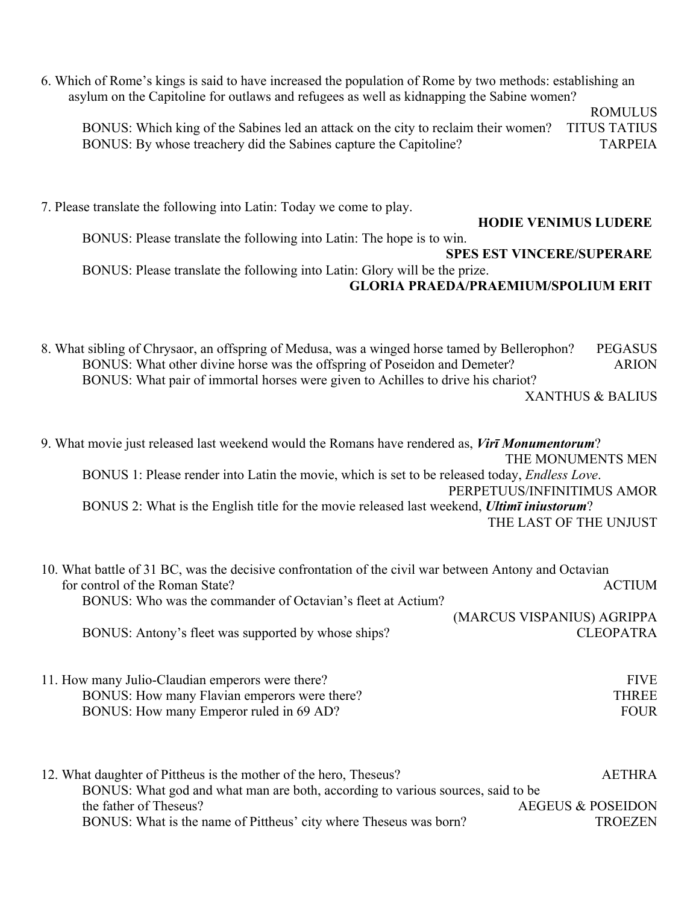6. Which of Rome's kings is said to have increased the population of Rome by two methods: establishing an asylum on the Capitoline for outlaws and refugees as well as kidnapping the Sabine women?

ROMULUS

BONUS: Which king of the Sabines led an attack on the city to reclaim their women? TITUS TATIUS

BONUS: By whose treachery did the Sabines capture the Capitoline? TARPEIA

7. Please translate the following into Latin: Today we come to play.

**HODIE VENIMUS LUDERE**

BONUS: Please translate the following into Latin: The hope is to win.

**SPES EST VINCERE/SUPERARE**

BONUS: Please translate the following into Latin: Glory will be the prize.

**GLORIA PRAEDA/PRAEMIUM/SPOLIUM ERIT**

8. What sibling of Chrysaor, an offspring of Medusa, was a winged horse tamed by Bellerophon? PEGASUS

BONUS: What other divine horse was the offspring of Poseidon and Demeter? ARION

BONUS: What pair of immortal horses were given to Achilles to drive his chariot?

XANTHUS & BALIUS

9. What movie just released last weekend would the Romans have rendered as, ***Virī Monumentorum***?

THE MONUMENTS MEN

BONUS 1: Please render into Latin the movie, which is set to be released today, *Endless Love*.

PERPETUUS/INFINITIMUS AMOR

BONUS 2: What is the English title for the movie released last weekend, ***Ultimī iniustorum***?

THE LAST OF THE UNJUST

10. What battle of 31 BC, was the decisive confrontation of the civil war between Antony and Octavian for control of the Roman State? ACTIUM

BONUS: Who was the commander of Octavian's fleet at Actium?

(MARCUS VISPANIUS) AGRIPPA

BONUS: Antony's fleet was supported by whose ships? CLEOPATRA

11. How many Julio-Claudian emperors were there? FIVE

BONUS: How many Flavian emperors were there? THREE

BONUS: How many Emperor ruled in 69 AD? FOUR

12. What daughter of Pittheus is the mother of the hero, Theseus? AETHRA

BONUS: What god and what man are both, according to various sources, said to be the father of Theseus? AEGEUS & POSEIDON

BONUS: What is the name of Pittheus' city where Theseus was born? TROEZEN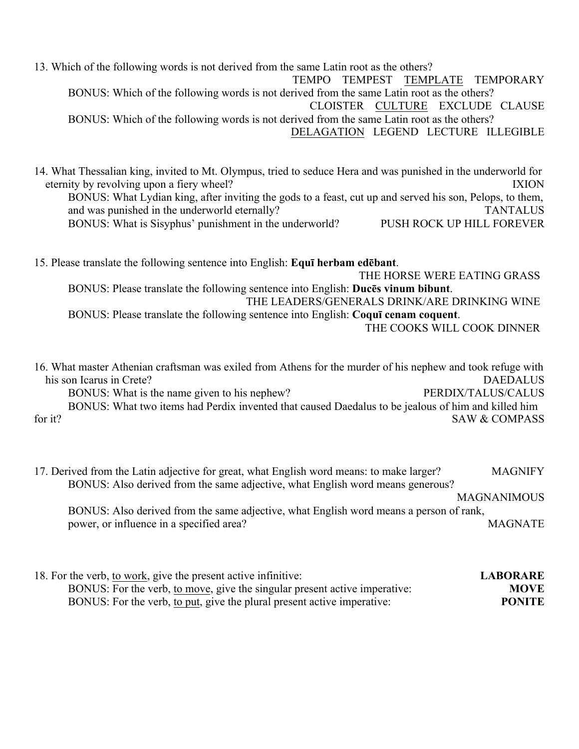13. Which of the following words is not derived from the same Latin root as the others?

TEMPO TEMPEST <u>TEMPLATE</u> TEMPORARY

BONUS: Which of the following words is not derived from the same Latin root as the others?

CLOISTER <u>CULTURE</u> EXCLUDE CLAUSE

BONUS: Which of the following words is not derived from the same Latin root as the others?

<u>DELAGATION</u> LEGEND LECTURE ILLEGIBLE

14. What Thessalian king, invited to Mt. Olympus, tried to seduce Hera and was punished in the underworld for eternity by revolving upon a fiery wheel? IXION

BONUS: What Lydian king, after inviting the gods to a feast, cut up and served his son, Pelops, to them, and was punished in the underworld eternally? TANTALUS

BONUS: What is Sisyphus' punishment in the underworld? PUSH ROCK UP HILL FOREVER

15. Please translate the following sentence into English: **Equī herbam edēbant**.

THE HORSE WERE EATING GRASS

BONUS: Please translate the following sentence into English: **Ducēs vinum bibunt**.

THE LEADERS/GENERALS DRINK/ARE DRINKING WINE

BONUS: Please translate the following sentence into English: **Coquī cenam coquent**.

THE COOKS WILL COOK DINNER

16. What master Athenian craftsman was exiled from Athens for the murder of his nephew and took refuge with his son Icarus in Crete? DAEDALUS

BONUS: What is the name given to his nephew? PERDIX/TALUS/CALUS

BONUS: What two items had Perdix invented that caused Daedalus to be jealous of him and killed him for it? SAW & COMPASS

17. Derived from the Latin adjective for great, what English word means: to make larger? MAGNIFY

BONUS: Also derived from the same adjective, what English word means generous?

MAGNANIMOUS

BONUS: Also derived from the same adjective, what English word means a person of rank, power, or influence in a specified area? MAGNATE

18. For the verb, <u>to work</u>, give the present active infinitive: **LABORARE**

BONUS: For the verb, <u>to move</u>, give the singular present active imperative: **MOVE**

BONUS: For the verb, <u>to put</u>, give the plural present active imperative: **PONITE**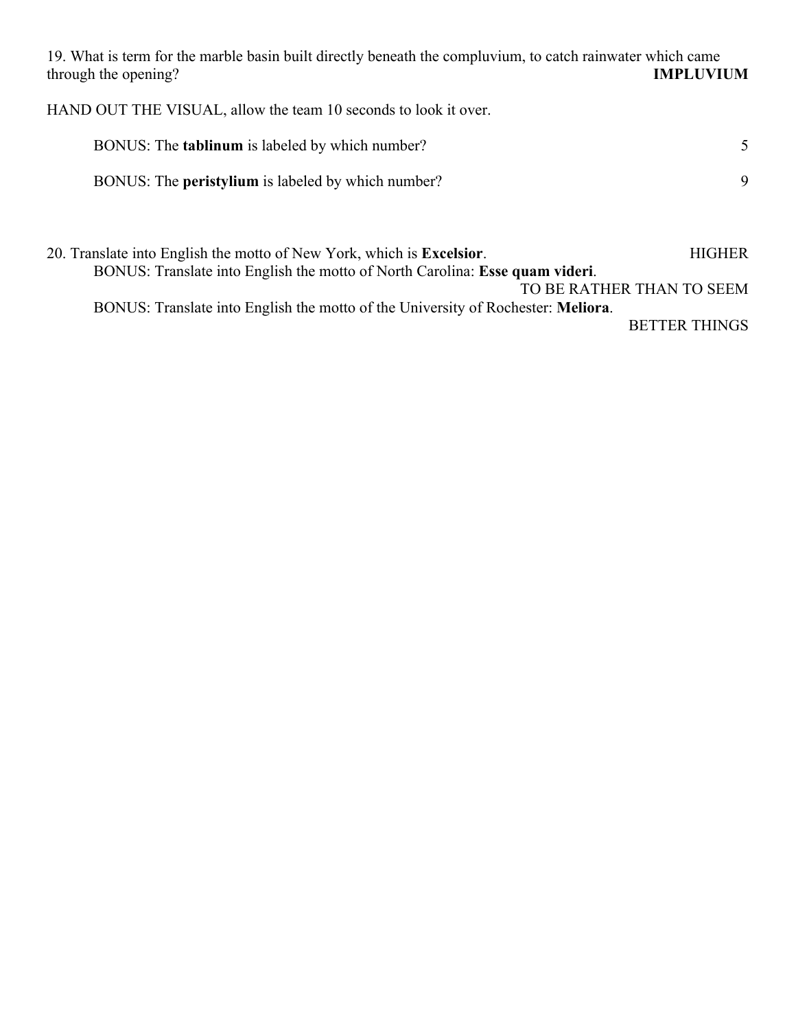19. What is term for the marble basin built directly beneath the compluvium, to catch rainwater which came through the opening? **IMPLUVIUM**

HAND OUT THE VISUAL, allow the team 10 seconds to look it over.

BONUS: The **tablinum** is labeled by which number? 5

BONUS: The **peristylium** is labeled by which number? 9

20. Translate into English the motto of New York, which is **Excelsior**. HIGHER

BONUS: Translate into English the motto of North Carolina: **Esse quam videri**. TO BE RATHER THAN TO SEEM

BONUS: Translate into English the motto of the University of Rochester: **Meliora**. BETTER THINGS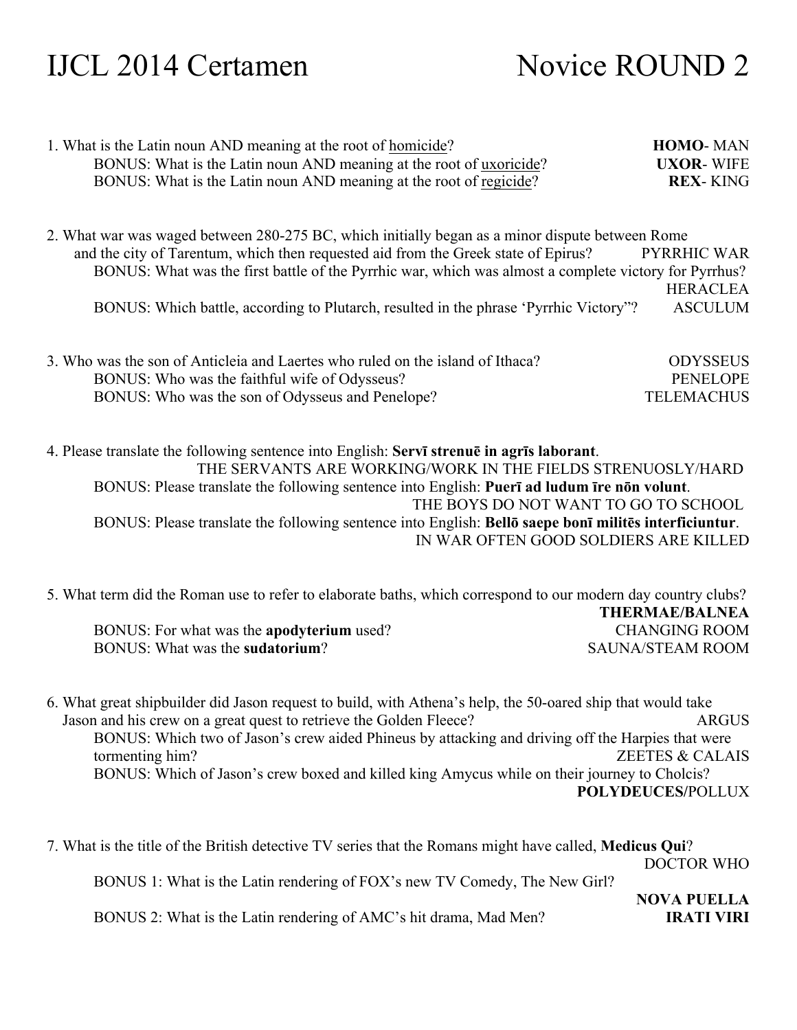# IJCL 2014 Certamen Novice ROUND 2

1. What is the Latin noun AND meaning at the root of <u>homicide</u>? **HOMO**- MAN
   BONUS: What is the Latin noun AND meaning at the root of <u>uxoricide</u>? **UXOR**- WIFE
   BONUS: What is the Latin noun AND meaning at the root of <u>regicide</u>? **REX**- KING

2. What war was waged between 280-275 BC, which initially began as a minor dispute between Rome and the city of Tarentum, which then requested aid from the Greek state of Epirus? PYRRHIC WAR
   BONUS: What was the first battle of the Pyrrhic war, which was almost a complete victory for Pyrrhus? HERACLEA
   BONUS: Which battle, according to Plutarch, resulted in the phrase 'Pyrrhic Victory"? ASCULUM

3. Who was the son of Anticleia and Laertes who ruled on the island of Ithaca? ODYSSEUS
   BONUS: Who was the faithful wife of Odysseus? PENELOPE
   BONUS: Who was the son of Odysseus and Penelope? TELEMACHUS

4. Please translate the following sentence into English: **Servī strenuē in agrīs laborant**.
   THE SERVANTS ARE WORKING/WORK IN THE FIELDS STRENUOSLY/HARD
   BONUS: Please translate the following sentence into English: **Puerī ad ludum īre nōn volunt**.
   THE BOYS DO NOT WANT TO GO TO SCHOOL
   BONUS: Please translate the following sentence into English: **Bellō saepe bonī militēs interficiuntur**.
   IN WAR OFTEN GOOD SOLDIERS ARE KILLED

5. What term did the Roman use to refer to elaborate baths, which correspond to our modern day country clubs? **THERMAE/BALNEA**
   BONUS: For what was the **apodyterium** used? CHANGING ROOM
   BONUS: What was the **sudatorium**? SAUNA/STEAM ROOM

6. What great shipbuilder did Jason request to build, with Athena's help, the 50-oared ship that would take Jason and his crew on a great quest to retrieve the Golden Fleece? ARGUS
   BONUS: Which two of Jason's crew aided Phineus by attacking and driving off the Harpies that were tormenting him? ZEETES & CALAIS
   BONUS: Which of Jason's crew boxed and killed king Amycus while on their journey to Cholcis? **POLYDEUCES/**POLLUX

7. What is the title of the British detective TV series that the Romans might have called, **Medicus Qui**? DOCTOR WHO
   BONUS 1: What is the Latin rendering of FOX's new TV Comedy, The New Girl? **NOVA PUELLA**
   BONUS 2: What is the Latin rendering of AMC's hit drama, Mad Men? **IRATI VIRI**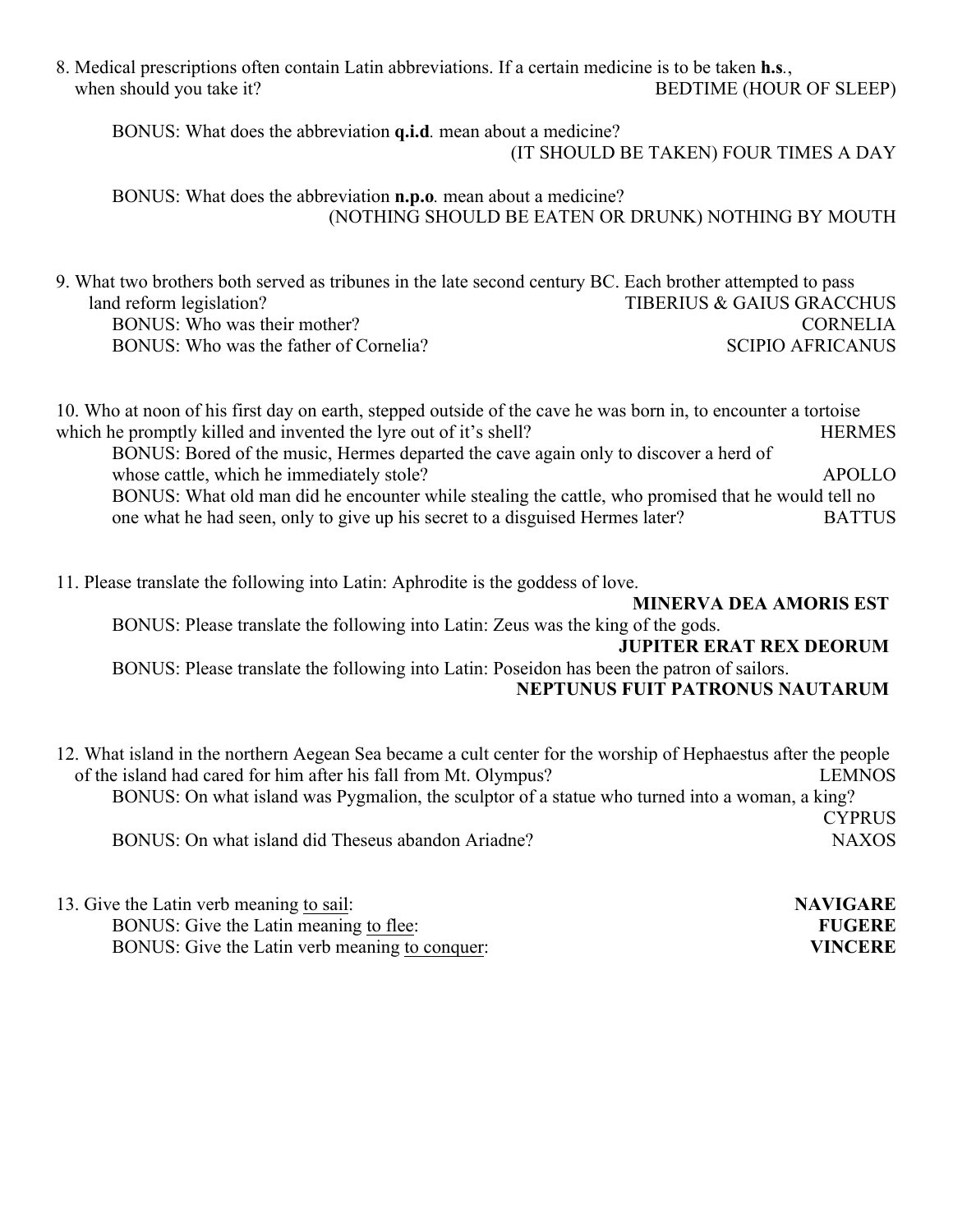8. Medical prescriptions often contain Latin abbreviations. If a certain medicine is to be taken **h.s**., when should you take it? BEDTIME (HOUR OF SLEEP)

BONUS: What does the abbreviation **q.i.d**. mean about a medicine? (IT SHOULD BE TAKEN) FOUR TIMES A DAY

BONUS: What does the abbreviation **n.p.o**. mean about a medicine? (NOTHING SHOULD BE EATEN OR DRUNK) NOTHING BY MOUTH

9. What two brothers both served as tribunes in the late second century BC. Each brother attempted to pass land reform legislation? TIBERIUS & GAIUS GRACCHUS

BONUS: Who was their mother? CORNELIA

BONUS: Who was the father of Cornelia? SCIPIO AFRICANUS

10. Who at noon of his first day on earth, stepped outside of the cave he was born in, to encounter a tortoise which he promptly killed and invented the lyre out of it's shell? HERMES

BONUS: Bored of the music, Hermes departed the cave again only to discover a herd of whose cattle, which he immediately stole? APOLLO

BONUS: What old man did he encounter while stealing the cattle, who promised that he would tell no one what he had seen, only to give up his secret to a disguised Hermes later? BATTUS

11. Please translate the following into Latin: Aphrodite is the goddess of love.
**MINERVA DEA AMORIS EST**

BONUS: Please translate the following into Latin: Zeus was the king of the gods.
**JUPITER ERAT REX DEORUM**

BONUS: Please translate the following into Latin: Poseidon has been the patron of sailors.
**NEPTUNUS FUIT PATRONUS NAUTARUM**

12. What island in the northern Aegean Sea became a cult center for the worship of Hephaestus after the people of the island had cared for him after his fall from Mt. Olympus? LEMNOS

BONUS: On what island was Pygmalion, the sculptor of a statue who turned into a woman, a king? CYPRUS

BONUS: On what island did Theseus abandon Ariadne? NAXOS

13. Give the Latin verb meaning to sail: **NAVIGARE**

BONUS: Give the Latin meaning to flee: **FUGERE**

BONUS: Give the Latin verb meaning to conquer: **VINCERE**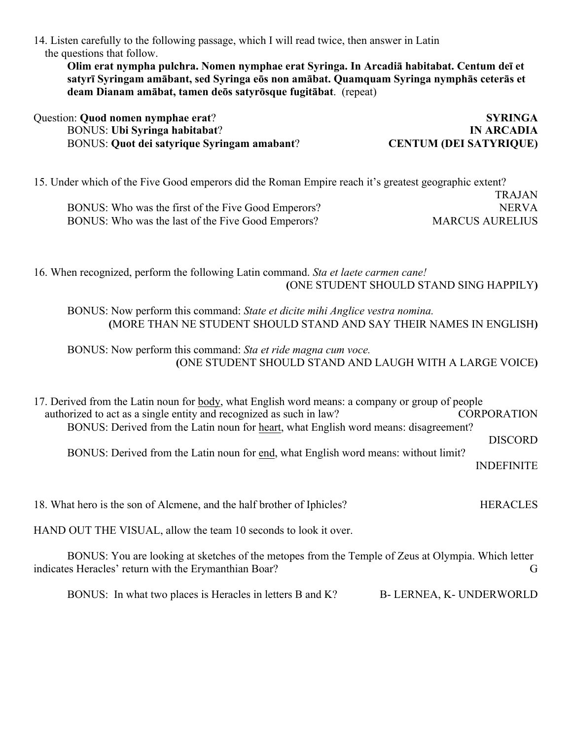14. Listen carefully to the following passage, which I will read twice, then answer in Latin the questions that follow.

**Olim erat nympha pulchra. Nomen nymphae erat Syringa. In Arcadiā habitabat. Centum deī et satyrī Syringam amābant, sed Syringa eōs non amābat. Quamquam Syringa nymphās ceterās et deam Dianam amābat, tamen deōs satyrōsque fugitābat**. (repeat)

Question: **Quod nomen nymphae erat**? **SYRINGA**

BONUS: **Ubi Syringa habitabat**? **IN ARCADIA**

BONUS: **Quot dei satyrique Syringam amabant**? **CENTUM (DEI SATYRIQUE)**

15. Under which of the Five Good emperors did the Roman Empire reach it's greatest geographic extent? TRAJAN

BONUS: Who was the first of the Five Good Emperors? NERVA

BONUS: Who was the last of the Five Good Emperors? MARCUS AURELIUS

16. When recognized, perform the following Latin command. *Sta et laete carmen cane!* **(**ONE STUDENT SHOULD STAND SING HAPPILY**)**

BONUS: Now perform this command: *State et dicite mihi Anglice vestra nomina.* **(**MORE THAN NE STUDENT SHOULD STAND AND SAY THEIR NAMES IN ENGLISH**)**

BONUS: Now perform this command: *Sta et ride magna cum voce.* **(**ONE STUDENT SHOULD STAND AND LAUGH WITH A LARGE VOICE**)**

17. Derived from the Latin noun for body, what English word means: a company or group of people authorized to act as a single entity and recognized as such in law? CORPORATION

BONUS: Derived from the Latin noun for heart, what English word means: disagreement? DISCORD

BONUS: Derived from the Latin noun for end, what English word means: without limit? INDEFINITE

18. What hero is the son of Alcmene, and the half brother of Iphicles? HERACLES

HAND OUT THE VISUAL, allow the team 10 seconds to look it over.

BONUS: You are looking at sketches of the metopes from the Temple of Zeus at Olympia. Which letter indicates Heracles' return with the Erymanthian Boar? G

BONUS: In what two places is Heracles in letters B and K? B- LERNEA, K- UNDERWORLD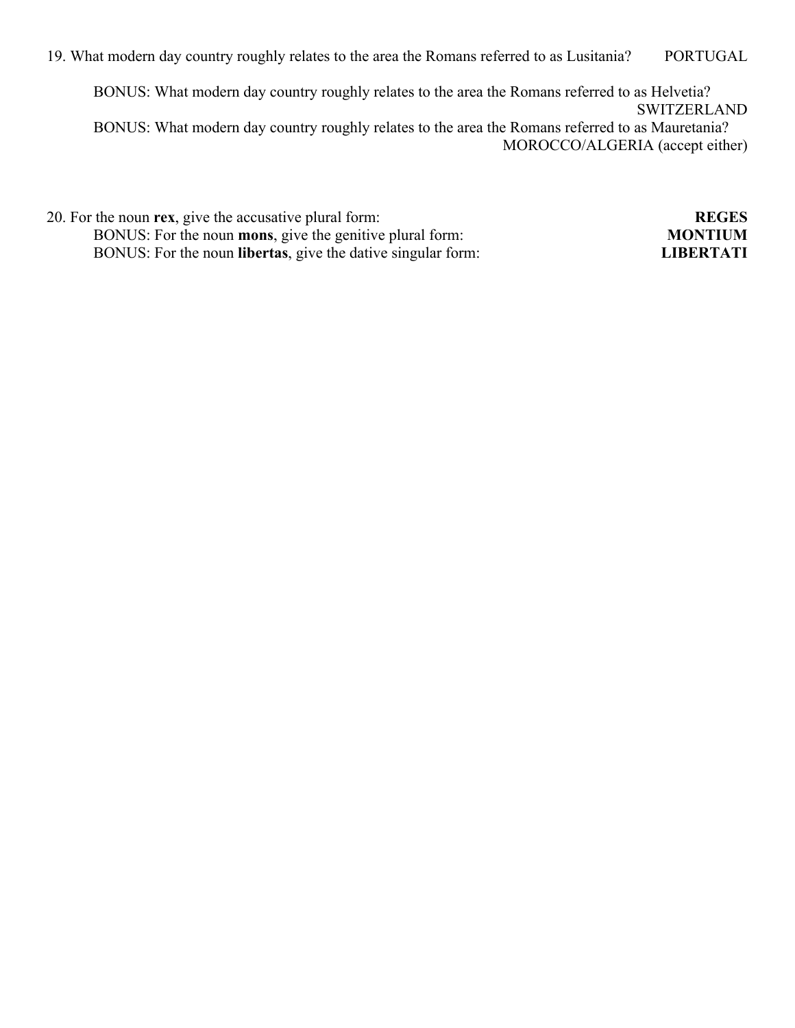19. What modern day country roughly relates to the area the Romans referred to as Lusitania? PORTUGAL

BONUS: What modern day country roughly relates to the area the Romans referred to as Helvetia? SWITZERLAND

BONUS: What modern day country roughly relates to the area the Romans referred to as Mauretania? MOROCCO/ALGERIA (accept either)

20. For the noun **rex**, give the accusative plural form: **REGES**

BONUS: For the noun **mons**, give the genitive plural form: **MONTIUM**

BONUS: For the noun **libertas**, give the dative singular form: **LIBERTATI**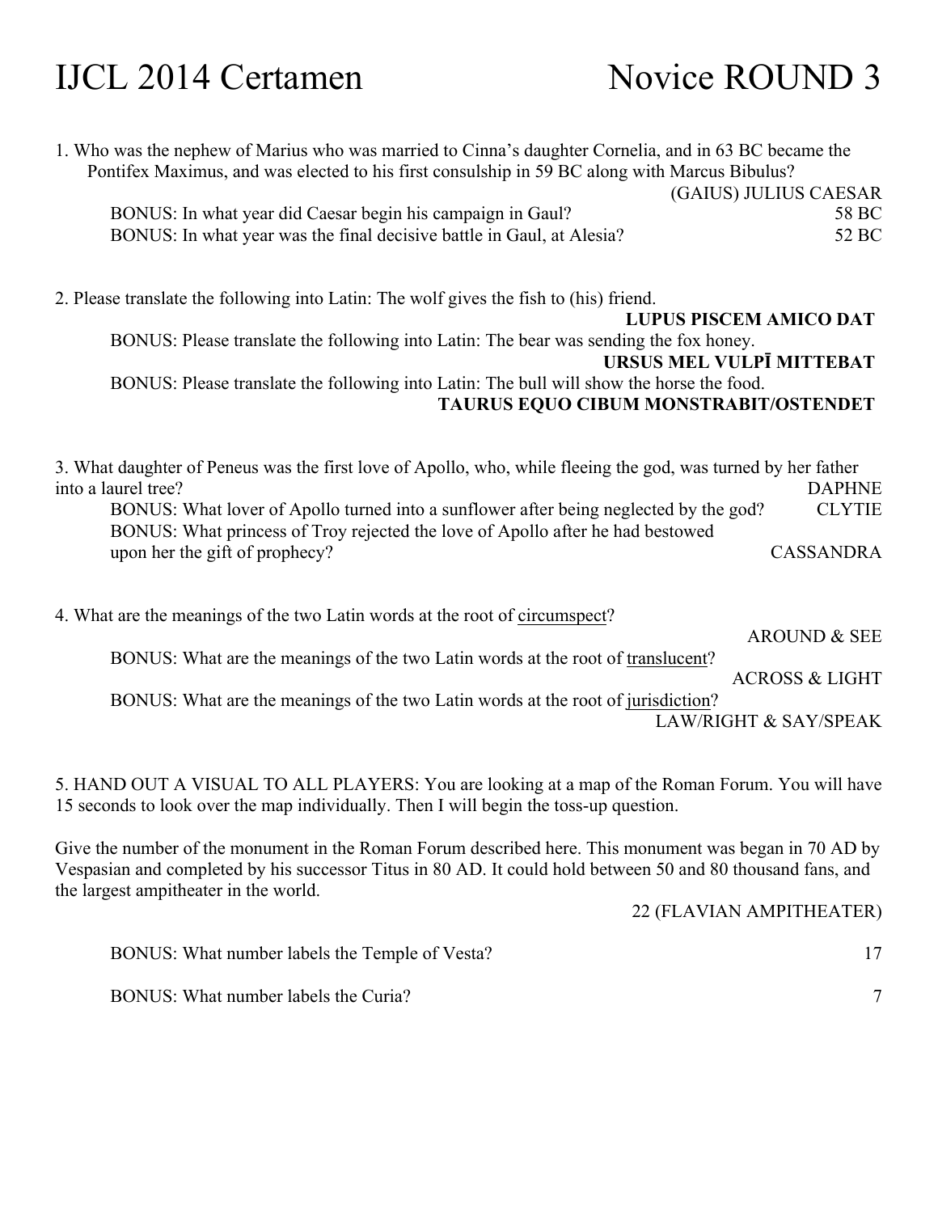# IJCL 2014 Certamen Novice ROUND 3

1. Who was the nephew of Marius who was married to Cinna's daughter Cornelia, and in 63 BC became the Pontifex Maximus, and was elected to his first consulship in 59 BC along with Marcus Bibulus?

(GAIUS) JULIUS CAESAR

BONUS: In what year did Caesar begin his campaign in Gaul? 58 BC

BONUS: In what year was the final decisive battle in Gaul, at Alesia? 52 BC

2. Please translate the following into Latin: The wolf gives the fish to (his) friend.

**LUPUS PISCEM AMICO DAT**

BONUS: Please translate the following into Latin: The bear was sending the fox honey.

**URSUS MEL VULPĪ MITTEBAT**

BONUS: Please translate the following into Latin: The bull will show the horse the food.

**TAURUS EQUO CIBUM MONSTRABIT/OSTENDET**

3. What daughter of Peneus was the first love of Apollo, who, while fleeing the god, was turned by her father into a laurel tree? DAPHNE

BONUS: What lover of Apollo turned into a sunflower after being neglected by the god? CLYTIE

BONUS: What princess of Troy rejected the love of Apollo after he had bestowed upon her the gift of prophecy? CASSANDRA

4. What are the meanings of the two Latin words at the root of <u>circumspect</u>?

AROUND & SEE

BONUS: What are the meanings of the two Latin words at the root of <u>translucent</u>?

ACROSS & LIGHT

BONUS: What are the meanings of the two Latin words at the root of <u>jurisdiction</u>?

LAW/RIGHT & SAY/SPEAK

5. HAND OUT A VISUAL TO ALL PLAYERS: You are looking at a map of the Roman Forum. You will have 15 seconds to look over the map individually. Then I will begin the toss-up question.

Give the number of the monument in the Roman Forum described here. This monument was began in 70 AD by Vespasian and completed by his successor Titus in 80 AD. It could hold between 50 and 80 thousand fans, and the largest ampitheater in the world.

22 (FLAVIAN AMPITHEATER)

BONUS: What number labels the Temple of Vesta? 17

BONUS: What number labels the Curia? 7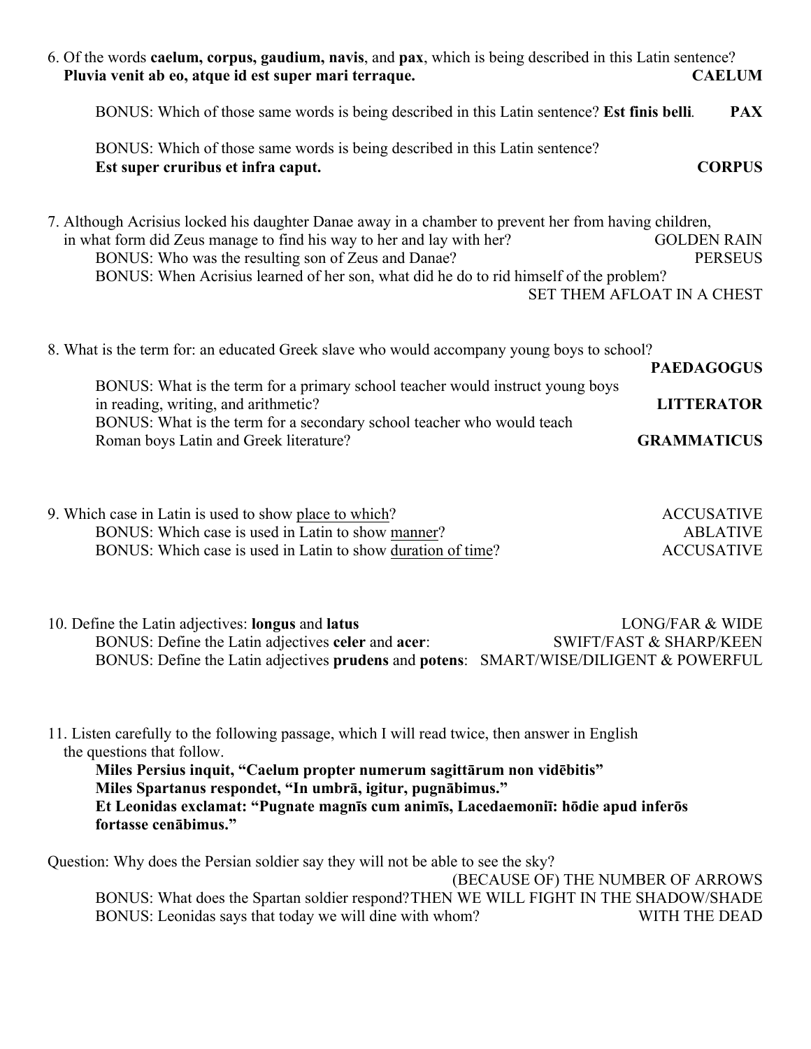6. Of the words **caelum, corpus, gaudium, navis**, and **pax**, which is being described in this Latin sentence?
**Pluvia venit ab eo, atque id est super mari terraque.** **CAELUM**

BONUS: Which of those same words is being described in this Latin sentence? **Est finis belli**. **PAX**

BONUS: Which of those same words is being described in this Latin sentence?
**Est super cruribus et infra caput.** **CORPUS**

7. Although Acrisius locked his daughter Danae away in a chamber to prevent her from having children, in what form did Zeus manage to find his way to her and lay with her? GOLDEN RAIN

BONUS: Who was the resulting son of Zeus and Danae? PERSEUS

BONUS: When Acrisius learned of her son, what did he do to rid himself of the problem?
SET THEM AFLOAT IN A CHEST

8. What is the term for: an educated Greek slave who would accompany young boys to school?
**PAEDAGOGUS**

BONUS: What is the term for a primary school teacher would instruct young boys in reading, writing, and arithmetic? **LITTERATOR**

BONUS: What is the term for a secondary school teacher who would teach Roman boys Latin and Greek literature? **GRAMMATICUS**

9. Which case in Latin is used to show <u>place to which</u>? ACCUSATIVE

BONUS: Which case is used in Latin to show <u>manner</u>? ABLATIVE

BONUS: Which case is used in Latin to show <u>duration of time</u>? ACCUSATIVE

10. Define the Latin adjectives: **longus** and **latus** LONG/FAR & WIDE

BONUS: Define the Latin adjectives **celer** and **acer**: SWIFT/FAST & SHARP/KEEN

BONUS: Define the Latin adjectives **prudens** and **potens**: SMART/WISE/DILIGENT & POWERFUL

11. Listen carefully to the following passage, which I will read twice, then answer in English the questions that follow.

**Miles Persius inquit, "Caelum propter numerum sagittārum non vidēbitis"**
**Miles Spartanus respondet, "In umbrā, igitur, pugnābimus."**
**Et Leonidas exclamat: "Pugnate magnīs cum animīs, Lacedaemoniī: hōdie apud inferōs fortasse cenābimus."**

Question: Why does the Persian soldier say they will not be able to see the sky?
(BECAUSE OF) THE NUMBER OF ARROWS

BONUS: What does the Spartan soldier respond? THEN WE WILL FIGHT IN THE SHADOW/SHADE

BONUS: Leonidas says that today we will dine with whom? WITH THE DEAD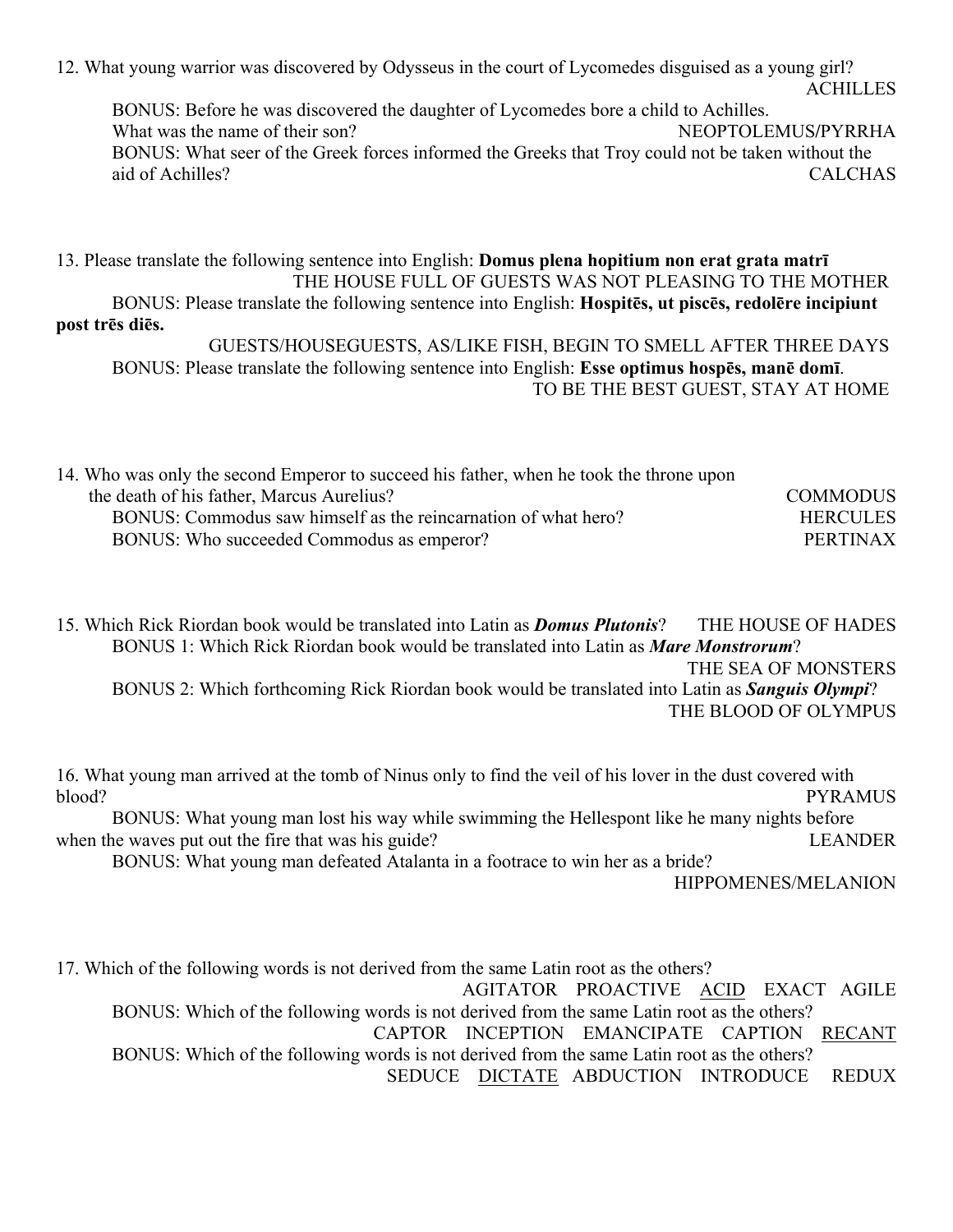12. What young warrior was discovered by Odysseus in the court of Lycomedes disguised as a young girl?
ACHILLES

BONUS: Before he was discovered the daughter of Lycomedes bore a child to Achilles. What was the name of their son? NEOPTOLEMUS/PYRRHA

BONUS: What seer of the Greek forces informed the Greeks that Troy could not be taken without the aid of Achilles? CALCHAS

13. Please translate the following sentence into English: **Domus plena hopitium non erat grata matrī**
THE HOUSE FULL OF GUESTS WAS NOT PLEASING TO THE MOTHER

BONUS: Please translate the following sentence into English: **Hospitēs, ut piscēs, redolēre incipiunt post trēs diēs.**
GUESTS/HOUSEGUESTS, AS/LIKE FISH, BEGIN TO SMELL AFTER THREE DAYS

BONUS: Please translate the following sentence into English: **Esse optimus hospēs, manē domī**.
TO BE THE BEST GUEST, STAY AT HOME

14. Who was only the second Emperor to succeed his father, when he took the throne upon the death of his father, Marcus Aurelius? COMMODUS

BONUS: Commodus saw himself as the reincarnation of what hero? HERCULES

BONUS: Who succeeded Commodus as emperor? PERTINAX

15. Which Rick Riordan book would be translated into Latin as ***Domus Plutonis***? THE HOUSE OF HADES

BONUS 1: Which Rick Riordan book would be translated into Latin as ***Mare Monstrorum***?
THE SEA OF MONSTERS

BONUS 2: Which forthcoming Rick Riordan book would be translated into Latin as ***Sanguis Olympi***?
THE BLOOD OF OLYMPUS

16. What young man arrived at the tomb of Ninus only to find the veil of his lover in the dust covered with blood? PYRAMUS

BONUS: What young man lost his way while swimming the Hellespont like he many nights before when the waves put out the fire that was his guide? LEANDER

BONUS: What young man defeated Atalanta in a footrace to win her as a bride?
HIPPOMENES/MELANION

17. Which of the following words is not derived from the same Latin root as the others?
AGITATOR PROACTIVE <u>ACID</u> EXACT AGILE

BONUS: Which of the following words is not derived from the same Latin root as the others?
CAPTOR INCEPTION EMANCIPATE CAPTION <u>RECANT</u>

BONUS: Which of the following words is not derived from the same Latin root as the others?
SEDUCE <u>DICTATE</u> ABDUCTION INTRODUCE REDUX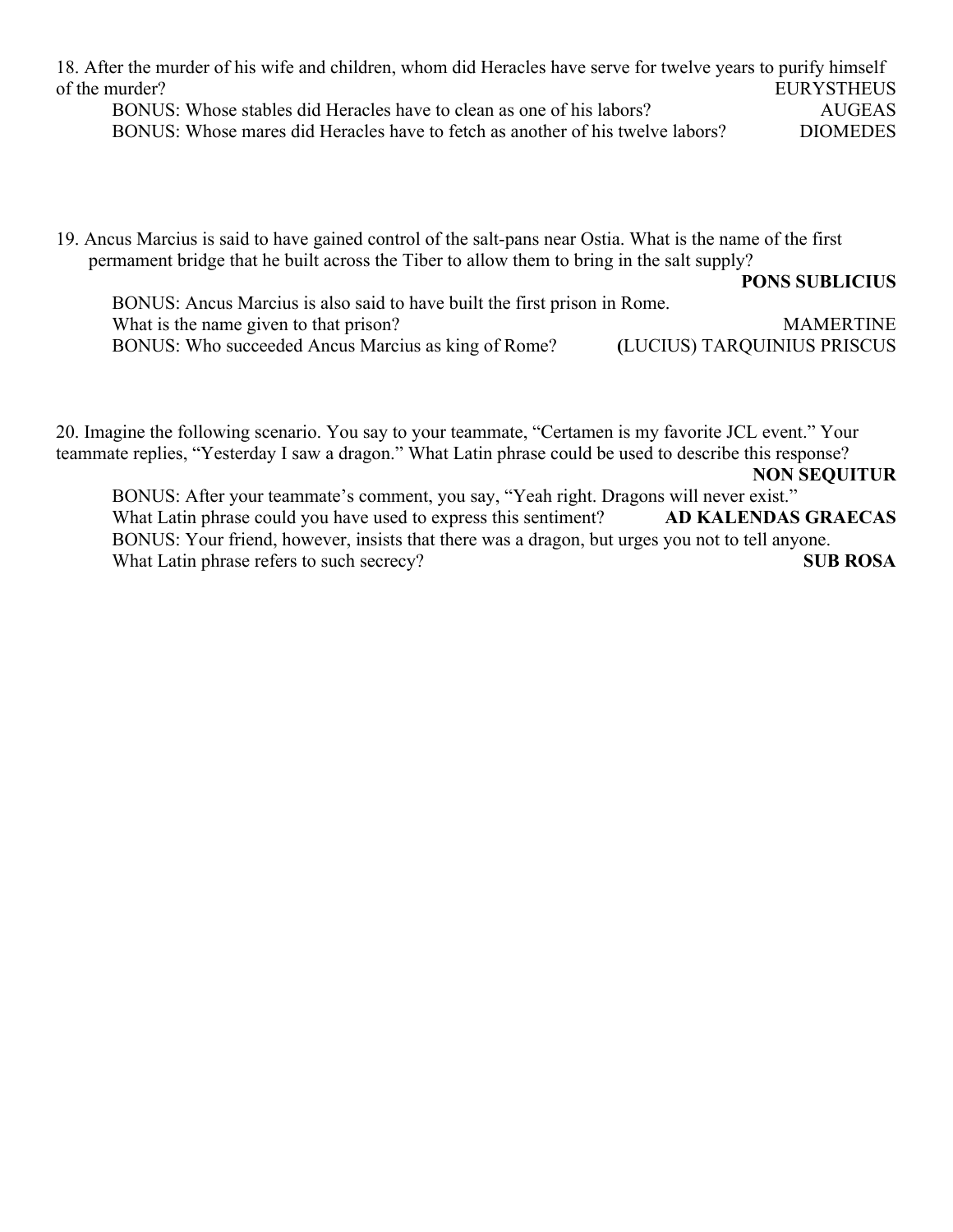18. After the murder of his wife and children, whom did Heracles have serve for twelve years to purify himself of the murder? EURYSTHEUS

BONUS: Whose stables did Heracles have to clean as one of his labors? AUGEAS

BONUS: Whose mares did Heracles have to fetch as another of his twelve labors? DIOMEDES

19. Ancus Marcius is said to have gained control of the salt-pans near Ostia. What is the name of the first permament bridge that he built across the Tiber to allow them to bring in the salt supply? **PONS SUBLICIUS**

BONUS: Ancus Marcius is also said to have built the first prison in Rome. What is the name given to that prison? MAMERTINE

BONUS: Who succeeded Ancus Marcius as king of Rome? **(**LUCIUS) TARQUINIUS PRISCUS

20. Imagine the following scenario. You say to your teammate, "Certamen is my favorite JCL event." Your teammate replies, "Yesterday I saw a dragon." What Latin phrase could be used to describe this response? **NON SEQUITUR**

BONUS: After your teammate's comment, you say, "Yeah right. Dragons will never exist." What Latin phrase could you have used to express this sentiment? **AD KALENDAS GRAECAS**

BONUS: Your friend, however, insists that there was a dragon, but urges you not to tell anyone. What Latin phrase refers to such secrecy? **SUB ROSA**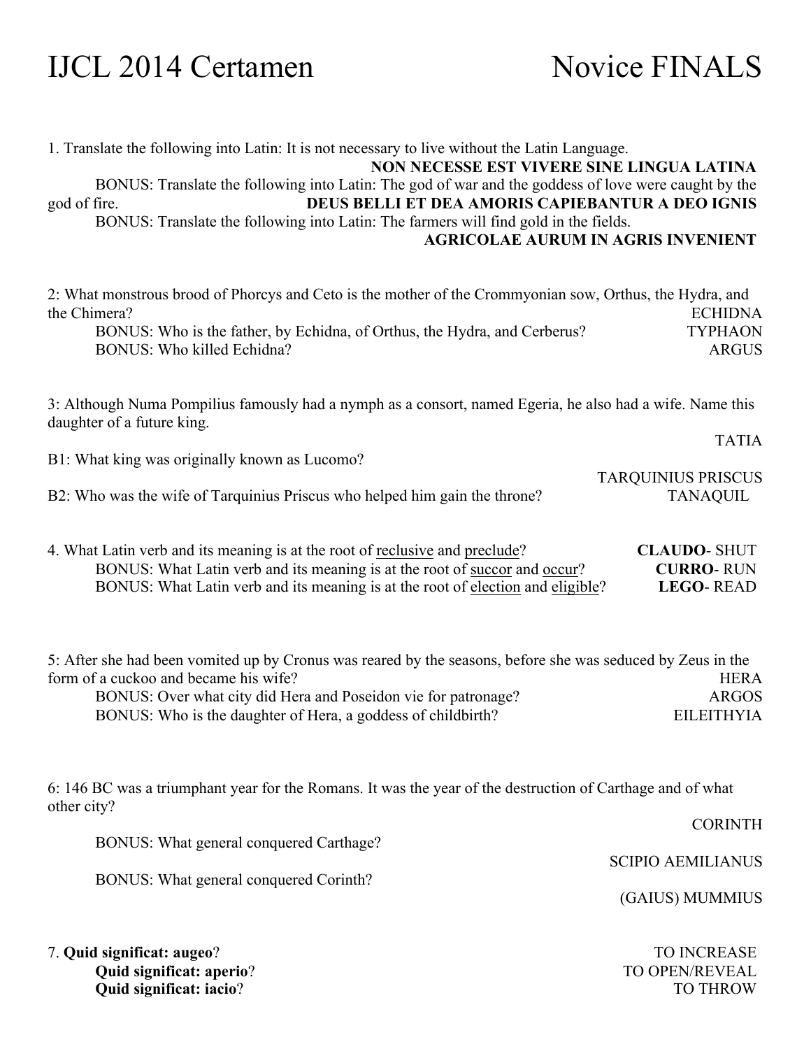# IJCL 2014 Certamen Novice FINALS

1. Translate the following into Latin: It is not necessary to live without the Latin Language.
**NON NECESSE EST VIVERE SINE LINGUA LATINA**
BONUS: Translate the following into Latin: The god of war and the goddess of love were caught by the god of fire. **DEUS BELLI ET DEA AMORIS CAPIEBANTUR A DEO IGNIS**
BONUS: Translate the following into Latin: The farmers will find gold in the fields.
**AGRICOLAE AURUM IN AGRIS INVENIENT**

2: What monstrous brood of Phorcys and Ceto is the mother of the Crommyonian sow, Orthus, the Hydra, and the Chimera? ECHIDNA
BONUS: Who is the father, by Echidna, of Orthus, the Hydra, and Cerberus? TYPHAON
BONUS: Who killed Echidna? ARGUS

3: Although Numa Pompilius famously had a nymph as a consort, named Egeria, he also had a wife. Name this daughter of a future king.
TATIA
B1: What king was originally known as Lucomo?
TARQUINIUS PRISCUS
B2: Who was the wife of Tarquinius Priscus who helped him gain the throne? TANAQUIL

4. What Latin verb and its meaning is at the root of reclusive and preclude? **CLAUDO**- SHUT
BONUS: What Latin verb and its meaning is at the root of succor and occur? **CURRO**- RUN
BONUS: What Latin verb and its meaning is at the root of election and eligible? **LEGO**- READ

5: After she had been vomited up by Cronus was reared by the seasons, before she was seduced by Zeus in the form of a cuckoo and became his wife? HERA
BONUS: Over what city did Hera and Poseidon vie for patronage? ARGOS
BONUS: Who is the daughter of Hera, a goddess of childbirth? EILEITHYIA

6: 146 BC was a triumphant year for the Romans. It was the year of the destruction of Carthage and of what other city?
CORINTH
BONUS: What general conquered Carthage?
SCIPIO AEMILIANUS
BONUS: What general conquered Corinth?
(GAIUS) MUMMIUS

7. **Quid significat: augeo**? TO INCREASE
**Quid significat: aperio**? TO OPEN/REVEAL
**Quid significat: iacio**? TO THROW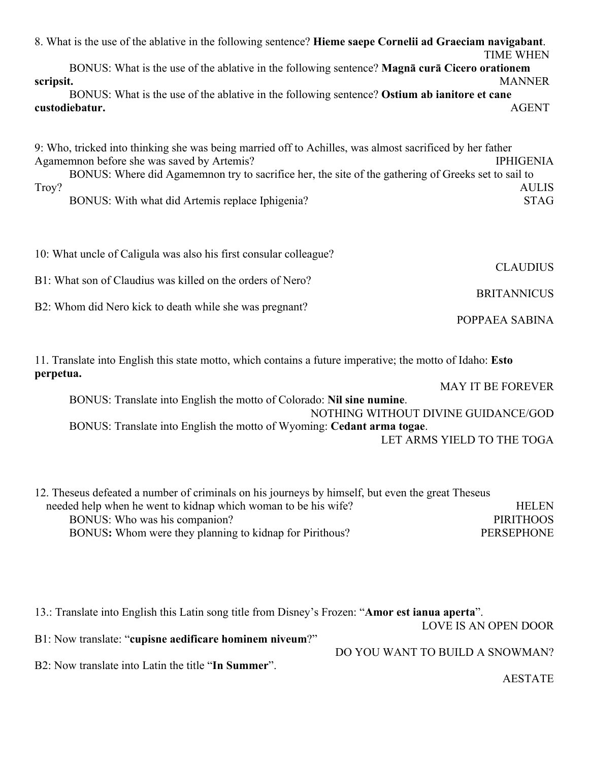8. What is the use of the ablative in the following sentence? **Hieme saepe Cornelii ad Graeciam navigabant**.

TIME WHEN

BONUS: What is the use of the ablative in the following sentence? **Magnā curā Cicero orationem scripsit.**

MANNER

BONUS: What is the use of the ablative in the following sentence? **Ostium ab ianitore et cane custodiebatur.**

AGENT

9: Who, tricked into thinking she was being married off to Achilles, was almost sacrificed by her father Agamemnon before she was saved by Artemis?

IPHIGENIA

BONUS: Where did Agamemnon try to sacrifice her, the site of the gathering of Greeks set to sail to Troy?

AULIS

BONUS: With what did Artemis replace Iphigenia?

STAG

10: What uncle of Caligula was also his first consular colleague?

CLAUDIUS

B1: What son of Claudius was killed on the orders of Nero?

BRITANNICUS

B2: Whom did Nero kick to death while she was pregnant?

POPPAEA SABINA

11. Translate into English this state motto, which contains a future imperative; the motto of Idaho: **Esto perpetua.**

MAY IT BE FOREVER

BONUS: Translate into English the motto of Colorado: **Nil sine numine**.

NOTHING WITHOUT DIVINE GUIDANCE/GOD

BONUS: Translate into English the motto of Wyoming: **Cedant arma togae**.

LET ARMS YIELD TO THE TOGA

12. Theseus defeated a number of criminals on his journeys by himself, but even the great Theseus needed help when he went to kidnap which woman to be his wife?

HELEN

BONUS: Who was his companion?

PIRITHOOS

BONUS**:** Whom were they planning to kidnap for Pirithous?

PERSEPHONE

13.: Translate into English this Latin song title from Disney's Frozen: "**Amor est ianua aperta**".

LOVE IS AN OPEN DOOR

B1: Now translate: "**cupisne aedificare hominem niveum**?"

DO YOU WANT TO BUILD A SNOWMAN?

B2: Now translate into Latin the title "**In Summer**".

AESTATE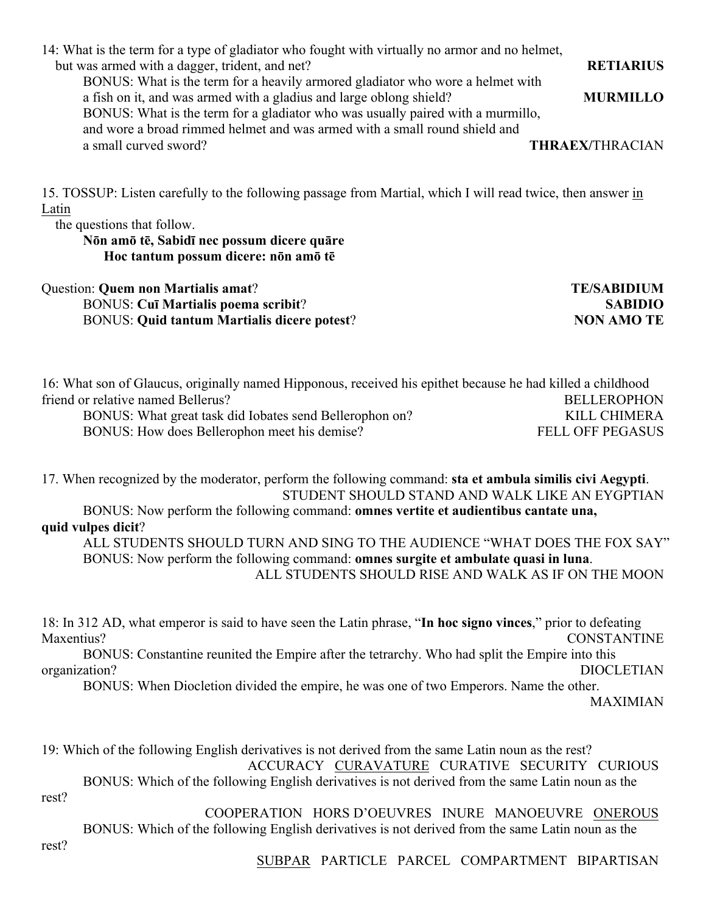14: What is the term for a type of gladiator who fought with virtually no armor and no helmet, but was armed with a dagger, trident, and net? **RETIARIUS**

BONUS: What is the term for a heavily armored gladiator who wore a helmet with a fish on it, and was armed with a gladius and large oblong shield? **MURMILLO**

BONUS: What is the term for a gladiator who was usually paired with a murmillo, and wore a broad rimmed helmet and was armed with a small round shield and a small curved sword? **THRAEX**/THRACIAN

15. TOSSUP: Listen carefully to the following passage from Martial, which I will read twice, then answer <u>in Latin</u> the questions that follow.

**Nōn amō tē, Sabidī nec possum dicere quāre**
**Hoc tantum possum dicere: nōn amō tē**

Question: **Quem non Martialis amat**? **TE/SABIDIUM**

BONUS: **Cuī Martialis poema scribit**? **SABIDIO**

BONUS: **Quid tantum Martialis dicere potest**? **NON AMO TE**

16: What son of Glaucus, originally named Hipponous, received his epithet because he had killed a childhood friend or relative named Bellerus? BELLEROPHON

BONUS: What great task did Iobates send Bellerophon on? KILL CHIMERA

BONUS: How does Bellerophon meet his demise? FELL OFF PEGASUS

17. When recognized by the moderator, perform the following command: **sta et ambula similis civi Aegypti**. STUDENT SHOULD STAND AND WALK LIKE AN EYGPTIAN

BONUS: Now perform the following command: **omnes vertite et audientibus cantate una, quid vulpes dicit**? ALL STUDENTS SHOULD TURN AND SING TO THE AUDIENCE "WHAT DOES THE FOX SAY"

BONUS: Now perform the following command: **omnes surgite et ambulate quasi in luna**. ALL STUDENTS SHOULD RISE AND WALK AS IF ON THE MOON

18: In 312 AD, what emperor is said to have seen the Latin phrase, "**In hoc signo vinces**," prior to defeating Maxentius? CONSTANTINE

BONUS: Constantine reunited the Empire after the tetrarchy. Who had split the Empire into this organization? DIOCLETIAN

BONUS: When Diocletion divided the empire, he was one of two Emperors. Name the other. MAXIMIAN

19: Which of the following English derivatives is not derived from the same Latin noun as the rest? ACCURACY <u>CURAVATURE</u> CURATIVE SECURITY CURIOUS

BONUS: Which of the following English derivatives is not derived from the same Latin noun as the rest? COOPERATION HORS D'OEUVRES INURE MANOEUVRE <u>ONEROUS</u>

BONUS: Which of the following English derivatives is not derived from the same Latin noun as the rest? <u>SUBPAR</u> PARTICLE PARCEL COMPARTMENT BIPARTISAN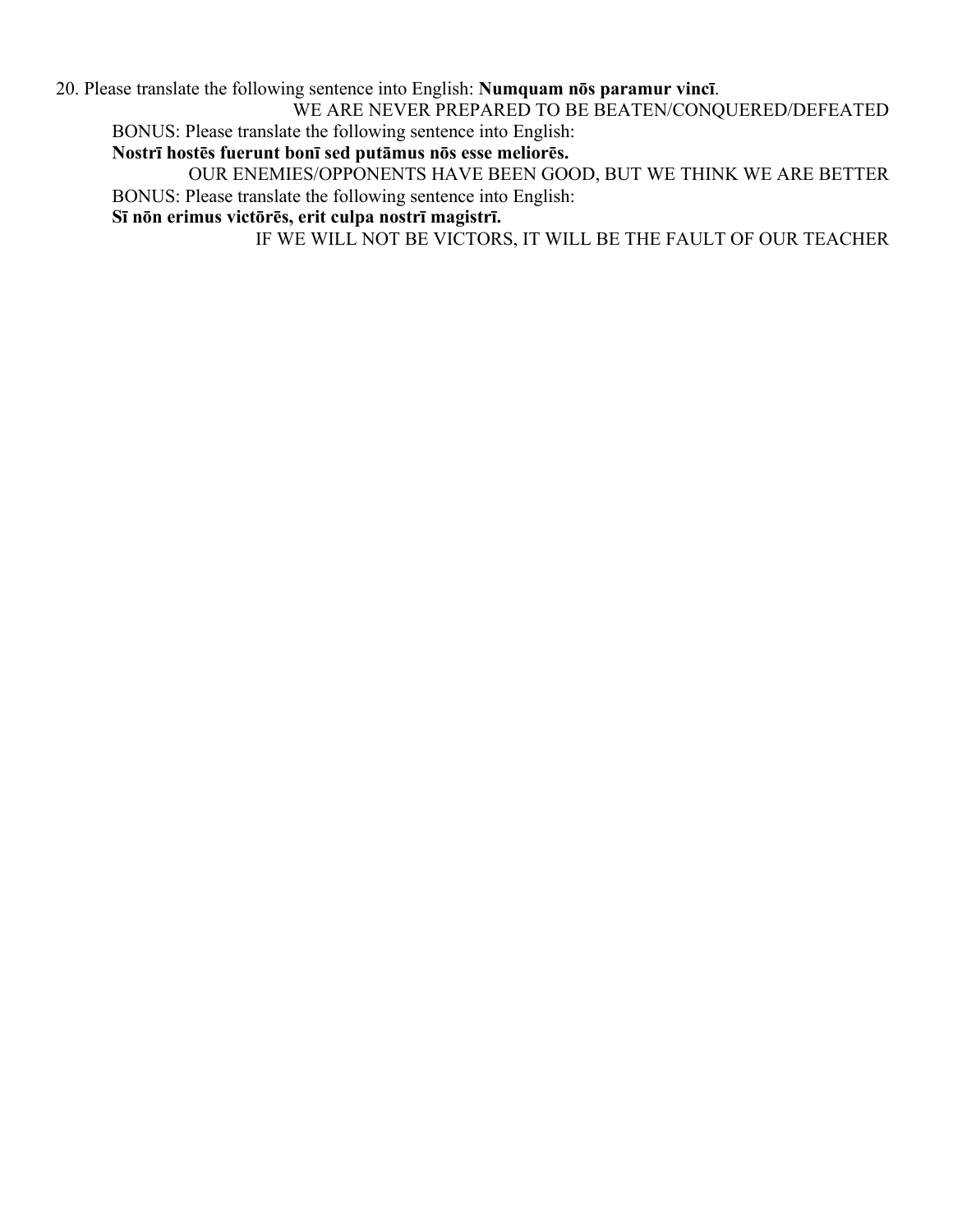20. Please translate the following sentence into English: **Numquam nōs paramur vincī**.

WE ARE NEVER PREPARED TO BE BEATEN/CONQUERED/DEFEATED

BONUS: Please translate the following sentence into English:

**Nostrī hostēs fuerunt bonī sed putāmus nōs esse meliorēs.**

OUR ENEMIES/OPPONENTS HAVE BEEN GOOD, BUT WE THINK WE ARE BETTER

BONUS: Please translate the following sentence into English:

**Sī nōn erimus victōrēs, erit culpa nostrī magistrī.**

IF WE WILL NOT BE VICTORS, IT WILL BE THE FAULT OF OUR TEACHER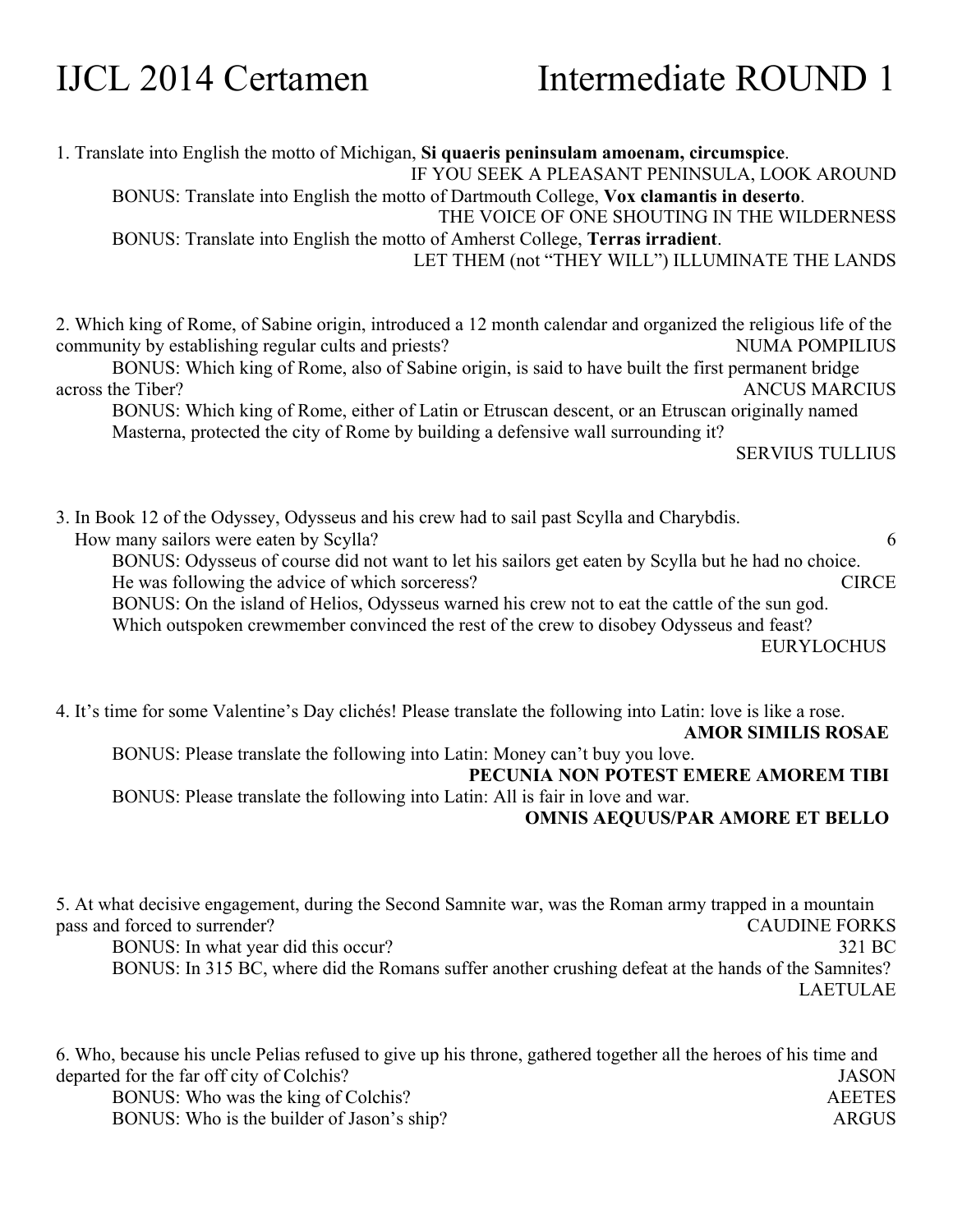# IJCL 2014 Certamen Intermediate ROUND 1

1. Translate into English the motto of Michigan, **Si quaeris peninsulam amoenam, circumspice**.
IF YOU SEEK A PLEASANT PENINSULA, LOOK AROUND

BONUS: Translate into English the motto of Dartmouth College, **Vox clamantis in deserto**.
THE VOICE OF ONE SHOUTING IN THE WILDERNESS

BONUS: Translate into English the motto of Amherst College, **Terras irradient**.
LET THEM (not "THEY WILL") ILLUMINATE THE LANDS

2. Which king of Rome, of Sabine origin, introduced a 12 month calendar and organized the religious life of the community by establishing regular cults and priests? NUMA POMPILIUS

BONUS: Which king of Rome, also of Sabine origin, is said to have built the first permanent bridge across the Tiber? ANCUS MARCIUS

BONUS: Which king of Rome, either of Latin or Etruscan descent, or an Etruscan originally named Masterna, protected the city of Rome by building a defensive wall surrounding it?
SERVIUS TULLIUS

3. In Book 12 of the Odyssey, Odysseus and his crew had to sail past Scylla and Charybdis. How many sailors were eaten by Scylla? 6

BONUS: Odysseus of course did not want to let his sailors get eaten by Scylla but he had no choice. He was following the advice of which sorceress? CIRCE

BONUS: On the island of Helios, Odysseus warned his crew not to eat the cattle of the sun god. Which outspoken crewmember convinced the rest of the crew to disobey Odysseus and feast?
EURYLOCHUS

4. It's time for some Valentine's Day clichés! Please translate the following into Latin: love is like a rose.
**AMOR SIMILIS ROSAE**

BONUS: Please translate the following into Latin: Money can't buy you love.
**PECUNIA NON POTEST EMERE AMOREM TIBI**

BONUS: Please translate the following into Latin: All is fair in love and war.
**OMNIS AEQUUS/PAR AMORE ET BELLO**

5. At what decisive engagement, during the Second Samnite war, was the Roman army trapped in a mountain pass and forced to surrender? CAUDINE FORKS

BONUS: In what year did this occur? 321 BC

BONUS: In 315 BC, where did the Romans suffer another crushing defeat at the hands of the Samnites?
LAETULAE

6. Who, because his uncle Pelias refused to give up his throne, gathered together all the heroes of his time and departed for the far off city of Colchis? JASON

BONUS: Who was the king of Colchis? AEETES

BONUS: Who is the builder of Jason's ship? ARGUS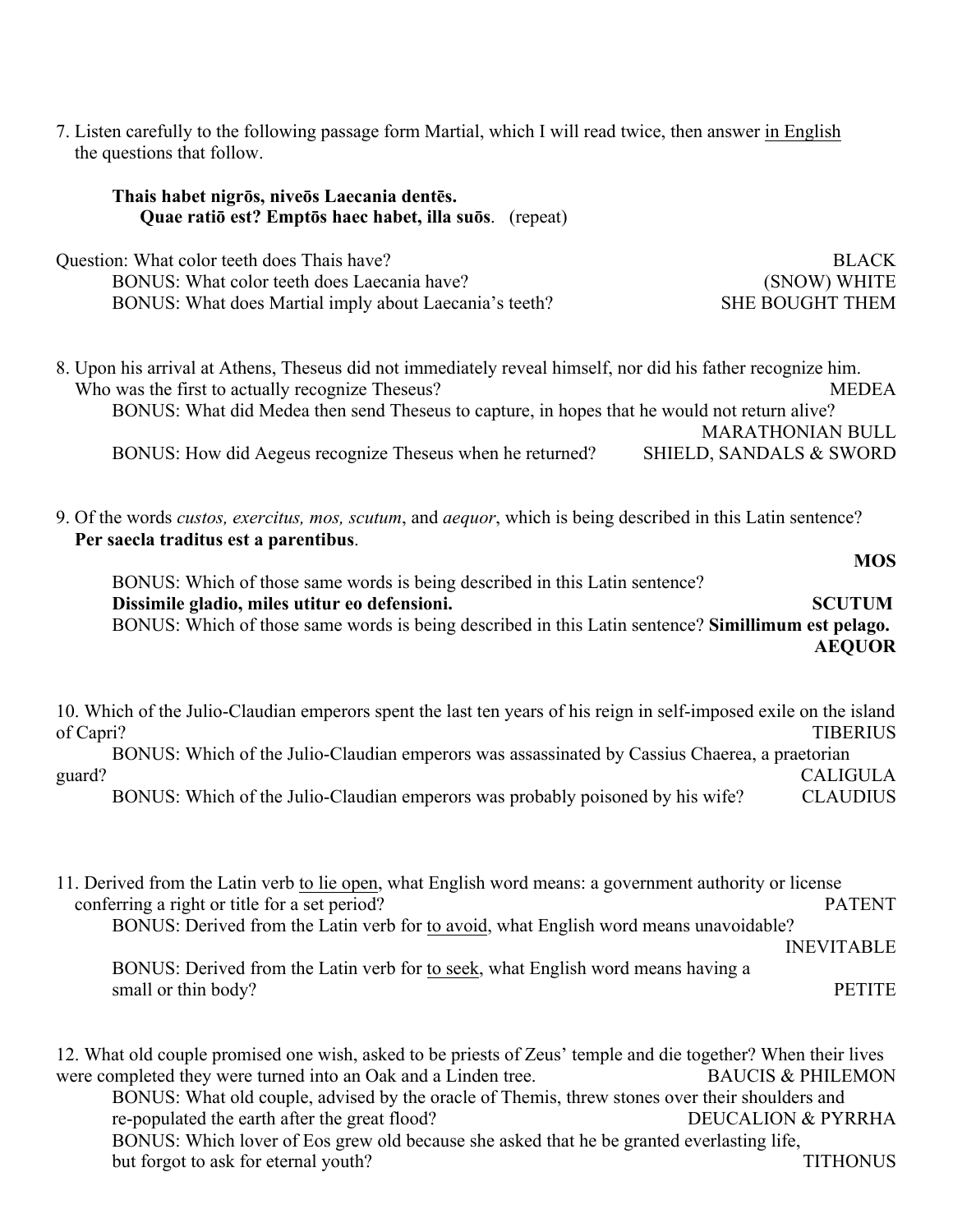7. Listen carefully to the following passage form Martial, which I will read twice, then answer in English the questions that follow.

> **Thais habet nigrōs, niveōs Laecania dentēs.**
> **Quae ratiō est? Emptōs haec habet, illa suōs**. (repeat)

Question: What color teeth does Thais have? BLACK

BONUS: What color teeth does Laecania have? (SNOW) WHITE

BONUS: What does Martial imply about Laecania's teeth? SHE BOUGHT THEM

8. Upon his arrival at Athens, Theseus did not immediately reveal himself, nor did his father recognize him. Who was the first to actually recognize Theseus? MEDEA

BONUS: What did Medea then send Theseus to capture, in hopes that he would not return alive? MARATHONIAN BULL

BONUS: How did Aegeus recognize Theseus when he returned? SHIELD, SANDALS & SWORD

9. Of the words *custos, exercitus, mos, scutum*, and *aequor*, which is being described in this Latin sentence? **Per saecla traditus est a parentibus**. **MOS**

BONUS: Which of those same words is being described in this Latin sentence? **Dissimile gladio, miles utitur eo defensioni.** **SCUTUM**

BONUS: Which of those same words is being described in this Latin sentence? **Simillimum est pelago.** **AEQUOR**

10. Which of the Julio-Claudian emperors spent the last ten years of his reign in self-imposed exile on the island of Capri? TIBERIUS

BONUS: Which of the Julio-Claudian emperors was assassinated by Cassius Chaerea, a praetorian guard? CALIGULA

BONUS: Which of the Julio-Claudian emperors was probably poisoned by his wife? CLAUDIUS

11. Derived from the Latin verb to lie open, what English word means: a government authority or license conferring a right or title for a set period? PATENT

BONUS: Derived from the Latin verb for to avoid, what English word means unavoidable? INEVITABLE

BONUS: Derived from the Latin verb for to seek, what English word means having a small or thin body? PETITE

12. What old couple promised one wish, asked to be priests of Zeus' temple and die together? When their lives were completed they were turned into an Oak and a Linden tree. BAUCIS & PHILEMON

BONUS: What old couple, advised by the oracle of Themis, threw stones over their shoulders and re-populated the earth after the great flood? DEUCALION & PYRRHA

BONUS: Which lover of Eos grew old because she asked that he be granted everlasting life, but forgot to ask for eternal youth? TITHONUS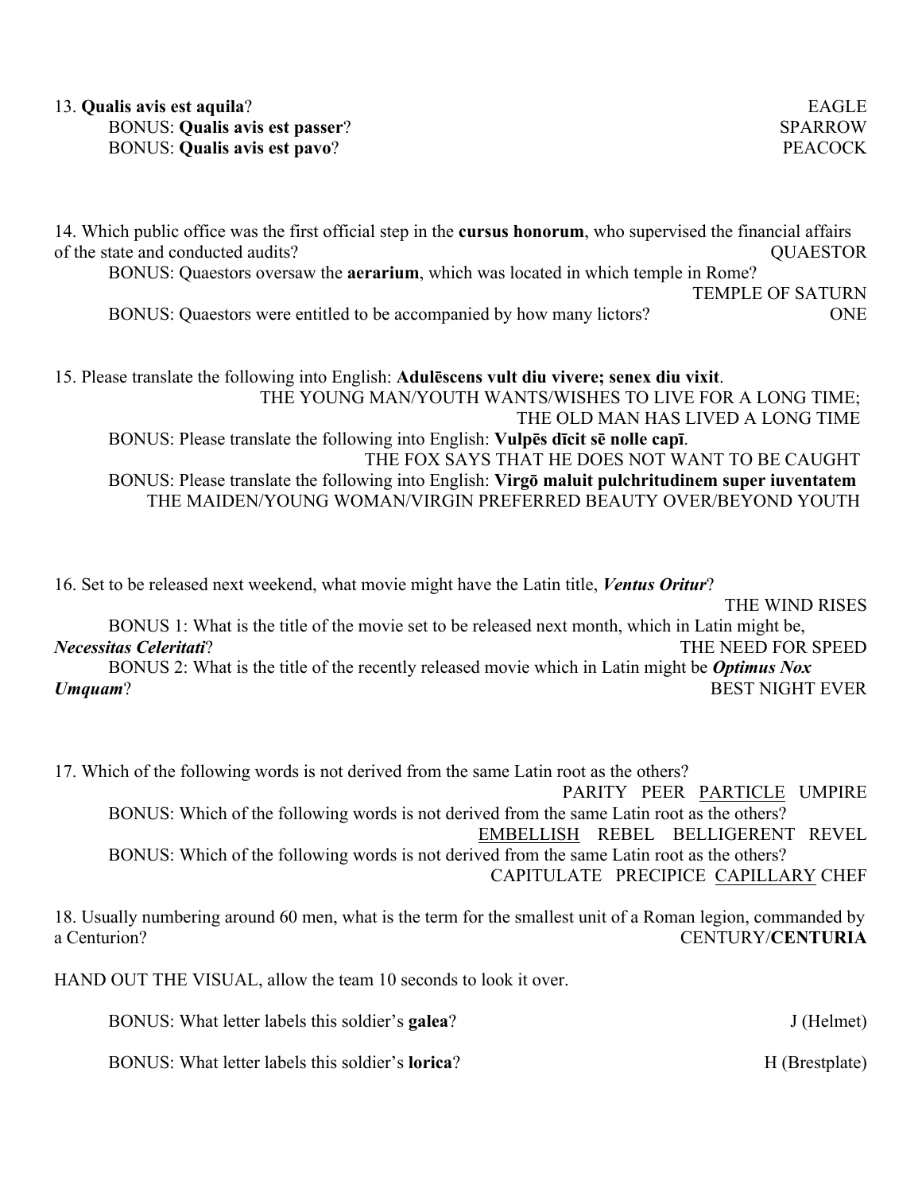13. **Qualis avis est aquila**? EAGLE

BONUS: **Qualis avis est passer**? SPARROW

BONUS: **Qualis avis est pavo**? PEACOCK

14. Which public office was the first official step in the **cursus honorum**, who supervised the financial affairs of the state and conducted audits? QUAESTOR

BONUS: Quaestors oversaw the **aerarium**, which was located in which temple in Rome? TEMPLE OF SATURN

BONUS: Quaestors were entitled to be accompanied by how many lictors? ONE

15. Please translate the following into English: **Adulēscens vult diu vivere; senex diu vixit**.

THE YOUNG MAN/YOUTH WANTS/WISHES TO LIVE FOR A LONG TIME; THE OLD MAN HAS LIVED A LONG TIME

BONUS: Please translate the following into English: **Vulpēs dīcit sē nolle capī**.

THE FOX SAYS THAT HE DOES NOT WANT TO BE CAUGHT

BONUS: Please translate the following into English: **Virgō maluit pulchritudinem super iuventatem**

THE MAIDEN/YOUNG WOMAN/VIRGIN PREFERRED BEAUTY OVER/BEYOND YOUTH

16. Set to be released next weekend, what movie might have the Latin title, ***Ventus Oritur***?

THE WIND RISES

BONUS 1: What is the title of the movie set to be released next month, which in Latin might be, ***Necessitas Celeritati***? THE NEED FOR SPEED

BONUS 2: What is the title of the recently released movie which in Latin might be ***Optimus Nox Umquam***? BEST NIGHT EVER

17. Which of the following words is not derived from the same Latin root as the others?

PARITY PEER <u>PARTICLE</u> UMPIRE

BONUS: Which of the following words is not derived from the same Latin root as the others?

<u>EMBELLISH</u> REBEL BELLIGERENT REVEL

BONUS: Which of the following words is not derived from the same Latin root as the others?

CAPITULATE PRECIPICE <u>CAPILLARY</u> CHEF

18. Usually numbering around 60 men, what is the term for the smallest unit of a Roman legion, commanded by a Centurion? CENTURY/**CENTURIA**

HAND OUT THE VISUAL, allow the team 10 seconds to look it over.

BONUS: What letter labels this soldier's **galea**? J (Helmet)

BONUS: What letter labels this soldier's **lorica**? H (Brestplate)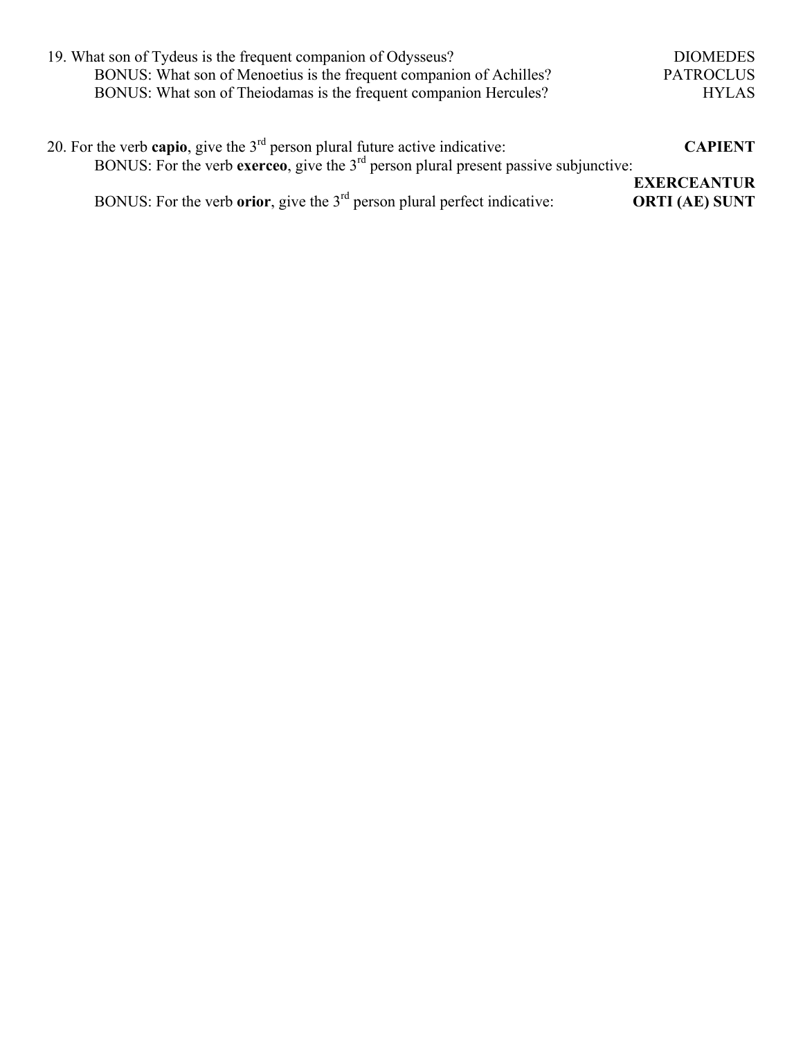19. What son of Tydeus is the frequent companion of Odysseus? DIOMEDES

BONUS: What son of Menoetius is the frequent companion of Achilles? PATROCLUS

BONUS: What son of Theiodamas is the frequent companion Hercules? HYLAS

20. For the verb **capio**, give the 3rd person plural future active indicative: **CAPIENT**

BONUS: For the verb **exerceo**, give the 3rd person plural present passive subjunctive: **EXERCEANTUR**

BONUS: For the verb **orior**, give the 3rd person plural perfect indicative: **ORTI (AE) SUNT**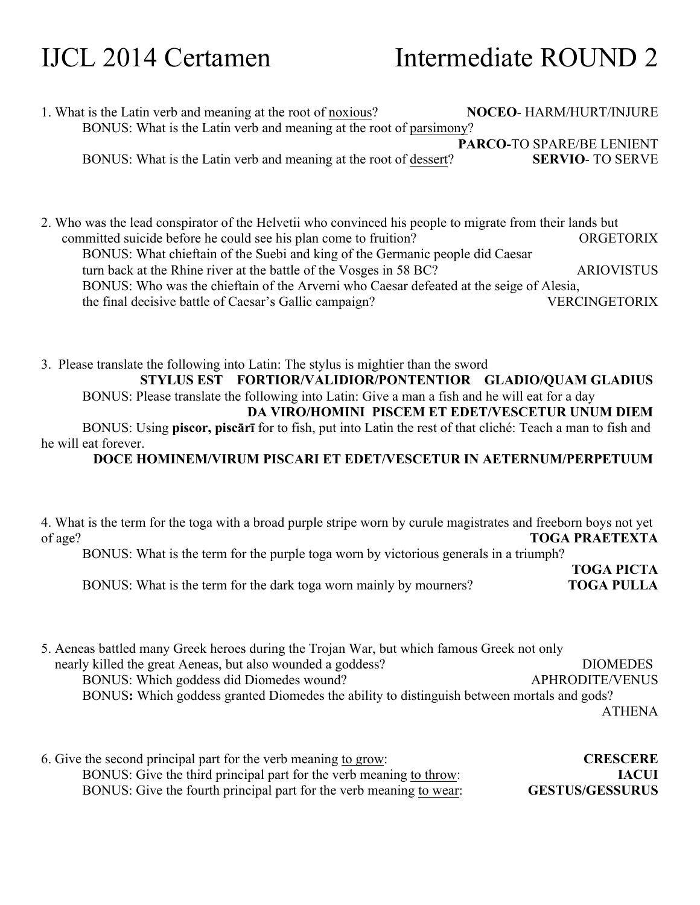# IJCL 2014 Certamen Intermediate ROUND 2

1. What is the Latin verb and meaning at the root of <u>noxious</u>? **NOCEO**- HARM/HURT/INJURE
   - BONUS: What is the Latin verb and meaning at the root of <u>parsimony</u>? **PARCO-**TO SPARE/BE LENIENT
   - BONUS: What is the Latin verb and meaning at the root of <u>dessert</u>? **SERVIO**- TO SERVE

2. Who was the lead conspirator of the Helvetii who convinced his people to migrate from their lands but committed suicide before he could see his plan come to fruition? ORGETORIX
   - BONUS: What chieftain of the Suebi and king of the Germanic people did Caesar turn back at the Rhine river at the battle of the Vosges in 58 BC? ARIOVISTUS
   - BONUS: Who was the chieftain of the Arverni who Caesar defeated at the seige of Alesia, the final decisive battle of Caesar's Gallic campaign? VERCINGETORIX

3. Please translate the following into Latin: The stylus is mightier than the sword
   **STYLUS EST FORTIOR/VALIDIOR/PONTENTIOR GLADIO/QUAM GLADIUS**
   - BONUS: Please translate the following into Latin: Give a man a fish and he will eat for a day
     **DA VIRO/HOMINI PISCEM ET EDET/VESCETUR UNUM DIEM**
   - BONUS: Using **piscor, piscārī** for to fish, put into Latin the rest of that cliché: Teach a man to fish and he will eat forever.
     **DOCE HOMINEM/VIRUM PISCARI ET EDET/VESCETUR IN AETERNUM/PERPETUUM**

4. What is the term for the toga with a broad purple stripe worn by curule magistrates and freeborn boys not yet of age? **TOGA PRAETEXTA**
   - BONUS: What is the term for the purple toga worn by victorious generals in a triumph? **TOGA PICTA**
   - BONUS: What is the term for the dark toga worn mainly by mourners? **TOGA PULLA**

5. Aeneas battled many Greek heroes during the Trojan War, but which famous Greek not only nearly killed the great Aeneas, but also wounded a goddess? DIOMEDES
   - BONUS: Which goddess did Diomedes wound? APHRODITE/VENUS
   - BONUS**:** Which goddess granted Diomedes the ability to distinguish between mortals and gods? ATHENA

6. Give the second principal part for the verb meaning <u>to grow</u>: **CRESCERE**
   - BONUS: Give the third principal part for the verb meaning <u>to throw</u>: **IACUI**
   - BONUS: Give the fourth principal part for the verb meaning <u>to wear</u>: **GESTUS/GESSURUS**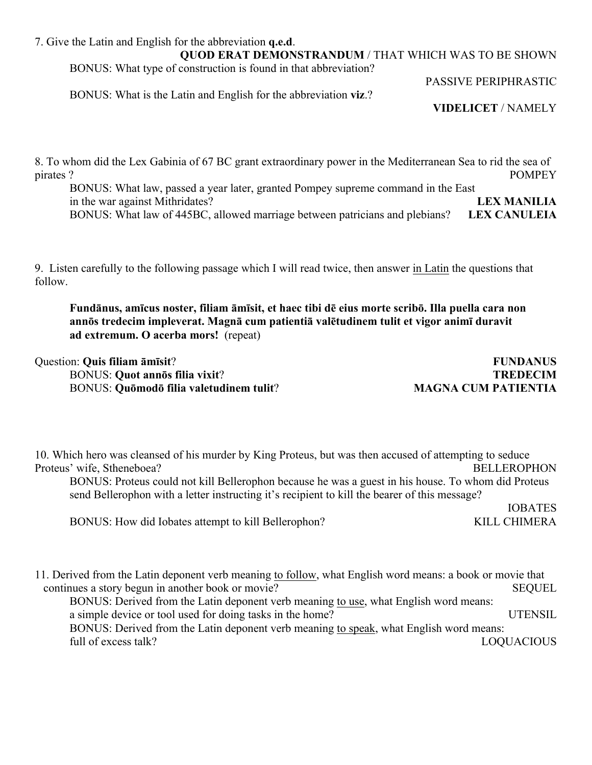7. Give the Latin and English for the abbreviation **q.e.d**.

**QUOD ERAT DEMONSTRANDUM** / THAT WHICH WAS TO BE SHOWN

BONUS: What type of construction is found in that abbreviation?

PASSIVE PERIPHRASTIC

BONUS: What is the Latin and English for the abbreviation **viz**.?

**VIDELICET** / NAMELY

8. To whom did the Lex Gabinia of 67 BC grant extraordinary power in the Mediterranean Sea to rid the sea of pirates ? POMPEY

BONUS: What law, passed a year later, granted Pompey supreme command in the East in the war against Mithridates? **LEX MANILIA**

BONUS: What law of 445BC, allowed marriage between patricians and plebians? **LEX CANULEIA**

9. Listen carefully to the following passage which I will read twice, then answer in Latin the questions that follow.

**Fundānus, amīcus noster, filiam āmīsit, et haec tibi dē eius morte scribō. Illa puella cara non annōs tredecim impleverat. Magnā cum patientiā valētudinem tulit et vigor animī duravit ad extremum. O acerba mors!** (repeat)

Question: **Quis filiam āmīsit**? **FUNDANUS**

BONUS: **Quot annōs filia vixit**? **TREDECIM**

BONUS: **Quōmodō filia valetudinem tulit**? **MAGNA CUM PATIENTIA**

10. Which hero was cleansed of his murder by King Proteus, but was then accused of attempting to seduce Proteus' wife, Stheneboea? BELLEROPHON

BONUS: Proteus could not kill Bellerophon because he was a guest in his house. To whom did Proteus send Bellerophon with a letter instructing it's recipient to kill the bearer of this message?

IOBATES

BONUS: How did Iobates attempt to kill Bellerophon? KILL CHIMERA

11. Derived from the Latin deponent verb meaning to follow, what English word means: a book or movie that continues a story begun in another book or movie? SEQUEL

BONUS: Derived from the Latin deponent verb meaning to use, what English word means: a simple device or tool used for doing tasks in the home? UTENSIL

BONUS: Derived from the Latin deponent verb meaning to speak, what English word means: full of excess talk? LOQUACIOUS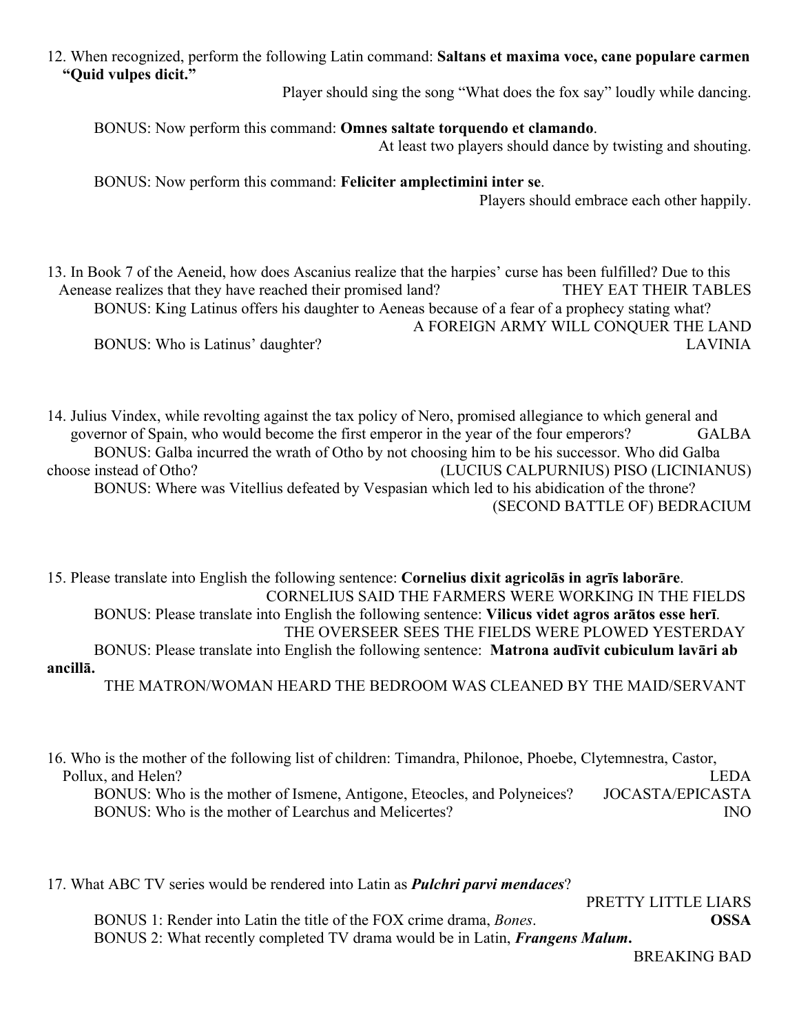12. When recognized, perform the following Latin command: **Saltans et maxima voce, cane populare carmen "Quid vulpes dicit."**

Player should sing the song "What does the fox say" loudly while dancing.

BONUS: Now perform this command: **Omnes saltate torquendo et clamando**.

At least two players should dance by twisting and shouting.

BONUS: Now perform this command: **Feliciter amplectimini inter se**.

Players should embrace each other happily.

13. In Book 7 of the Aeneid, how does Ascanius realize that the harpies' curse has been fulfilled? Due to this Aenease realizes that they have reached their promised land? THEY EAT THEIR TABLES

BONUS: King Latinus offers his daughter to Aeneas because of a fear of a prophecy stating what?

A FOREIGN ARMY WILL CONQUER THE LAND

BONUS: Who is Latinus' daughter? LAVINIA

14. Julius Vindex, while revolting against the tax policy of Nero, promised allegiance to which general and governor of Spain, who would become the first emperor in the year of the four emperors? GALBA

BONUS: Galba incurred the wrath of Otho by not choosing him to be his successor. Who did Galba choose instead of Otho? (LUCIUS CALPURNIUS) PISO (LICINIANUS)

BONUS: Where was Vitellius defeated by Vespasian which led to his abidication of the throne?

(SECOND BATTLE OF) BEDRACIUM

15. Please translate into English the following sentence: **Cornelius dixit agricolās in agrīs laborāre**.

CORNELIUS SAID THE FARMERS WERE WORKING IN THE FIELDS

BONUS: Please translate into English the following sentence: **Vilicus videt agros arātos esse herī**.

THE OVERSEER SEES THE FIELDS WERE PLOWED YESTERDAY

BONUS: Please translate into English the following sentence: **Matrona audīvit cubiculum lavāri ab ancillā.**

THE MATRON/WOMAN HEARD THE BEDROOM WAS CLEANED BY THE MAID/SERVANT

16. Who is the mother of the following list of children: Timandra, Philonoe, Phoebe, Clytemnestra, Castor, Pollux, and Helen? LEDA

BONUS: Who is the mother of Ismene, Antigone, Eteocles, and Polyneices? JOCASTA/EPICASTA

BONUS: Who is the mother of Learchus and Melicertes? INO

17. What ABC TV series would be rendered into Latin as ***Pulchri parvi mendaces***?

PRETTY LITTLE LIARS

BONUS 1: Render into Latin the title of the FOX crime drama, *Bones*. **OSSA**

BONUS 2: What recently completed TV drama would be in Latin, ***Frangens Malum*.**

BREAKING BAD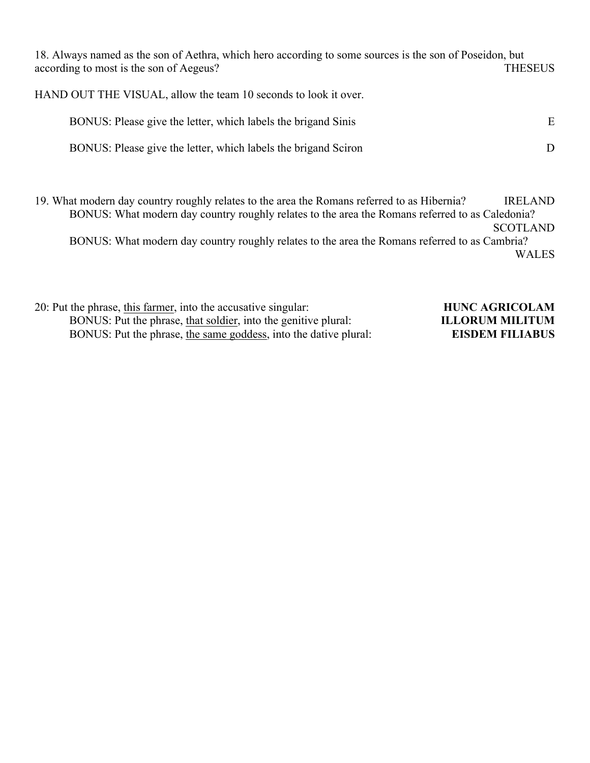18. Always named as the son of Aethra, which hero according to some sources is the son of Poseidon, but according to most is the son of Aegeus? THESEUS

HAND OUT THE VISUAL, allow the team 10 seconds to look it over.

BONUS: Please give the letter, which labels the brigand Sinis E

BONUS: Please give the letter, which labels the brigand Sciron D

19. What modern day country roughly relates to the area the Romans referred to as Hibernia? IRELAND

BONUS: What modern day country roughly relates to the area the Romans referred to as Caledonia? SCOTLAND

BONUS: What modern day country roughly relates to the area the Romans referred to as Cambria? WALES

20: Put the phrase, <u>this farmer</u>, into the accusative singular: **HUNC AGRICOLAM**

BONUS: Put the phrase, <u>that soldier</u>, into the genitive plural: **ILLORUM MILITUM**

BONUS: Put the phrase, <u>the same goddess</u>, into the dative plural: **EISDEM FILIABUS**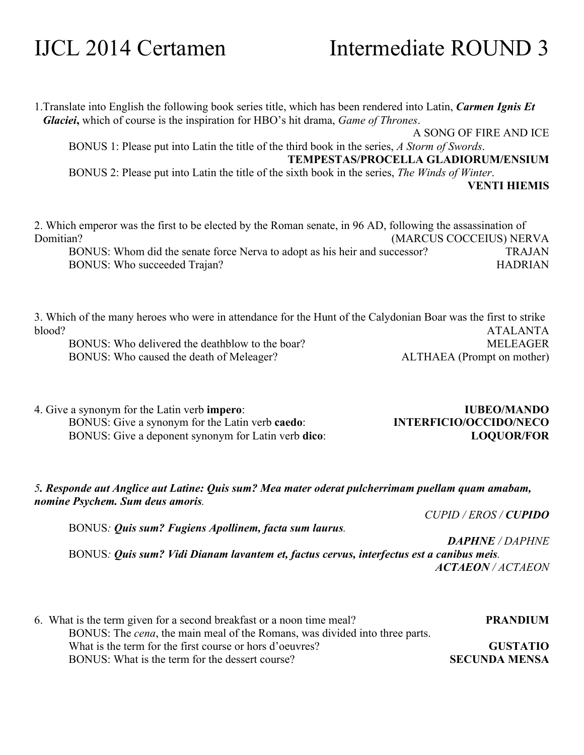# IJCL 2014 Certamen Intermediate ROUND 3

1.Translate into English the following book series title, which has been rendered into Latin, ***Carmen Ignis Et Glaciei***, which of course is the inspiration for HBO's hit drama, *Game of Thrones*.

A SONG OF FIRE AND ICE

BONUS 1: Please put into Latin the title of the third book in the series, *A Storm of Swords*.

**TEMPESTAS/PROCELLA GLADIORUM/ENSIUM**

BONUS 2: Please put into Latin the title of the sixth book in the series, *The Winds of Winter*.

**VENTI HIEMIS**

2. Which emperor was the first to be elected by the Roman senate, in 96 AD, following the assassination of Domitian? (MARCUS COCCEIUS) NERVA

BONUS: Whom did the senate force Nerva to adopt as his heir and successor? TRAJAN

BONUS: Who succeeded Trajan? HADRIAN

3. Which of the many heroes who were in attendance for the Hunt of the Calydonian Boar was the first to strike blood? ATALANTA

BONUS: Who delivered the deathblow to the boar? MELEAGER

BONUS: Who caused the death of Meleager? ALTHAEA (Prompt on mother)

4. Give a synonym for the Latin verb **impero**: **IUBEO/MANDO**

BONUS: Give a synonym for the Latin verb **caedo**: **INTERFICIO/OCCIDO/NECO**

BONUS: Give a deponent synonym for Latin verb **dico**: **LOQUOR/FOR**

*5**. Responde aut Anglice aut Latine: Quis sum? Mea mater oderat pulcherrimam puellam quam amabam, nomine Psychem. Sum deus amoris**.*

*CUPID / EROS / **CUPIDO***

BONUS*: **Quis sum? Fugiens Apollinem, facta sum laurus**.*

***DAPHNE** / DAPHNE*

BONUS*: **Quis sum? Vidi Dianam lavantem et, factus cervus, interfectus est a canibus meis**.*

***ACTAEON** / ACTAEON*

6. What is the term given for a second breakfast or a noon time meal? **PRANDIUM**

BONUS: The *cena*, the main meal of the Romans, was divided into three parts.
What is the term for the first course or hors d'oeuvres? **GUSTATIO**

BONUS: What is the term for the dessert course? **SECUNDA MENSA**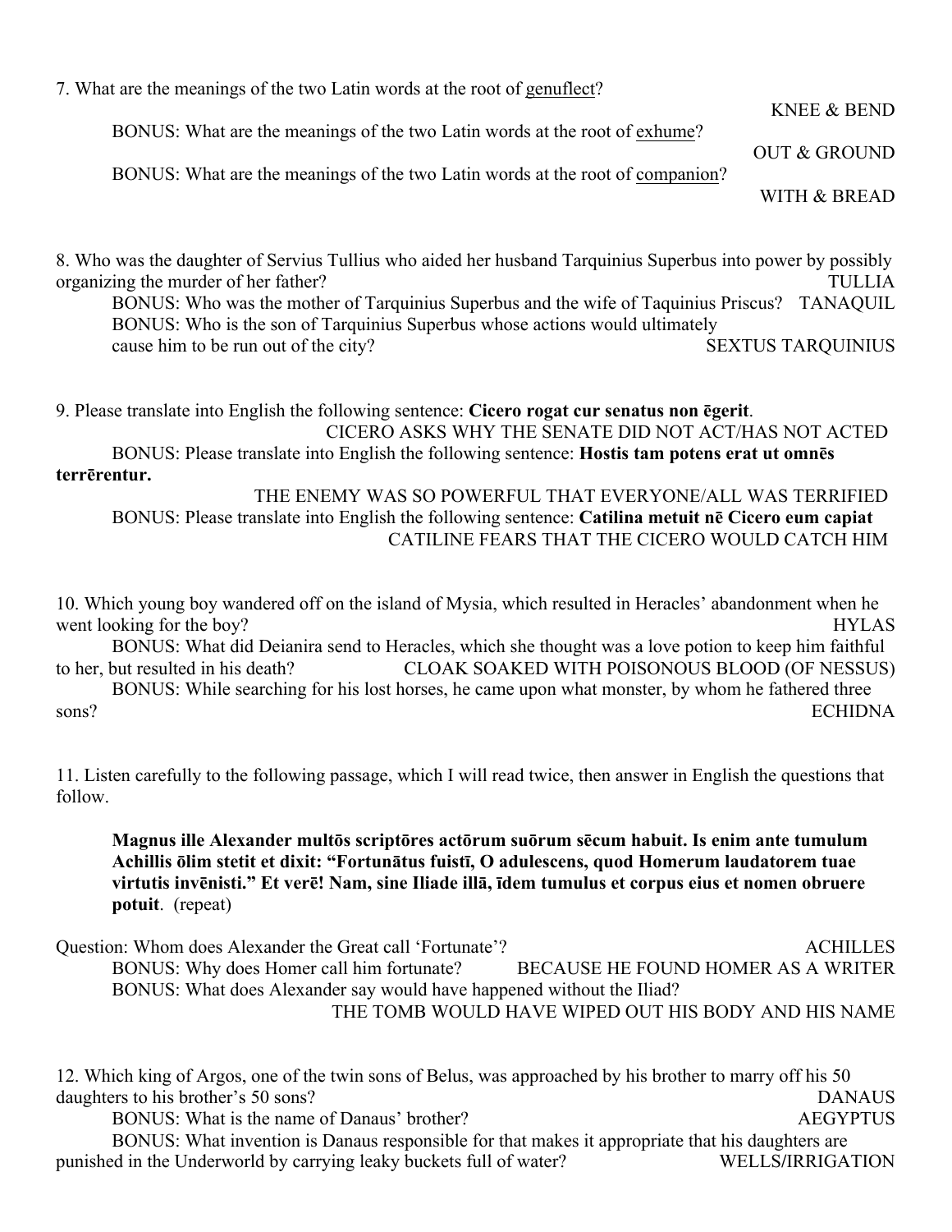7. What are the meanings of the two Latin words at the root of <u>genuflect</u>?

KNEE & BEND

BONUS: What are the meanings of the two Latin words at the root of <u>exhume</u>?

OUT & GROUND

BONUS: What are the meanings of the two Latin words at the root of <u>companion</u>?

WITH & BREAD

8. Who was the daughter of Servius Tullius who aided her husband Tarquinius Superbus into power by possibly organizing the murder of her father? TULLIA

BONUS: Who was the mother of Tarquinius Superbus and the wife of Taquinius Priscus? TANAQUIL

BONUS: Who is the son of Tarquinius Superbus whose actions would ultimately cause him to be run out of the city? SEXTUS TARQUINIUS

9. Please translate into English the following sentence: **Cicero rogat cur senatus non ēgerit**.

CICERO ASKS WHY THE SENATE DID NOT ACT/HAS NOT ACTED

BONUS: Please translate into English the following sentence: **Hostis tam potens erat ut omnēs terrērentur.**

THE ENEMY WAS SO POWERFUL THAT EVERYONE/ALL WAS TERRIFIED

BONUS: Please translate into English the following sentence: **Catilina metuit nē Cicero eum capiat**

CATILINE FEARS THAT THE CICERO WOULD CATCH HIM

10. Which young boy wandered off on the island of Mysia, which resulted in Heracles' abandonment when he went looking for the boy? HYLAS

BONUS: What did Deianira send to Heracles, which she thought was a love potion to keep him faithful to her, but resulted in his death? CLOAK SOAKED WITH POISONOUS BLOOD (OF NESSUS)

BONUS: While searching for his lost horses, he came upon what monster, by whom he fathered three sons? ECHIDNA

11. Listen carefully to the following passage, which I will read twice, then answer in English the questions that follow.

**Magnus ille Alexander multōs scriptōres actōrum suōrum sēcum habuit. Is enim ante tumulum Achillis ōlim stetit et dixit: "Fortunātus fuistī, O adulescens, quod Homerum laudatorem tuae virtutis invēnisti." Et verē! Nam, sine Iliade illā, īdem tumulus et corpus eius et nomen obruere potuit**. (repeat)

Question: Whom does Alexander the Great call 'Fortunate'? ACHILLES

BONUS: Why does Homer call him fortunate? BECAUSE HE FOUND HOMER AS A WRITER

BONUS: What does Alexander say would have happened without the Iliad?

THE TOMB WOULD HAVE WIPED OUT HIS BODY AND HIS NAME

12. Which king of Argos, one of the twin sons of Belus, was approached by his brother to marry off his 50 daughters to his brother's 50 sons? DANAUS

BONUS: What is the name of Danaus' brother? AEGYPTUS

BONUS: What invention is Danaus responsible for that makes it appropriate that his daughters are punished in the Underworld by carrying leaky buckets full of water? WELLS/IRRIGATION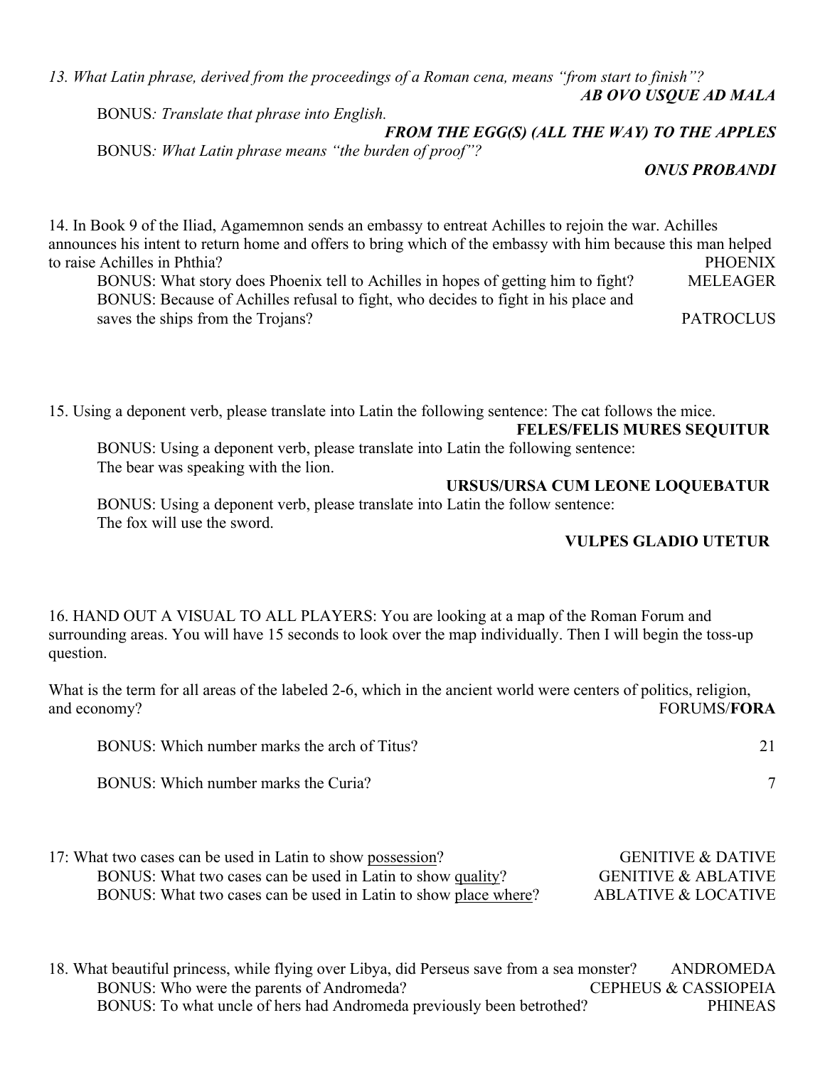*13. What Latin phrase, derived from the proceedings of a Roman cena, means "from start to finish"?*

***AB OVO USQUE AD MALA***

BONUS*: Translate that phrase into English.*

***FROM THE EGG(S) (ALL THE WAY) TO THE APPLES***

BONUS*: What Latin phrase means "the burden of proof"?*

***ONUS PROBANDI***

14. In Book 9 of the Iliad, Agamemnon sends an embassy to entreat Achilles to rejoin the war. Achilles announces his intent to return home and offers to bring which of the embassy with him because this man helped to raise Achilles in Phthia? PHOENIX

BONUS: What story does Phoenix tell to Achilles in hopes of getting him to fight? MELEAGER

BONUS: Because of Achilles refusal to fight, who decides to fight in his place and saves the ships from the Trojans? PATROCLUS

15. Using a deponent verb, please translate into Latin the following sentence: The cat follows the mice.

**FELES/FELIS MURES SEQUITUR**

BONUS: Using a deponent verb, please translate into Latin the following sentence: The bear was speaking with the lion.

**URSUS/URSA CUM LEONE LOQUEBATUR**

BONUS: Using a deponent verb, please translate into Latin the follow sentence: The fox will use the sword.

**VULPES GLADIO UTETUR**

16. HAND OUT A VISUAL TO ALL PLAYERS: You are looking at a map of the Roman Forum and surrounding areas. You will have 15 seconds to look over the map individually. Then I will begin the toss-up question.

What is the term for all areas of the labeled 2-6, which in the ancient world were centers of politics, religion, and economy? FORUMS/**FORA**

BONUS: Which number marks the arch of Titus? 21

BONUS: Which number marks the Curia? 7

17: What two cases can be used in Latin to show <u>possession</u>? GENITIVE & DATIVE

BONUS: What two cases can be used in Latin to show <u>quality</u>? GENITIVE & ABLATIVE

BONUS: What two cases can be used in Latin to show <u>place where</u>? ABLATIVE & LOCATIVE

18. What beautiful princess, while flying over Libya, did Perseus save from a sea monster? ANDROMEDA

BONUS: Who were the parents of Andromeda? CEPHEUS & CASSIOPEIA

BONUS: To what uncle of hers had Andromeda previously been betrothed? PHINEAS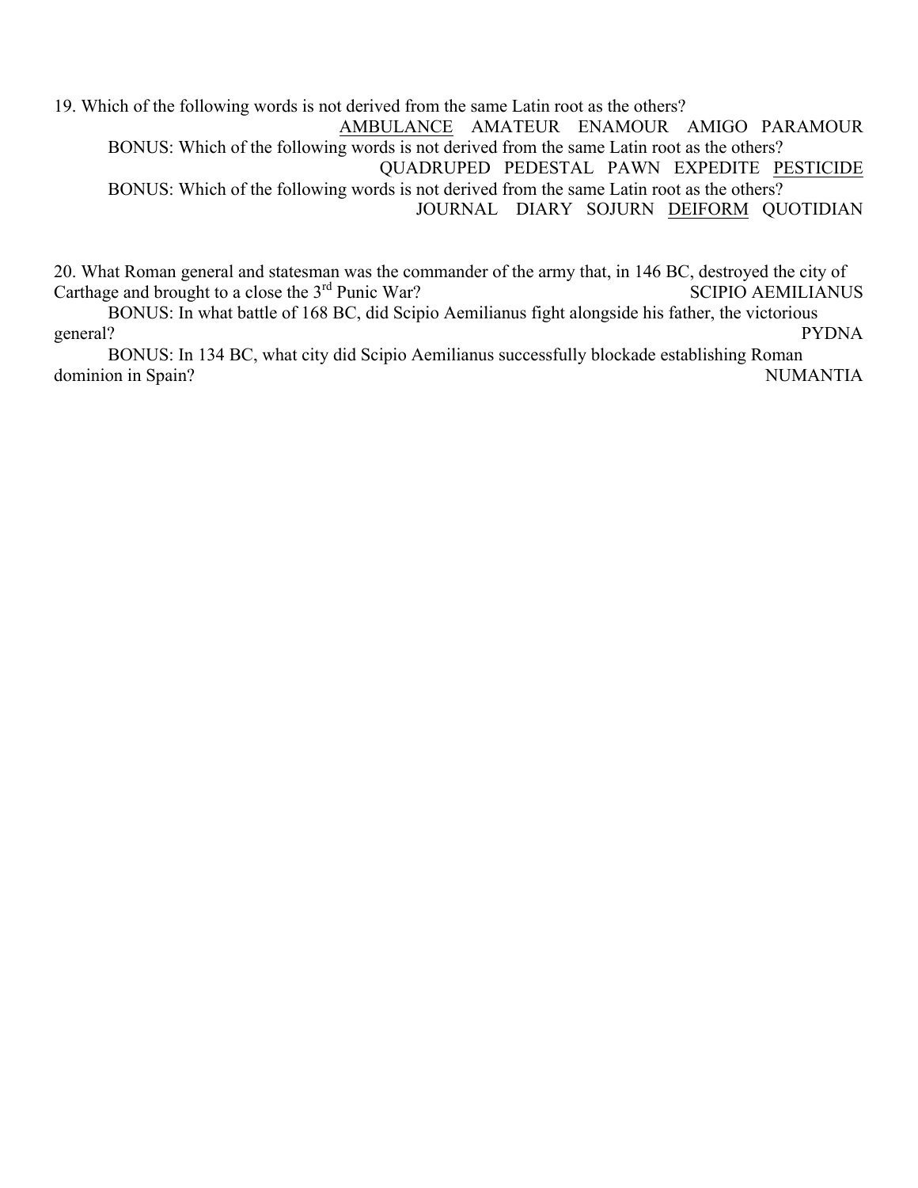19. Which of the following words is not derived from the same Latin root as the others?

<u>AMBULANCE</u> AMATEUR ENAMOUR AMIGO PARAMOUR

BONUS: Which of the following words is not derived from the same Latin root as the others?

QUADRUPED PEDESTAL PAWN EXPEDITE <u>PESTICIDE</u>

BONUS: Which of the following words is not derived from the same Latin root as the others?

JOURNAL DIARY SOJURN <u>DEIFORM</u> QUOTIDIAN

20. What Roman general and statesman was the commander of the army that, in 146 BC, destroyed the city of Carthage and brought to a close the 3rd Punic War? SCIPIO AEMILIANUS

BONUS: In what battle of 168 BC, did Scipio Aemilianus fight alongside his father, the victorious general? PYDNA

BONUS: In 134 BC, what city did Scipio Aemilianus successfully blockade establishing Roman dominion in Spain? NUMANTIA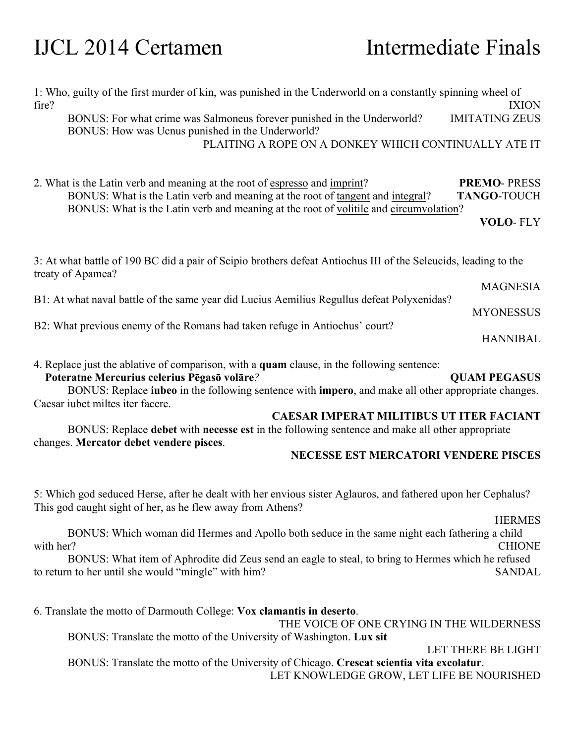# IJCL 2014 Certamen Intermediate Finals

1: Who, guilty of the first murder of kin, was punished in the Underworld on a constantly spinning wheel of fire? IXION

BONUS: For what crime was Salmoneus forever punished in the Underworld? IMITATING ZEUS

BONUS: How was Ucnus punished in the Underworld?

PLAITING A ROPE ON A DONKEY WHICH CONTINUALLY ATE IT

2. What is the Latin verb and meaning at the root of espresso and imprint? **PREMO**- PRESS

BONUS: What is the Latin verb and meaning at the root of tangent and integral? **TANGO**-TOUCH

BONUS: What is the Latin verb and meaning at the root of volitile and circumvolation?

**VOLO**- FLY

3: At what battle of 190 BC did a pair of Scipio brothers defeat Antiochus III of the Seleucids, leading to the treaty of Apamea?

MAGNESIA

B1: At what naval battle of the same year did Lucius Aemilius Regullus defeat Polyxenidas?

MYONESSUS

B2: What previous enemy of the Romans had taken refuge in Antiochus' court?

HANNIBAL

4. Replace just the ablative of comparison, with a **quam** clause, in the following sentence:

**Poteratne Mercurius celerius Pēgasō volāre***?* **QUAM PEGASUS**

BONUS: Replace **iubeo** in the following sentence with **impero**, and make all other appropriate changes. Caesar iubet miltes iter facere.

**CAESAR IMPERAT MILITIBUS UT ITER FACIANT**

BONUS: Replace **debet** with **necesse est** in the following sentence and make all other appropriate changes. **Mercator debet vendere pisces**.

**NECESSE EST MERCATORI VENDERE PISCES**

5: Which god seduced Herse, after he dealt with her envious sister Aglauros, and fathered upon her Cephalus? This god caught sight of her, as he flew away from Athens?

HERMES

BONUS: Which woman did Hermes and Apollo both seduce in the same night each fathering a child with her? CHIONE

BONUS: What item of Aphrodite did Zeus send an eagle to steal, to bring to Hermes which he refused to return to her until she would "mingle" with him? SANDAL

6. Translate the motto of Darmouth College: **Vox clamantis in deserto**.

THE VOICE OF ONE CRYING IN THE WILDERNESS

BONUS: Translate the motto of the University of Washington. **Lux sit**

LET THERE BE LIGHT

BONUS: Translate the motto of the University of Chicago. **Crescat scientia vita excolatur**.

LET KNOWLEDGE GROW, LET LIFE BE NOURISHED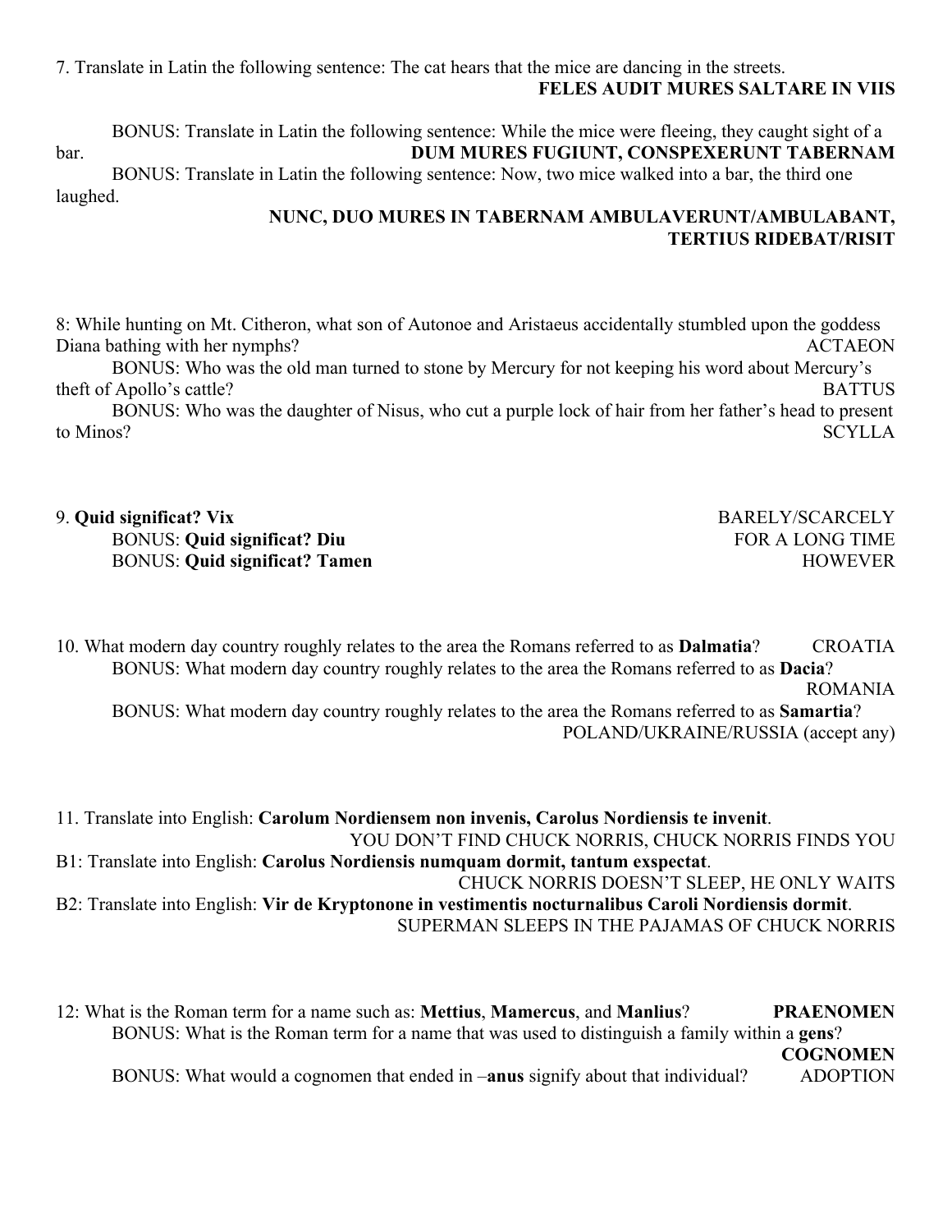7. Translate in Latin the following sentence: The cat hears that the mice are dancing in the streets.
**FELES AUDIT MURES SALTARE IN VIIS**

BONUS: Translate in Latin the following sentence: While the mice were fleeing, they caught sight of a bar. **DUM MURES FUGIUNT, CONSPEXERUNT TABERNAM**

BONUS: Translate in Latin the following sentence: Now, two mice walked into a bar, the third one laughed.
**NUNC, DUO MURES IN TABERNAM AMBULAVERUNT/AMBULABANT, TERTIUS RIDEBAT/RISIT**

8: While hunting on Mt. Citheron, what son of Autonoe and Aristaeus accidentally stumbled upon the goddess Diana bathing with her nymphs? ACTAEON

BONUS: Who was the old man turned to stone by Mercury for not keeping his word about Mercury's theft of Apollo's cattle? BATTUS

BONUS: Who was the daughter of Nisus, who cut a purple lock of hair from her father's head to present to Minos? SCYLLA

9. **Quid significat? Vix** BARELY/SCARCELY

BONUS: **Quid significat? Diu** FOR A LONG TIME

BONUS: **Quid significat? Tamen** HOWEVER

10. What modern day country roughly relates to the area the Romans referred to as **Dalmatia**? CROATIA

BONUS: What modern day country roughly relates to the area the Romans referred to as **Dacia**? ROMANIA

BONUS: What modern day country roughly relates to the area the Romans referred to as **Samartia**? POLAND/UKRAINE/RUSSIA (accept any)

11. Translate into English: **Carolum Nordiensem non invenis, Carolus Nordiensis te invenit**.
YOU DON'T FIND CHUCK NORRIS, CHUCK NORRIS FINDS YOU

B1: Translate into English: **Carolus Nordiensis numquam dormit, tantum exspectat**.
CHUCK NORRIS DOESN'T SLEEP, HE ONLY WAITS

B2: Translate into English: **Vir de Kryptonone in vestimentis nocturnalibus Caroli Nordiensis dormit**.
SUPERMAN SLEEPS IN THE PAJAMAS OF CHUCK NORRIS

12: What is the Roman term for a name such as: **Mettius**, **Mamercus**, and **Manlius**? **PRAENOMEN**

BONUS: What is the Roman term for a name that was used to distinguish a family within a **gens**? **COGNOMEN**

BONUS: What would a cognomen that ended in –**anus** signify about that individual? ADOPTION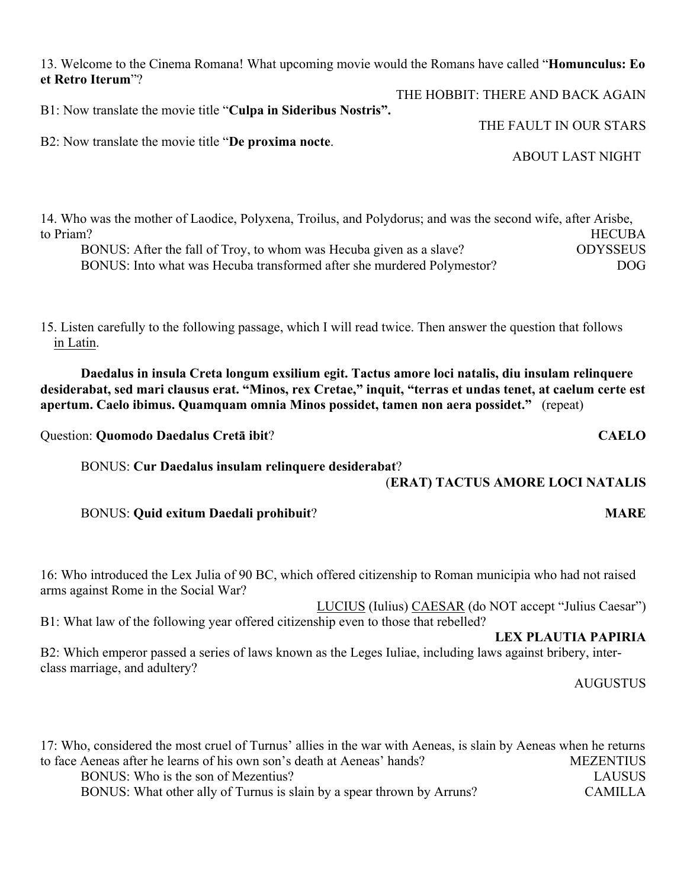13. Welcome to the Cinema Romana! What upcoming movie would the Romans have called "**Homunculus: Eo et Retro Iterum**"?

THE HOBBIT: THERE AND BACK AGAIN

B1: Now translate the movie title "**Culpa in Sideribus Nostris".**

THE FAULT IN OUR STARS

B2: Now translate the movie title "**De proxima nocte**.

ABOUT LAST NIGHT

14. Who was the mother of Laodice, Polyxena, Troilus, and Polydorus; and was the second wife, after Arisbe, to Priam? HECUBA

BONUS: After the fall of Troy, to whom was Hecuba given as a slave? ODYSSEUS

BONUS: Into what was Hecuba transformed after she murdered Polymestor? DOG

15. Listen carefully to the following passage, which I will read twice. Then answer the question that follows <u>in Latin</u>.

**Daedalus in insula Creta longum exsilium egit. Tactus amore loci natalis, diu insulam relinquere desiderabat, sed mari clausus erat. "Minos, rex Cretae," inquit, "terras et undas tenet, at caelum certe est apertum. Caelo ibimus. Quamquam omnia Minos possidet, tamen non aera possidet."** (repeat)

Question: **Quomodo Daedalus Cretā ibit**? **CAELO**

BONUS: **Cur Daedalus insulam relinquere desiderabat**?

(**ERAT) TACTUS AMORE LOCI NATALIS**

BONUS: **Quid exitum Daedali prohibuit**? **MARE**

16: Who introduced the Lex Julia of 90 BC, which offered citizenship to Roman municipia who had not raised arms against Rome in the Social War?

<u>LUCIUS</u> (Iulius) <u>CAESAR</u> (do NOT accept "Julius Caesar")

B1: What law of the following year offered citizenship even to those that rebelled?

**LEX PLAUTIA PAPIRIA**

B2: Which emperor passed a series of laws known as the Leges Iuliae, including laws against bribery, inter-class marriage, and adultery?

AUGUSTUS

17: Who, considered the most cruel of Turnus' allies in the war with Aeneas, is slain by Aeneas when he returns to face Aeneas after he learns of his own son's death at Aeneas' hands? MEZENTIUS

BONUS: Who is the son of Mezentius? LAUSUS

BONUS: What other ally of Turnus is slain by a spear thrown by Arruns? CAMILLA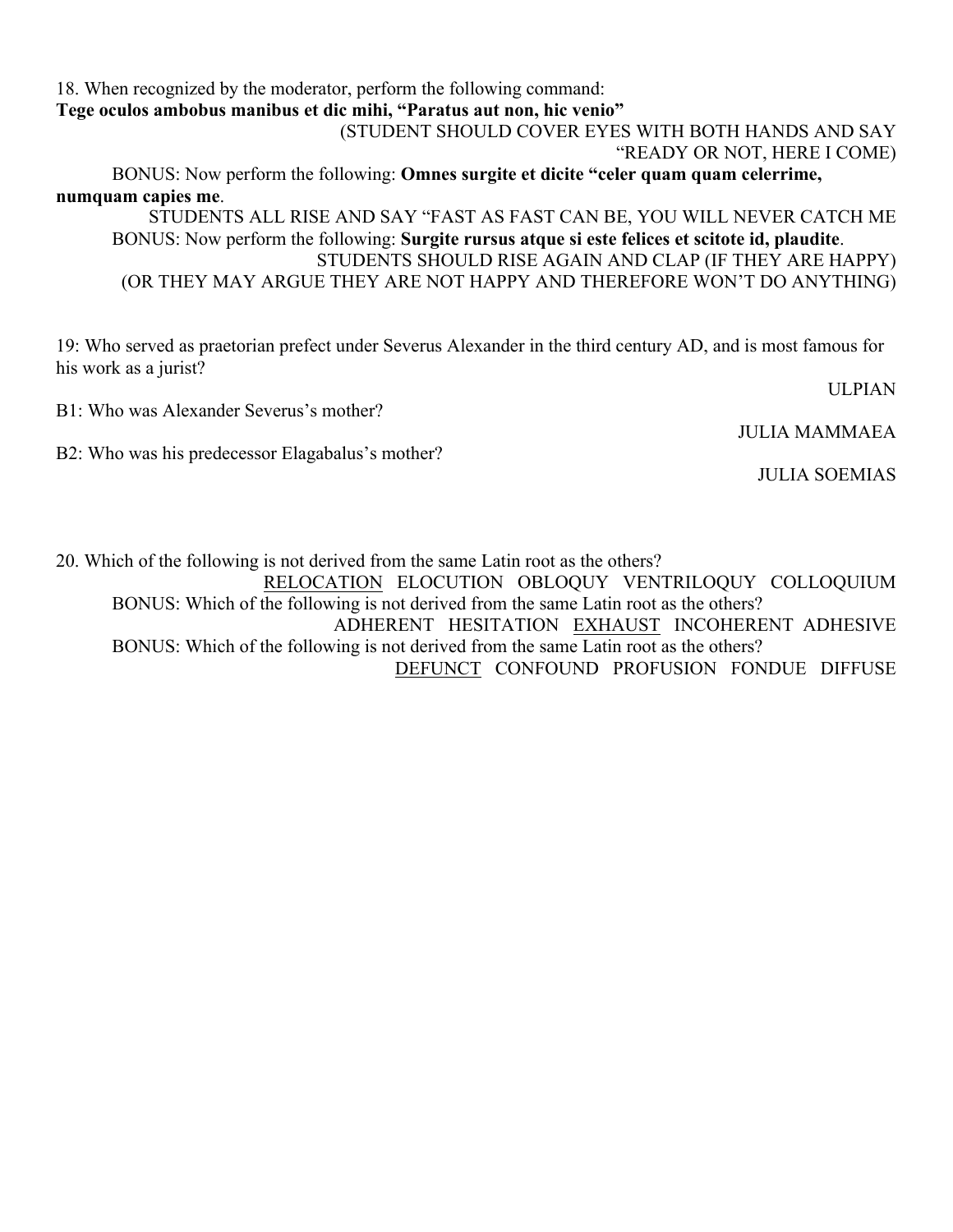18. When recognized by the moderator, perform the following command:
**Tege oculos ambobus manibus et dic mihi, "Paratus aut non, hic venio"**

(STUDENT SHOULD COVER EYES WITH BOTH HANDS AND SAY "READY OR NOT, HERE I COME)

BONUS: Now perform the following: **Omnes surgite et dicite "celer quam quam celerrime, numquam capies me**.

STUDENTS ALL RISE AND SAY "FAST AS FAST CAN BE, YOU WILL NEVER CATCH ME

BONUS: Now perform the following: **Surgite rursus atque si este felices et scitote id, plaudite**.

STUDENTS SHOULD RISE AGAIN AND CLAP (IF THEY ARE HAPPY)
(OR THEY MAY ARGUE THEY ARE NOT HAPPY AND THEREFORE WON'T DO ANYTHING)

19: Who served as praetorian prefect under Severus Alexander in the third century AD, and is most famous for his work as a jurist?

ULPIAN

B1: Who was Alexander Severus's mother?

JULIA MAMMAEA

B2: Who was his predecessor Elagabalus's mother?

JULIA SOEMIAS

20. Which of the following is not derived from the same Latin root as the others?

<u>RELOCATION</u> ELOCUTION OBLOQUY VENTRILOQUY COLLOQUIUM

BONUS: Which of the following is not derived from the same Latin root as the others?

ADHERENT HESITATION <u>EXHAUST</u> INCOHERENT ADHESIVE

BONUS: Which of the following is not derived from the same Latin root as the others?

<u>DEFUNCT</u> CONFOUND PROFUSION FONDUE DIFFUSE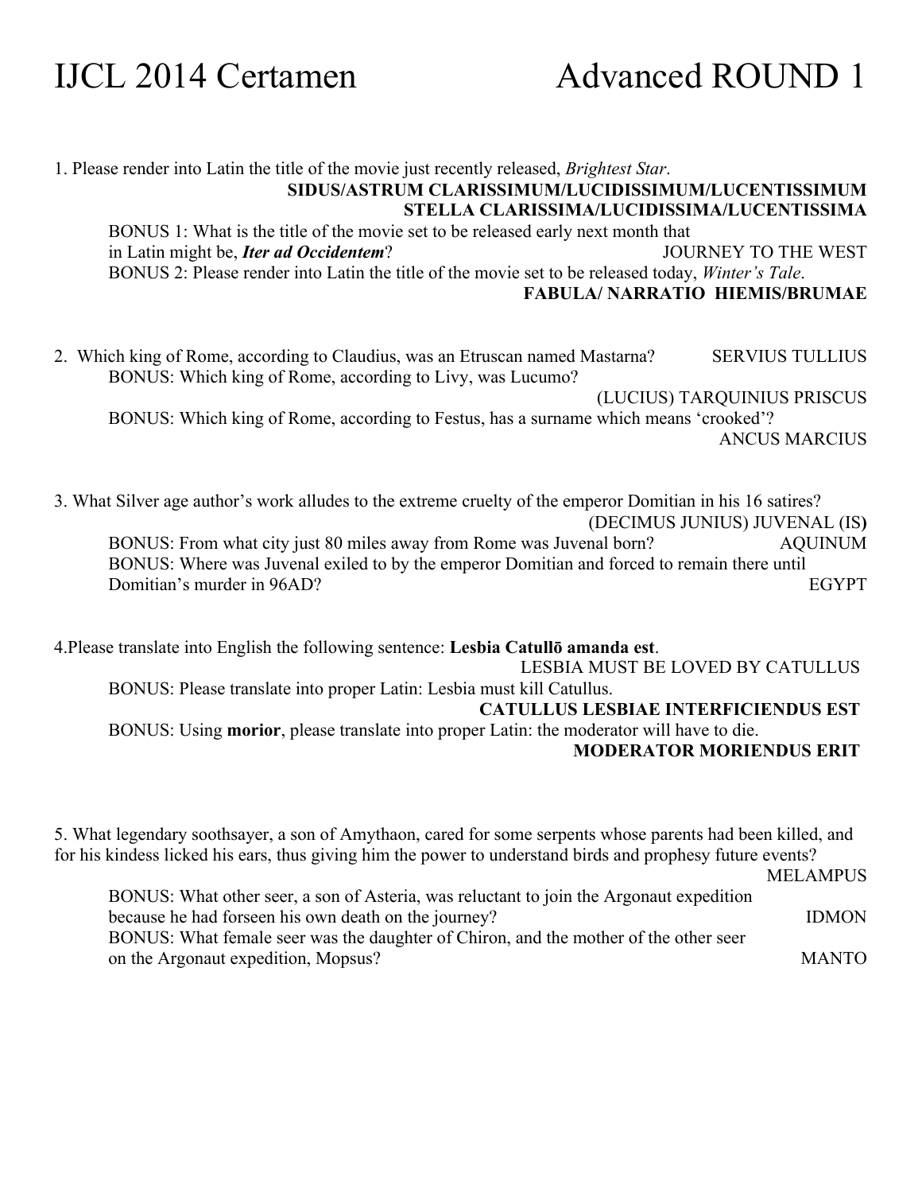# IJCL 2014 Certamen — Advanced ROUND 1

1. Please render into Latin the title of the movie just recently released, *Brightest Star*.

**SIDUS/ASTRUM CLARISSIMUM/LUCIDISSIMUM/LUCENTISSIMUM**
**STELLA CLARISSIMA/LUCIDISSIMA/LUCENTISSIMA**

BONUS 1: What is the title of the movie set to be released early next month that in Latin might be, ***Iter ad Occidentem***? JOURNEY TO THE WEST

BONUS 2: Please render into Latin the title of the movie set to be released today, *Winter's Tale*.
**FABULA/ NARRATIO HIEMIS/BRUMAE**

2. Which king of Rome, according to Claudius, was an Etruscan named Mastarna? SERVIUS TULLIUS

BONUS: Which king of Rome, according to Livy, was Lucumo?
(LUCIUS) TARQUINIUS PRISCUS

BONUS: Which king of Rome, according to Festus, has a surname which means 'crooked'?
ANCUS MARCIUS

3. What Silver age author's work alludes to the extreme cruelty of the emperor Domitian in his 16 satires?
(DECIMUS JUNIUS) JUVENAL (IS)

BONUS: From what city just 80 miles away from Rome was Juvenal born? AQUINUM

BONUS: Where was Juvenal exiled to by the emperor Domitian and forced to remain there until Domitian's murder in 96AD? EGYPT

4. Please translate into English the following sentence: **Lesbia Catullō amanda est**.
LESBIA MUST BE LOVED BY CATULLUS

BONUS: Please translate into proper Latin: Lesbia must kill Catullus.
**CATULLUS LESBIAE INTERFICIENDUS EST**

BONUS: Using **morior**, please translate into proper Latin: the moderator will have to die.
**MODERATOR MORIENDUS ERIT**

5. What legendary soothsayer, a son of Amythaon, cared for some serpents whose parents had been killed, and for his kindess licked his ears, thus giving him the power to understand birds and prophesy future events?
MELAMPUS

BONUS: What other seer, a son of Asteria, was reluctant to join the Argonaut expedition because he had forseen his own death on the journey? IDMON

BONUS: What female seer was the daughter of Chiron, and the mother of the other seer on the Argonaut expedition, Mopsus? MANTO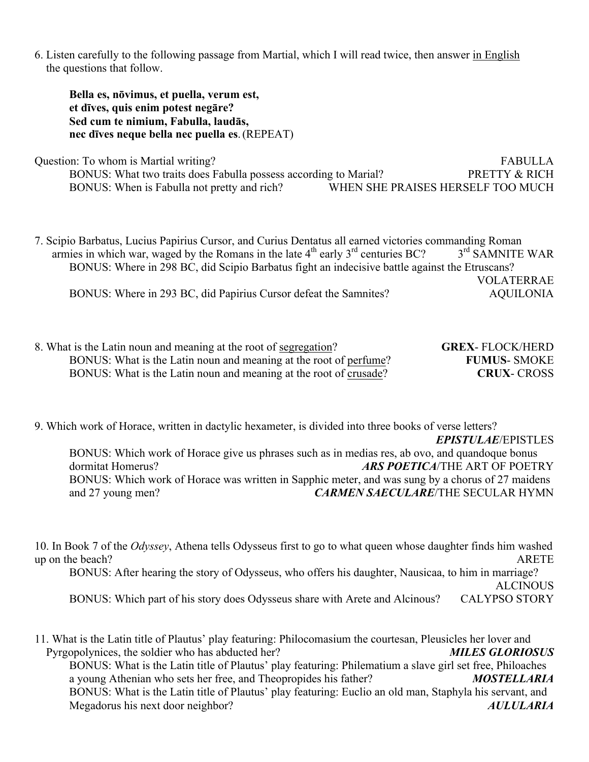6. Listen carefully to the following passage from Martial, which I will read twice, then answer in English the questions that follow.

> **Bella es, nōvimus, et puella, verum est,**
> **et dīves, quis enim potest negāre?**
> **Sed cum te nimium, Fabulla, laudās,**
> **nec dīves neque bella nec puella es**. (REPEAT)

Question: To whom is Martial writing? FABULLA

BONUS: What two traits does Fabulla possess according to Marial? PRETTY & RICH

BONUS: When is Fabulla not pretty and rich? WHEN SHE PRAISES HERSELF TOO MUCH

7. Scipio Barbatus, Lucius Papirius Cursor, and Curius Dentatus all earned victories commanding Roman armies in which war, waged by the Romans in the late 4th early 3rd centuries BC? 3rd SAMNITE WAR

BONUS: Where in 298 BC, did Scipio Barbatus fight an indecisive battle against the Etruscans? VOLATERRAE

BONUS: Where in 293 BC, did Papirius Cursor defeat the Samnites? AQUILONIA

8. What is the Latin noun and meaning at the root of segregation? **GREX**- FLOCK/HERD

BONUS: What is the Latin noun and meaning at the root of perfume? **FUMUS**- SMOKE

BONUS: What is the Latin noun and meaning at the root of crusade? **CRUX**- CROSS

9. Which work of Horace, written in dactylic hexameter, is divided into three books of verse letters? ***EPISTULAE***/EPISTLES

BONUS: Which work of Horace give us phrases such as in medias res, ab ovo, and quandoque bonus dormitat Homerus? ***ARS POETICA***/THE ART OF POETRY

BONUS: Which work of Horace was written in Sapphic meter, and was sung by a chorus of 27 maidens and 27 young men? ***CARMEN SAECULARE***/THE SECULAR HYMN

10. In Book 7 of the *Odyssey*, Athena tells Odysseus first to go to what queen whose daughter finds him washed up on the beach? ARETE

BONUS: After hearing the story of Odysseus, who offers his daughter, Nausicaa, to him in marriage? ALCINOUS

BONUS: Which part of his story does Odysseus share with Arete and Alcinous? CALYPSO STORY

11. What is the Latin title of Plautus' play featuring: Philocomasium the courtesan, Pleusicles her lover and Pyrgopolynices, the soldier who has abducted her? ***MILES GLORIOSUS***

BONUS: What is the Latin title of Plautus' play featuring: Philematium a slave girl set free, Philoaches a young Athenian who sets her free, and Theopropides his father? ***MOSTELLARIA***

BONUS: What is the Latin title of Plautus' play featuring: Euclio an old man, Staphyla his servant, and Megadorus his next door neighbor? ***AULULARIA***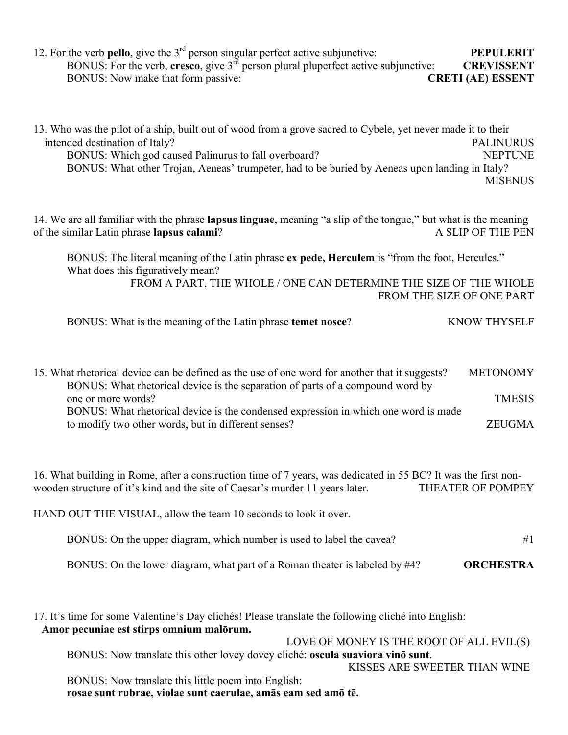12. For the verb **pello**, give the 3rd person singular perfect active subjunctive: **PEPULERIT**

BONUS: For the verb, **cresco**, give 3rd person plural pluperfect active subjunctive: **CREVISSENT**

BONUS: Now make that form passive: **CRETI (AE) ESSENT**

13. Who was the pilot of a ship, built out of wood from a grove sacred to Cybele, yet never made it to their intended destination of Italy? PALINURUS

BONUS: Which god caused Palinurus to fall overboard? NEPTUNE

BONUS: What other Trojan, Aeneas' trumpeter, had to be buried by Aeneas upon landing in Italy? MISENUS

14. We are all familiar with the phrase **lapsus linguae**, meaning "a slip of the tongue," but what is the meaning of the similar Latin phrase **lapsus calami**? A SLIP OF THE PEN

BONUS: The literal meaning of the Latin phrase **ex pede, Herculem** is "from the foot, Hercules." What does this figuratively mean?

FROM A PART, THE WHOLE / ONE CAN DETERMINE THE SIZE OF THE WHOLE FROM THE SIZE OF ONE PART

BONUS: What is the meaning of the Latin phrase **temet nosce**? KNOW THYSELF

15. What rhetorical device can be defined as the use of one word for another that it suggests? METONOMY

BONUS: What rhetorical device is the separation of parts of a compound word by one or more words? TMESIS

BONUS: What rhetorical device is the condensed expression in which one word is made to modify two other words, but in different senses? ZEUGMA

16. What building in Rome, after a construction time of 7 years, was dedicated in 55 BC? It was the first non-wooden structure of it's kind and the site of Caesar's murder 11 years later. THEATER OF POMPEY

HAND OUT THE VISUAL, allow the team 10 seconds to look it over.

BONUS: On the upper diagram, which number is used to label the cavea? #1

BONUS: On the lower diagram, what part of a Roman theater is labeled by #4? **ORCHESTRA**

17. It's time for some Valentine's Day clichés! Please translate the following cliché into English:
**Amor pecuniae est stirps omnium malōrum.**

LOVE OF MONEY IS THE ROOT OF ALL EVIL(S)

BONUS: Now translate this other lovey dovey cliché: **oscula suaviora vinō sunt**.

KISSES ARE SWEETER THAN WINE

BONUS: Now translate this little poem into English:
**rosae sunt rubrae, violae sunt caerulae, amās eam sed amō tē.**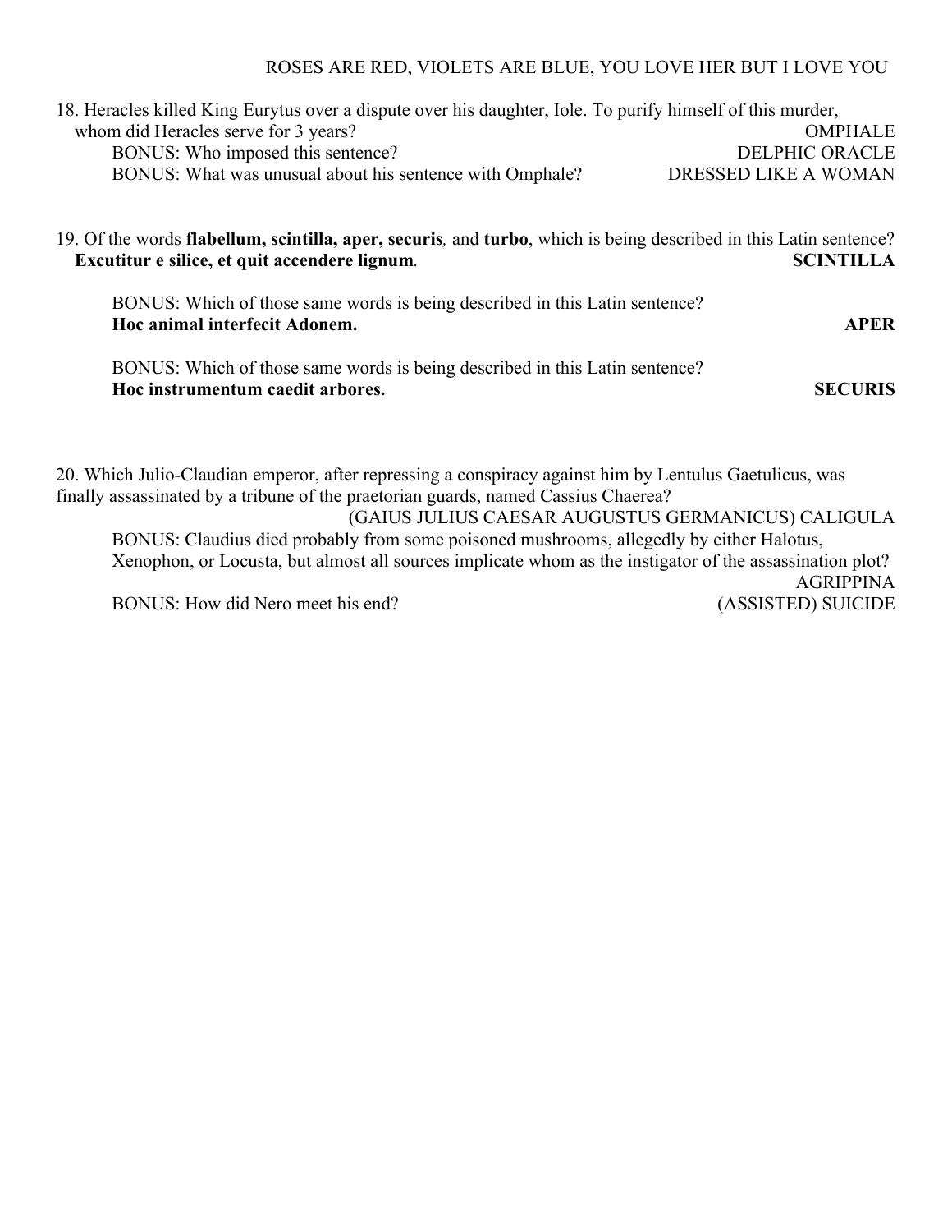ROSES ARE RED, VIOLETS ARE BLUE, YOU LOVE HER BUT I LOVE YOU

18. Heracles killed King Eurytus over a dispute over his daughter, Iole. To purify himself of this murder, whom did Heracles serve for 3 years? OMPHALE

BONUS: Who imposed this sentence? DELPHIC ORACLE

BONUS: What was unusual about his sentence with Omphale? DRESSED LIKE A WOMAN

19. Of the words **flabellum, scintilla, aper, securis***,* and **turbo**, which is being described in this Latin sentence?
**Excutitur e silice, et quit accendere lignum**. **SCINTILLA**

BONUS: Which of those same words is being described in this Latin sentence?
**Hoc animal interfecit Adonem.** **APER**

BONUS: Which of those same words is being described in this Latin sentence?
**Hoc instrumentum caedit arbores.** **SECURIS**

20. Which Julio-Claudian emperor, after repressing a conspiracy against him by Lentulus Gaetulicus, was finally assassinated by a tribune of the praetorian guards, named Cassius Chaerea?
(GAIUS JULIUS CAESAR AUGUSTUS GERMANICUS) CALIGULA

BONUS: Claudius died probably from some poisoned mushrooms, allegedly by either Halotus, Xenophon, or Locusta, but almost all sources implicate whom as the instigator of the assassination plot? AGRIPPINA

BONUS: How did Nero meet his end? (ASSISTED) SUICIDE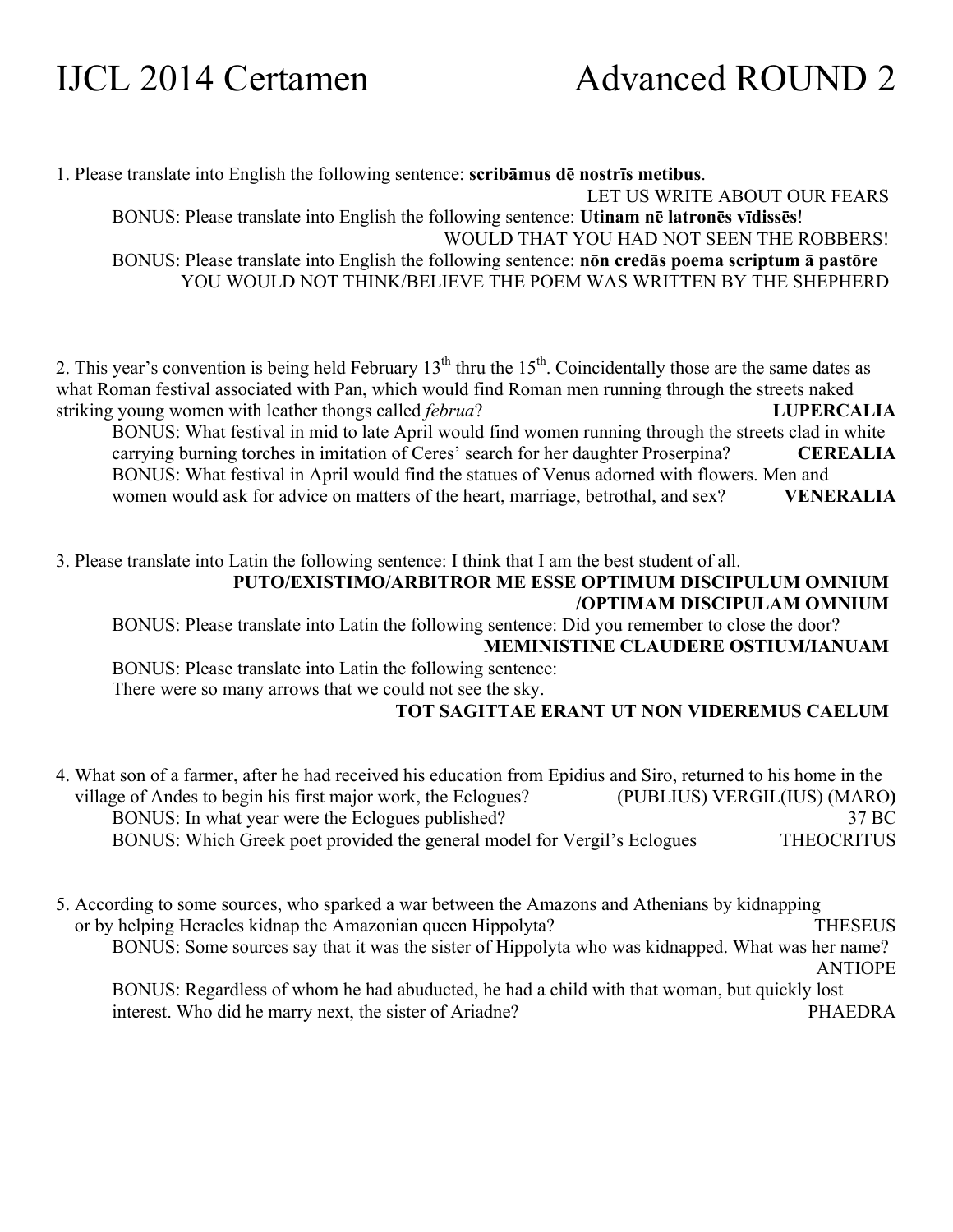# IJCL 2014 Certamen Advanced ROUND 2

1. Please translate into English the following sentence: **scribāmus dē nostrīs metibus**.

LET US WRITE ABOUT OUR FEARS

BONUS: Please translate into English the following sentence: **Utinam nē latronēs vīdissēs**!

WOULD THAT YOU HAD NOT SEEN THE ROBBERS!

BONUS: Please translate into English the following sentence: **nōn credās poema scriptum ā pastōre**

YOU WOULD NOT THINK/BELIEVE THE POEM WAS WRITTEN BY THE SHEPHERD

2. This year's convention is being held February 13th thru the 15th. Coincidentally those are the same dates as what Roman festival associated with Pan, which would find Roman men running through the streets naked striking young women with leather thongs called *februa*? **LUPERCALIA**

BONUS: What festival in mid to late April would find women running through the streets clad in white carrying burning torches in imitation of Ceres' search for her daughter Proserpina? **CEREALIA**

BONUS: What festival in April would find the statues of Venus adorned with flowers. Men and women would ask for advice on matters of the heart, marriage, betrothal, and sex? **VENERALIA**

3. Please translate into Latin the following sentence: I think that I am the best student of all.

**PUTO/EXISTIMO/ARBITROR ME ESSE OPTIMUM DISCIPULUM OMNIUM /OPTIMAM DISCIPULAM OMNIUM**

BONUS: Please translate into Latin the following sentence: Did you remember to close the door?

**MEMINISTINE CLAUDERE OSTIUM/IANUAM**

BONUS: Please translate into Latin the following sentence:
There were so many arrows that we could not see the sky.

**TOT SAGITTAE ERANT UT NON VIDEREMUS CAELUM**

4. What son of a farmer, after he had received his education from Epidius and Siro, returned to his home in the village of Andes to begin his first major work, the Eclogues? (PUBLIUS) VERGIL(IUS) (MARO)

BONUS: In what year were the Eclogues published? 37 BC

BONUS: Which Greek poet provided the general model for Vergil's Eclogues THEOCRITUS

5. According to some sources, who sparked a war between the Amazons and Athenians by kidnapping or by helping Heracles kidnap the Amazonian queen Hippolyta? THESEUS

BONUS: Some sources say that it was the sister of Hippolyta who was kidnapped. What was her name? ANTIOPE

BONUS: Regardless of whom he had abuducted, he had a child with that woman, but quickly lost interest. Who did he marry next, the sister of Ariadne? PHAEDRA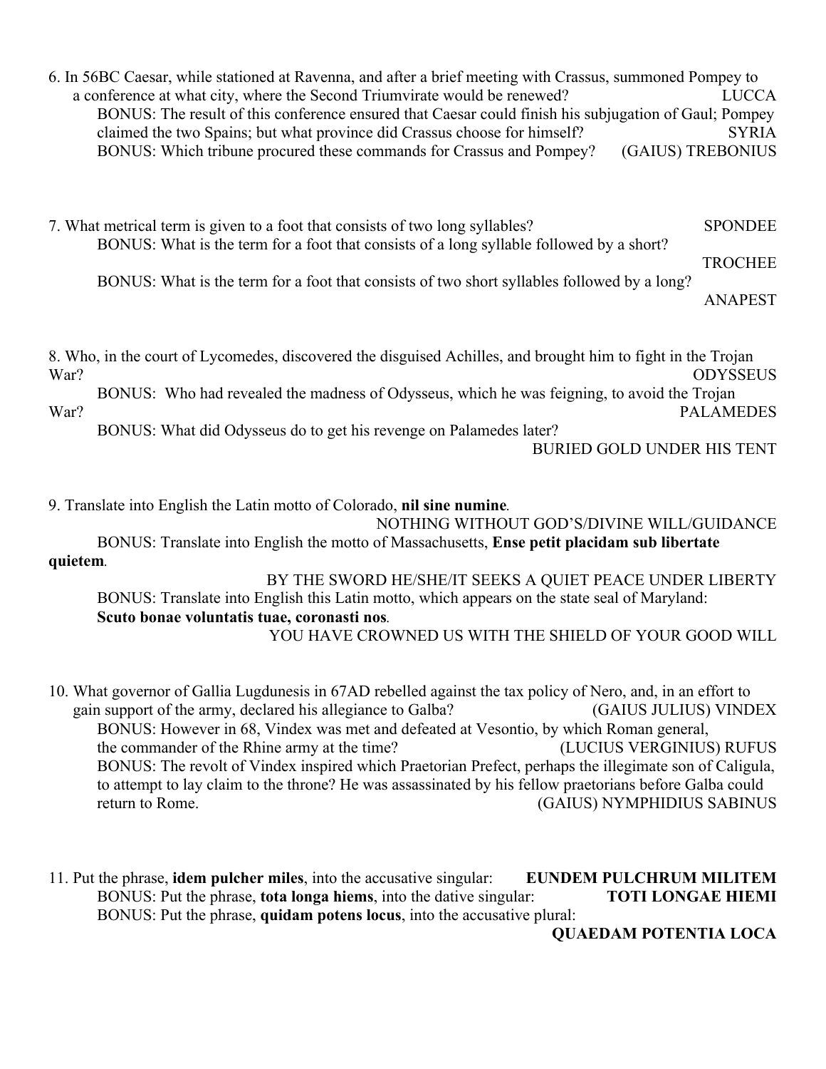6. In 56BC Caesar, while stationed at Ravenna, and after a brief meeting with Crassus, summoned Pompey to a conference at what city, where the Second Triumvirate would be renewed? LUCCA

BONUS: The result of this conference ensured that Caesar could finish his subjugation of Gaul; Pompey claimed the two Spains; but what province did Crassus choose for himself? SYRIA

BONUS: Which tribune procured these commands for Crassus and Pompey? (GAIUS) TREBONIUS

7. What metrical term is given to a foot that consists of two long syllables? SPONDEE

BONUS: What is the term for a foot that consists of a long syllable followed by a short? TROCHEE

BONUS: What is the term for a foot that consists of two short syllables followed by a long? ANAPEST

8. Who, in the court of Lycomedes, discovered the disguised Achilles, and brought him to fight in the Trojan War? ODYSSEUS

BONUS: Who had revealed the madness of Odysseus, which he was feigning, to avoid the Trojan War? PALAMEDES

BONUS: What did Odysseus do to get his revenge on Palamedes later? BURIED GOLD UNDER HIS TENT

9. Translate into English the Latin motto of Colorado, **nil sine numine**. NOTHING WITHOUT GOD'S/DIVINE WILL/GUIDANCE

BONUS: Translate into English the motto of Massachusetts, **Ense petit placidam sub libertate quietem**. BY THE SWORD HE/SHE/IT SEEKS A QUIET PEACE UNDER LIBERTY

BONUS: Translate into English this Latin motto, which appears on the state seal of Maryland: **Scuto bonae voluntatis tuae, coronasti nos**. YOU HAVE CROWNED US WITH THE SHIELD OF YOUR GOOD WILL

10. What governor of Gallia Lugdunesis in 67AD rebelled against the tax policy of Nero, and, in an effort to gain support of the army, declared his allegiance to Galba? (GAIUS JULIUS) VINDEX

BONUS: However in 68, Vindex was met and defeated at Vesontio, by which Roman general, the commander of the Rhine army at the time? (LUCIUS VERGINIUS) RUFUS

BONUS: The revolt of Vindex inspired which Praetorian Prefect, perhaps the illegimate son of Caligula, to attempt to lay claim to the throne? He was assassinated by his fellow praetorians before Galba could return to Rome. (GAIUS) NYMPHIDIUS SABINUS

11. Put the phrase, **idem pulcher miles**, into the accusative singular: **EUNDEM PULCHRUM MILITEM**

BONUS: Put the phrase, **tota longa hiems**, into the dative singular: **TOTI LONGAE HIEMI**

BONUS: Put the phrase, **quidam potens locus**, into the accusative plural: **QUAEDAM POTENTIA LOCA**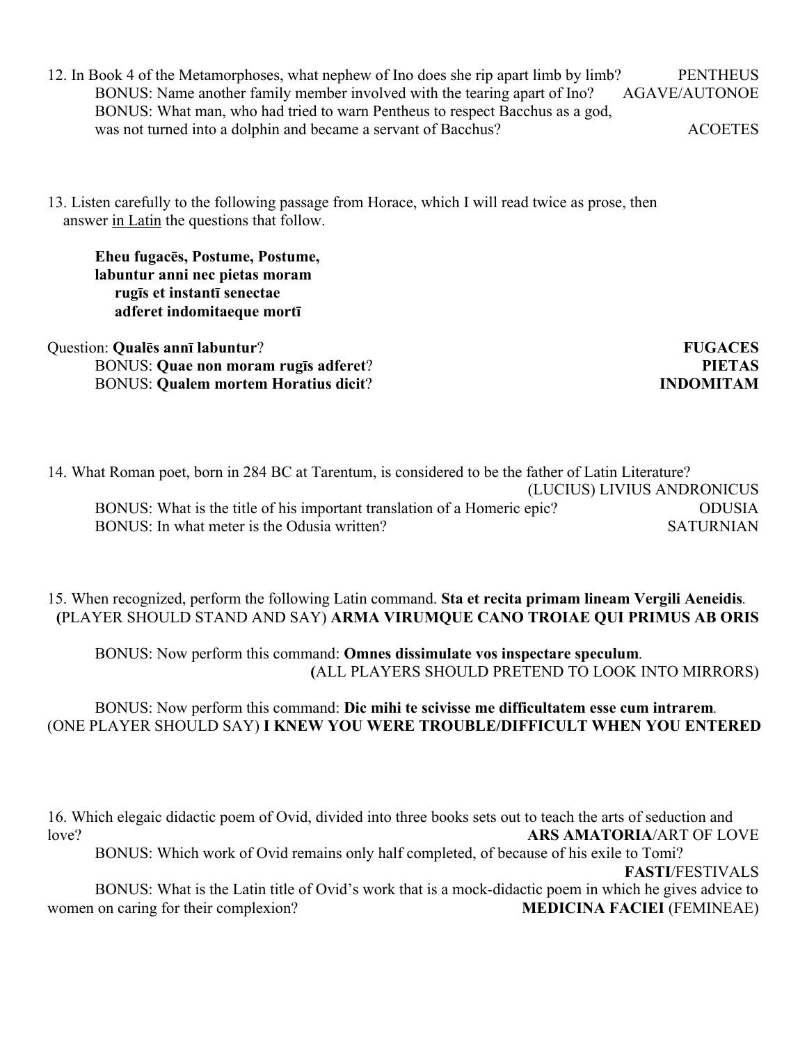12. In Book 4 of the Metamorphoses, what nephew of Ino does she rip apart limb by limb? PENTHEUS

BONUS: Name another family member involved with the tearing apart of Ino? AGAVE/AUTONOE

BONUS: What man, who had tried to warn Pentheus to respect Bacchus as a god, was not turned into a dolphin and became a servant of Bacchus? ACOETES

13. Listen carefully to the following passage from Horace, which I will read twice as prose, then answer <u>in Latin</u> the questions that follow.

**Eheu fugacēs, Postume, Postume,**
**labuntur anni nec pietas moram**
**rugīs et instantī senectae**
**adferet indomitaeque mortī**

Question: **Qualēs annī labuntur**? **FUGACES**

BONUS: **Quae non moram rugīs adferet**? **PIETAS**

BONUS: **Qualem mortem Horatius dicit**? **INDOMITAM**

14. What Roman poet, born in 284 BC at Tarentum, is considered to be the father of Latin Literature? (LUCIUS) LIVIUS ANDRONICUS

BONUS: What is the title of his important translation of a Homeric epic? ODUSIA

BONUS: In what meter is the Odusia written? SATURNIAN

15. When recognized, perform the following Latin command. **Sta et recita primam lineam Vergili Aeneidis**.
**(**PLAYER SHOULD STAND AND SAY) **ARMA VIRUMQUE CANO TROIAE QUI PRIMUS AB ORIS**

BONUS: Now perform this command: **Omnes dissimulate vos inspectare speculum**.
**(**ALL PLAYERS SHOULD PRETEND TO LOOK INTO MIRRORS)

BONUS: Now perform this command: **Dic mihi te scivisse me difficultatem esse cum intrarem**.
(ONE PLAYER SHOULD SAY) **I KNEW YOU WERE TROUBLE/DIFFICULT WHEN YOU ENTERED**

16. Which elegaic didactic poem of Ovid, divided into three books sets out to teach the arts of seduction and love? **ARS AMATORIA**/ART OF LOVE

BONUS: Which work of Ovid remains only half completed, of because of his exile to Tomi? **FASTI**/FESTIVALS

BONUS: What is the Latin title of Ovid's work that is a mock-didactic poem in which he gives advice to women on caring for their complexion? **MEDICINA FACIEI** (FEMINEAE)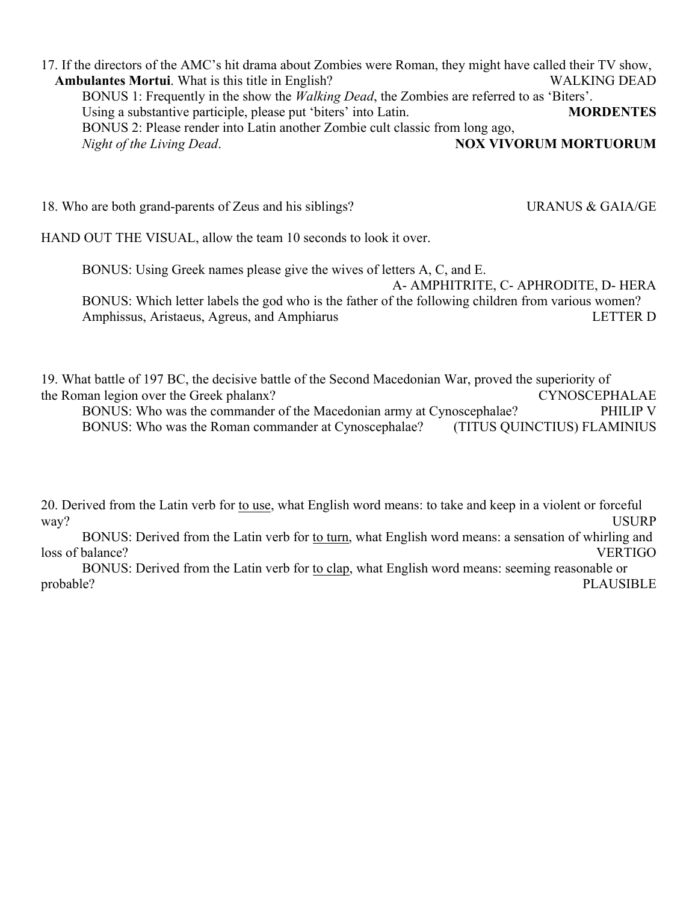17. If the directors of the AMC's hit drama about Zombies were Roman, they might have called their TV show, **Ambulantes Mortui**. What is this title in English? WALKING DEAD

BONUS 1: Frequently in the show the *Walking Dead*, the Zombies are referred to as 'Biters'. Using a substantive participle, please put 'biters' into Latin. **MORDENTES**

BONUS 2: Please render into Latin another Zombie cult classic from long ago, *Night of the Living Dead*. **NOX VIVORUM MORTUORUM**

18. Who are both grand-parents of Zeus and his siblings? URANUS & GAIA/GE

HAND OUT THE VISUAL, allow the team 10 seconds to look it over.

BONUS: Using Greek names please give the wives of letters A, C, and E.
A- AMPHITRITE, C- APHRODITE, D- HERA

BONUS: Which letter labels the god who is the father of the following children from various women? Amphissus, Aristaeus, Agreus, and Amphiarus LETTER D

19. What battle of 197 BC, the decisive battle of the Second Macedonian War, proved the superiority of the Roman legion over the Greek phalanx? CYNOSCEPHALAE

BONUS: Who was the commander of the Macedonian army at Cynoscephalae? PHILIP V

BONUS: Who was the Roman commander at Cynoscephalae? (TITUS QUINCTIUS) FLAMINIUS

20. Derived from the Latin verb for <u>to use</u>, what English word means: to take and keep in a violent or forceful way? USURP

BONUS: Derived from the Latin verb for <u>to turn</u>, what English word means: a sensation of whirling and loss of balance? VERTIGO

BONUS: Derived from the Latin verb for <u>to clap</u>, what English word means: seeming reasonable or probable? PLAUSIBLE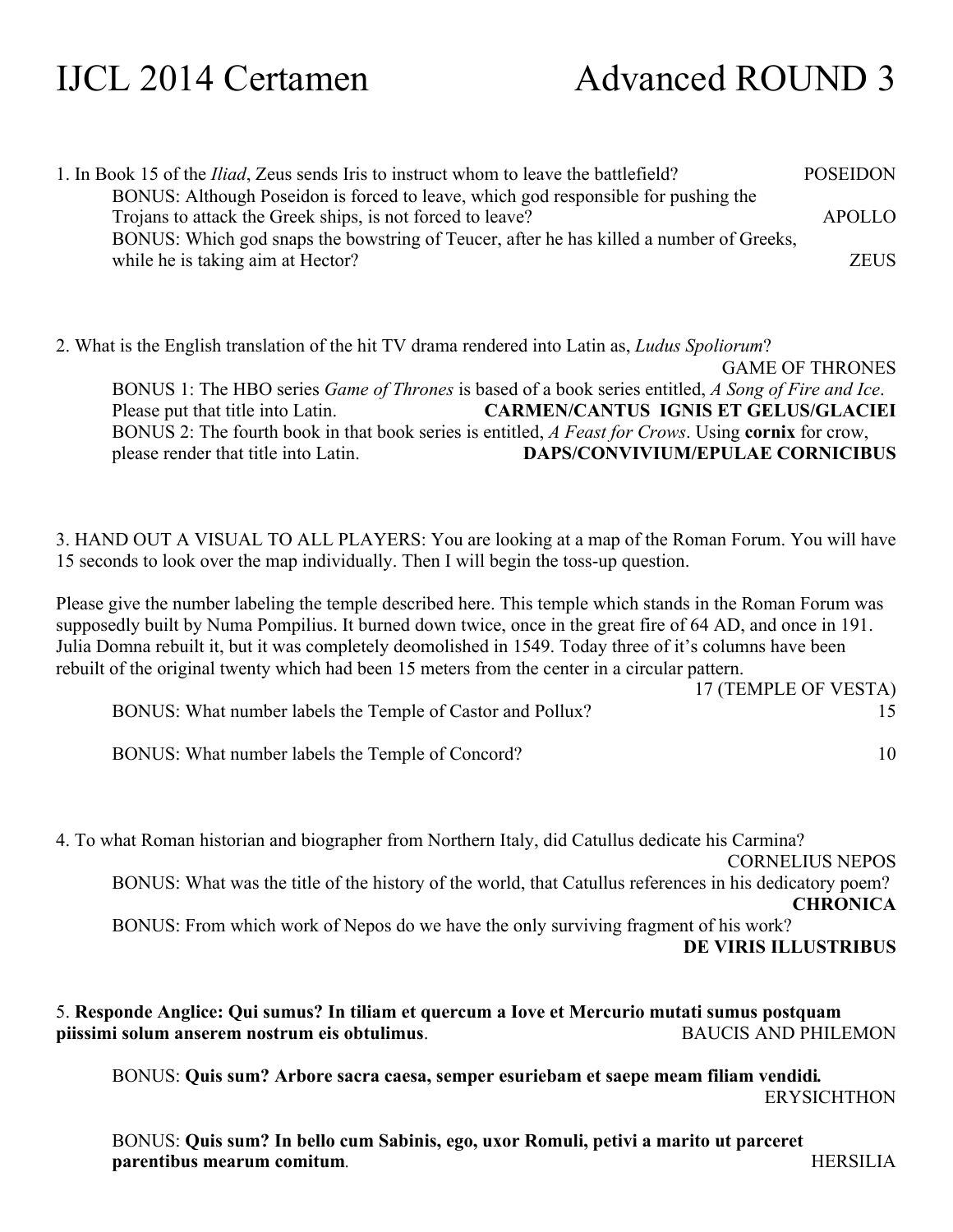# IJCL 2014 Certamen Advanced ROUND 3

1. In Book 15 of the *Iliad*, Zeus sends Iris to instruct whom to leave the battlefield? POSEIDON

   BONUS: Although Poseidon is forced to leave, which god responsible for pushing the Trojans to attack the Greek ships, is not forced to leave? APOLLO

   BONUS: Which god snaps the bowstring of Teucer, after he has killed a number of Greeks, while he is taking aim at Hector? ZEUS

2. What is the English translation of the hit TV drama rendered into Latin as, *Ludus Spoliorum*? GAME OF THRONES

   BONUS 1: The HBO series *Game of Thrones* is based of a book series entitled, *A Song of Fire and Ice*. Please put that title into Latin. **CARMEN/CANTUS IGNIS ET GELUS/GLACIEI**

   BONUS 2: The fourth book in that book series is entitled, *A Feast for Crows*. Using **cornix** for crow, please render that title into Latin. **DAPS/CONVIVIUM/EPULAE CORNICIBUS**

3. HAND OUT A VISUAL TO ALL PLAYERS: You are looking at a map of the Roman Forum. You will have 15 seconds to look over the map individually. Then I will begin the toss-up question.

   Please give the number labeling the temple described here. This temple which stands in the Roman Forum was supposedly built by Numa Pompilius. It burned down twice, once in the great fire of 64 AD, and once in 191. Julia Domna rebuilt it, but it was completely deomolished in 1549. Today three of it's columns have been rebuilt of the original twenty which had been 15 meters from the center in a circular pattern. 17 (TEMPLE OF VESTA)

   BONUS: What number labels the Temple of Castor and Pollux? 15

   BONUS: What number labels the Temple of Concord? 10

4. To what Roman historian and biographer from Northern Italy, did Catullus dedicate his Carmina? CORNELIUS NEPOS

   BONUS: What was the title of the history of the world, that Catullus references in his dedicatory poem? **CHRONICA**

   BONUS: From which work of Nepos do we have the only surviving fragment of his work? **DE VIRIS ILLUSTRIBUS**

5. **Responde Anglice: Qui sumus? In tiliam et quercum a Iove et Mercurio mutati sumus postquam piissimi solum anserem nostrum eis obtulimus**. BAUCIS AND PHILEMON

   BONUS: **Quis sum? Arbore sacra caesa, semper esuriebam et saepe meam filiam vendidi.** ERYSICHTHON

   BONUS: **Quis sum? In bello cum Sabinis, ego, uxor Romuli, petivi a marito ut parceret parentibus mearum comitum**. HERSILIA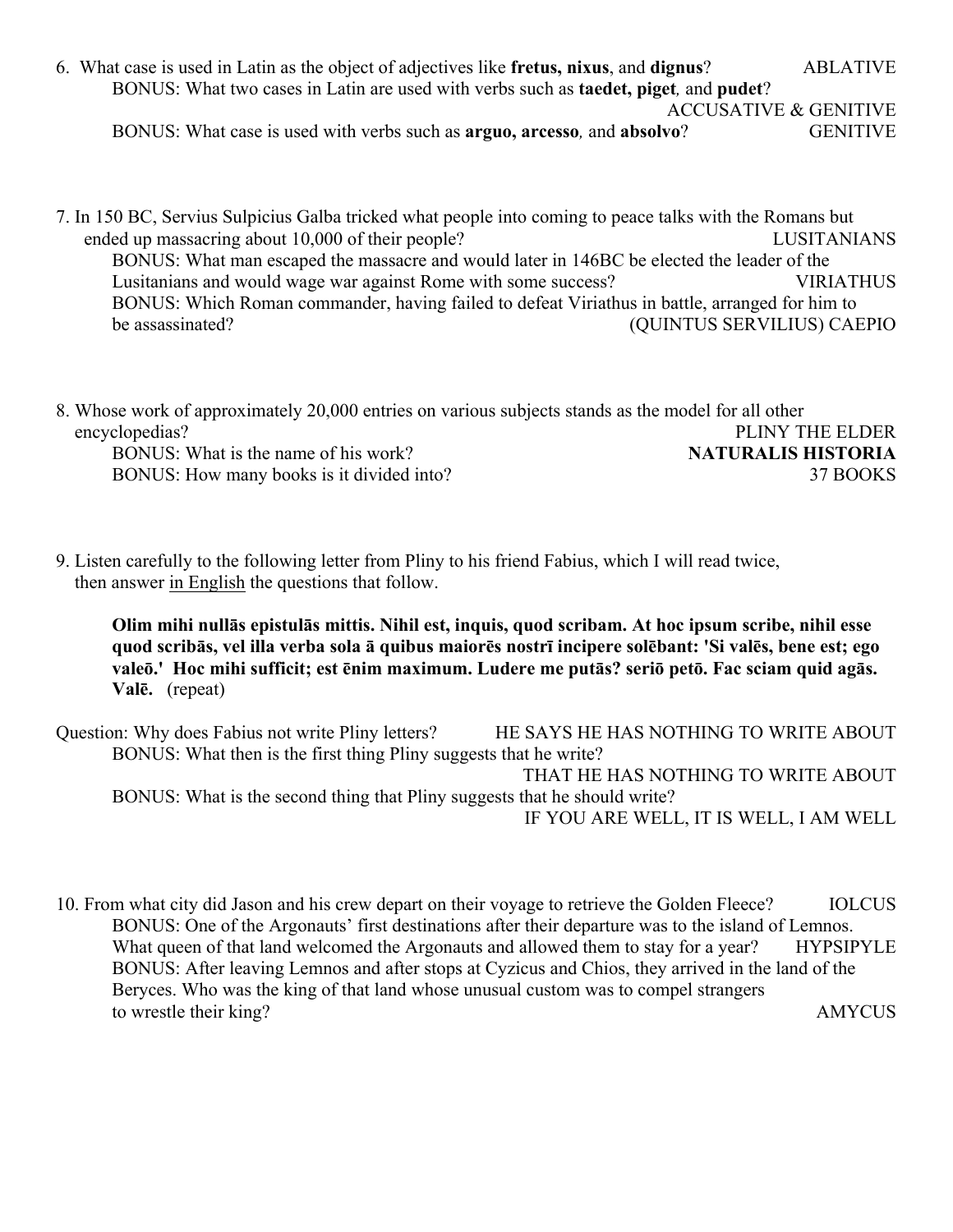6. What case is used in Latin as the object of adjectives like **fretus, nixus**, and **dignus**? ABLATIVE

   BONUS: What two cases in Latin are used with verbs such as **taedet, piget**, and **pudet**? ACCUSATIVE & GENITIVE

   BONUS: What case is used with verbs such as **arguo, arcesso**, and **absolvo**? GENITIVE

7. In 150 BC, Servius Sulpicius Galba tricked what people into coming to peace talks with the Romans but ended up massacring about 10,000 of their people? LUSITANIANS

   BONUS: What man escaped the massacre and would later in 146BC be elected the leader of the Lusitanians and would wage war against Rome with some success? VIRIATHUS

   BONUS: Which Roman commander, having failed to defeat Viriathus in battle, arranged for him to be assassinated? (QUINTUS SERVILIUS) CAEPIO

8. Whose work of approximately 20,000 entries on various subjects stands as the model for all other encyclopedias? PLINY THE ELDER

   BONUS: What is the name of his work? **NATURALIS HISTORIA**

   BONUS: How many books is it divided into? 37 BOOKS

9. Listen carefully to the following letter from Pliny to his friend Fabius, which I will read twice, then answer in English the questions that follow.

   **Olim mihi nullās epistulās mittis. Nihil est, inquis, quod scribam. At hoc ipsum scribe, nihil esse quod scribās, vel illa verba sola ā quibus maiorēs nostrī incipere solēbant: 'Si valēs, bene est; ego valeō.' Hoc mihi sufficit; est ēnim maximum. Ludere me putās? seriō petō. Fac sciam quid agās. Valē.** (repeat)

Question: Why does Fabius not write Pliny letters? HE SAYS HE HAS NOTHING TO WRITE ABOUT

   BONUS: What then is the first thing Pliny suggests that he write? THAT HE HAS NOTHING TO WRITE ABOUT

   BONUS: What is the second thing that Pliny suggests that he should write? IF YOU ARE WELL, IT IS WELL, I AM WELL

10. From what city did Jason and his crew depart on their voyage to retrieve the Golden Fleece? IOLCUS

   BONUS: One of the Argonauts' first destinations after their departure was to the island of Lemnos. What queen of that land welcomed the Argonauts and allowed them to stay for a year? HYPSIPYLE

   BONUS: After leaving Lemnos and after stops at Cyzicus and Chios, they arrived in the land of the Beryces. Who was the king of that land whose unusual custom was to compel strangers to wrestle their king? AMYCUS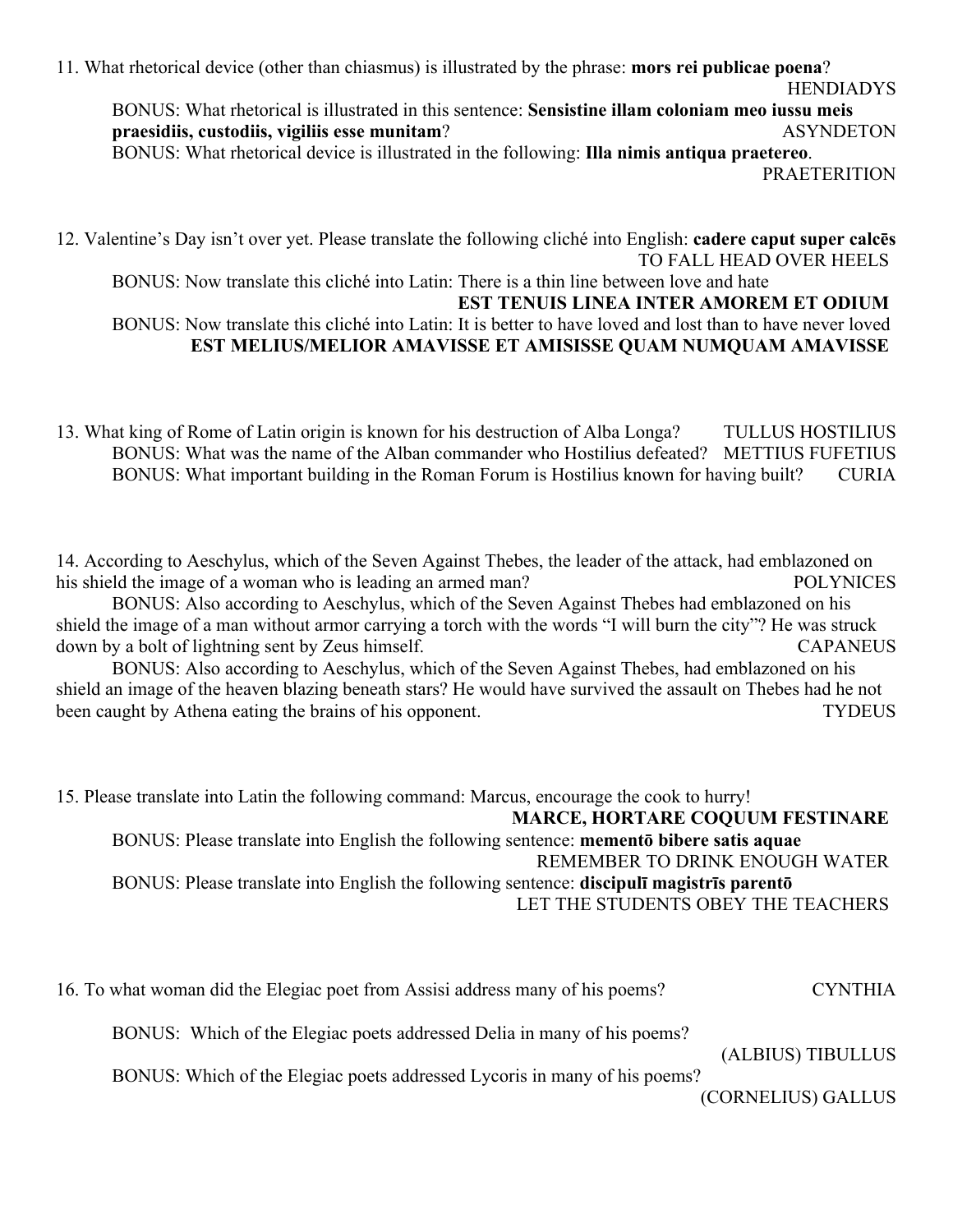11. What rhetorical device (other than chiasmus) is illustrated by the phrase: **mors rei publicae poena**?

HENDIADYS

BONUS: What rhetorical is illustrated in this sentence: **Sensistine illam coloniam meo iussu meis praesidiis, custodiis, vigiliis esse munitam**?

ASYNDETON

BONUS: What rhetorical device is illustrated in the following: **Illa nimis antiqua praetereo**.

PRAETERITION

12. Valentine's Day isn't over yet. Please translate the following cliché into English: **cadere caput super calcēs**

TO FALL HEAD OVER HEELS

BONUS: Now translate this cliché into Latin: There is a thin line between love and hate

**EST TENUIS LINEA INTER AMOREM ET ODIUM**

BONUS: Now translate this cliché into Latin: It is better to have loved and lost than to have never loved

**EST MELIUS/MELIOR AMAVISSE ET AMISISSE QUAM NUMQUAM AMAVISSE**

13. What king of Rome of Latin origin is known for his destruction of Alba Longa?

TULLUS HOSTILIUS

BONUS: What was the name of the Alban commander who Hostilius defeated?

METTIUS FUFETIUS

BONUS: What important building in the Roman Forum is Hostilius known for having built?

CURIA

14. According to Aeschylus, which of the Seven Against Thebes, the leader of the attack, had emblazoned on his shield the image of a woman who is leading an armed man?

POLYNICES

BONUS: Also according to Aeschylus, which of the Seven Against Thebes had emblazoned on his shield the image of a man without armor carrying a torch with the words "I will burn the city"? He was struck down by a bolt of lightning sent by Zeus himself.

CAPANEUS

BONUS: Also according to Aeschylus, which of the Seven Against Thebes, had emblazoned on his shield an image of the heaven blazing beneath stars? He would have survived the assault on Thebes had he not been caught by Athena eating the brains of his opponent.

TYDEUS

15. Please translate into Latin the following command: Marcus, encourage the cook to hurry!

**MARCE, HORTARE COQUUM FESTINARE**

BONUS: Please translate into English the following sentence: **mementō bibere satis aquae**

REMEMBER TO DRINK ENOUGH WATER

BONUS: Please translate into English the following sentence: **discipulī magistrīs parentō**

LET THE STUDENTS OBEY THE TEACHERS

16. To what woman did the Elegiac poet from Assisi address many of his poems?

CYNTHIA

BONUS: Which of the Elegiac poets addressed Delia in many of his poems?

(ALBIUS) TIBULLUS

BONUS: Which of the Elegiac poets addressed Lycoris in many of his poems?

(CORNELIUS) GALLUS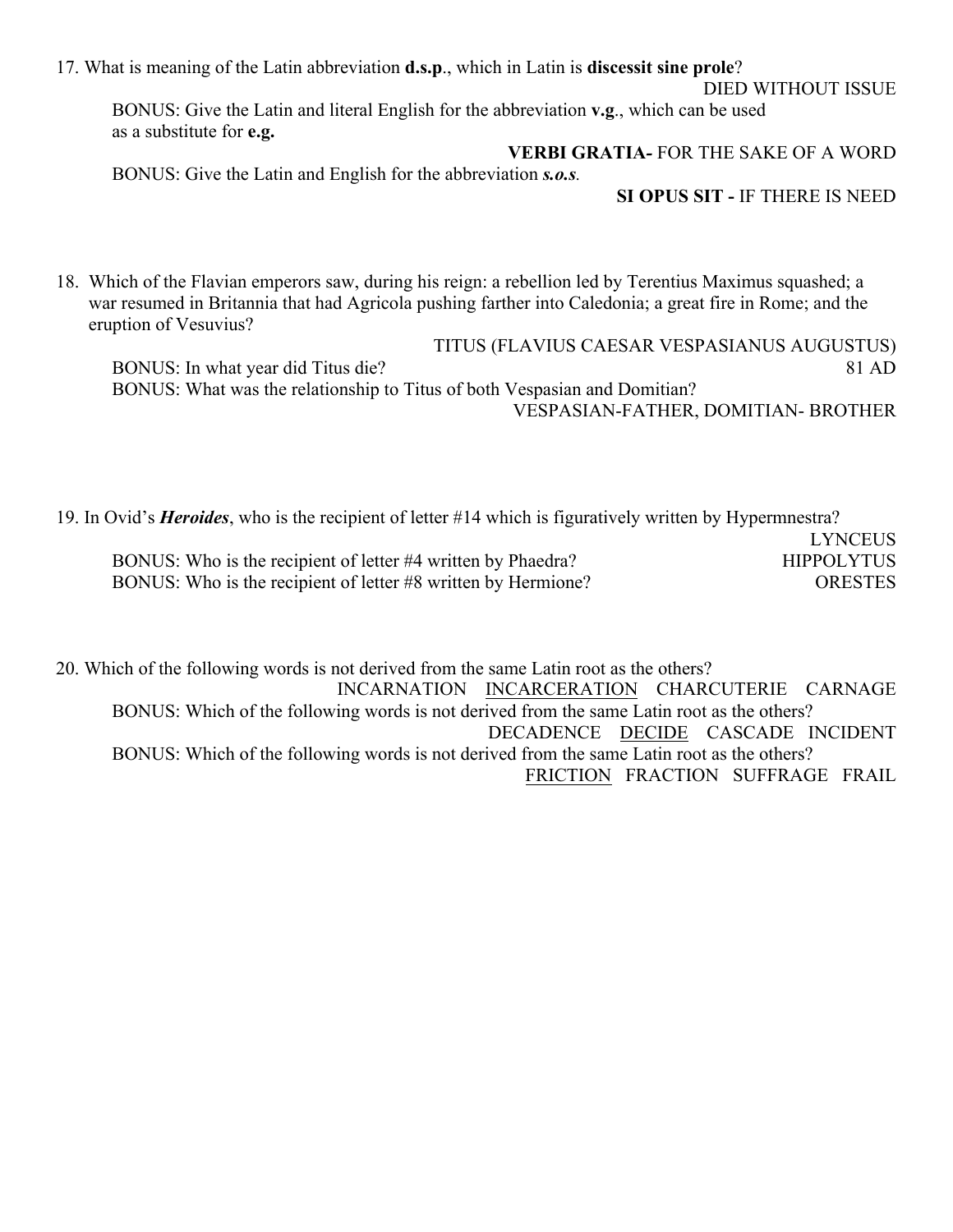17. What is meaning of the Latin abbreviation **d.s.p**., which in Latin is **discessit sine prole**?

DIED WITHOUT ISSUE

BONUS: Give the Latin and literal English for the abbreviation **v.g**., which can be used as a substitute for **e.g.**

**VERBI GRATIA-** FOR THE SAKE OF A WORD

BONUS: Give the Latin and English for the abbreviation ***s.o.s***.

**SI OPUS SIT -** IF THERE IS NEED

18. Which of the Flavian emperors saw, during his reign: a rebellion led by Terentius Maximus squashed; a war resumed in Britannia that had Agricola pushing farther into Caledonia; a great fire in Rome; and the eruption of Vesuvius?

TITUS (FLAVIUS CAESAR VESPASIANUS AUGUSTUS)

BONUS: In what year did Titus die? 81 AD

BONUS: What was the relationship to Titus of both Vespasian and Domitian?

VESPASIAN-FATHER, DOMITIAN- BROTHER

19. In Ovid's ***Heroides***, who is the recipient of letter #14 which is figuratively written by Hypermnestra?

LYNCEUS

BONUS: Who is the recipient of letter #4 written by Phaedra? HIPPOLYTUS

BONUS: Who is the recipient of letter #8 written by Hermione? ORESTES

20. Which of the following words is not derived from the same Latin root as the others?

INCARNATION <u>INCARCERATION</u> CHARCUTERIE CARNAGE

BONUS: Which of the following words is not derived from the same Latin root as the others?

DECADENCE <u>DECIDE</u> CASCADE INCIDENT

BONUS: Which of the following words is not derived from the same Latin root as the others?

<u>FRICTION</u> FRACTION SUFFRAGE FRAIL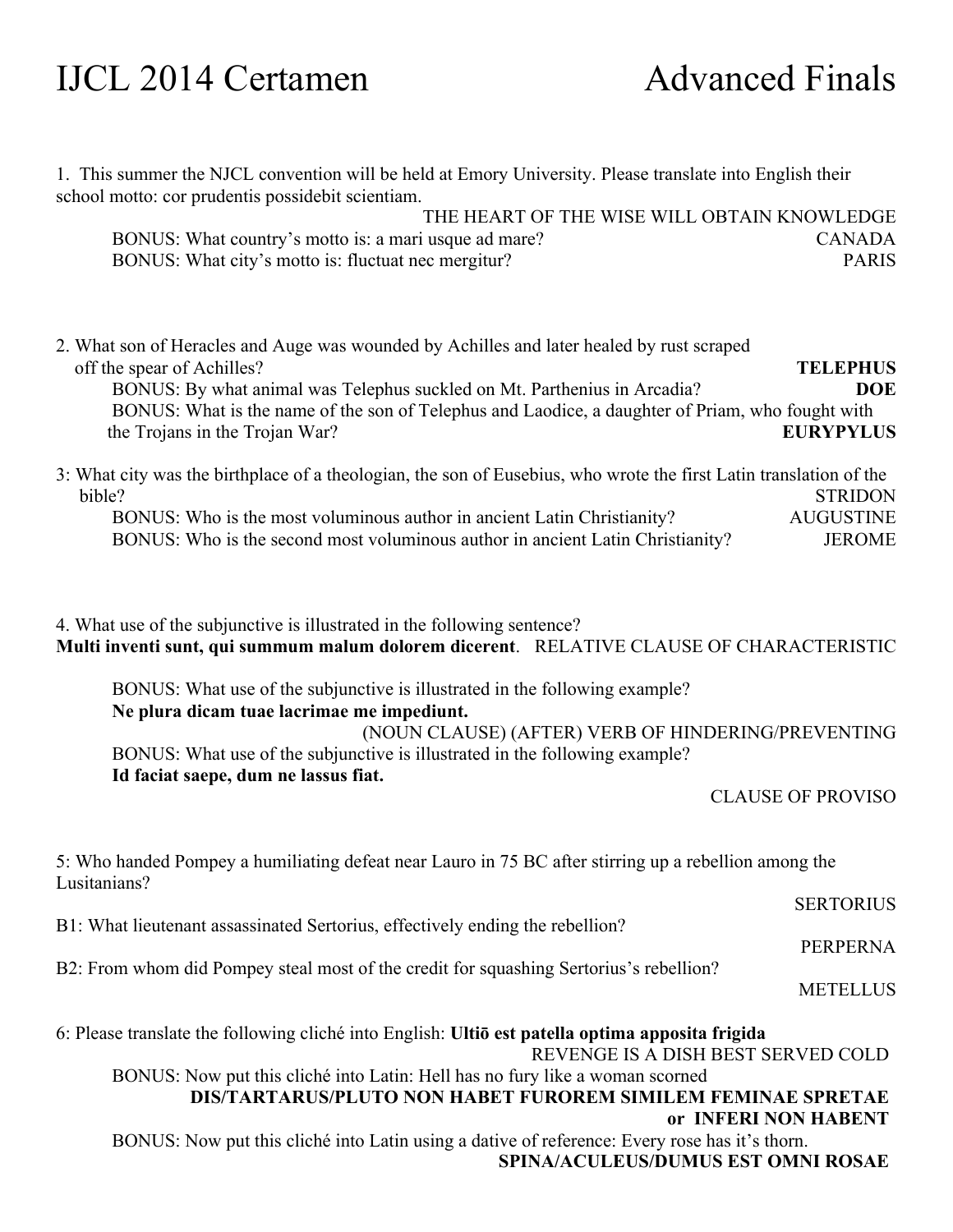# IJCL 2014 Certamen — Advanced Finals

1. This summer the NJCL convention will be held at Emory University. Please translate into English their school motto: cor prudentis possidebit scientiam.

   THE HEART OF THE WISE WILL OBTAIN KNOWLEDGE

   BONUS: What country's motto is: a mari usque ad mare? CANADA

   BONUS: What city's motto is: fluctuat nec mergitur? PARIS

2. What son of Heracles and Auge was wounded by Achilles and later healed by rust scraped off the spear of Achilles? **TELEPHUS**

   BONUS: By what animal was Telephus suckled on Mt. Parthenius in Arcadia? **DOE**

   BONUS: What is the name of the son of Telephus and Laodice, a daughter of Priam, who fought with the Trojans in the Trojan War? **EURYPYLUS**

3: What city was the birthplace of a theologian, the son of Eusebius, who wrote the first Latin translation of the bible? STRIDON

   BONUS: Who is the most voluminous author in ancient Latin Christianity? AUGUSTINE

   BONUS: Who is the second most voluminous author in ancient Latin Christianity? JEROME

4. What use of the subjunctive is illustrated in the following sentence?
**Multi inventi sunt, qui summum malum dolorem dicerent**. RELATIVE CLAUSE OF CHARACTERISTIC

   BONUS: What use of the subjunctive is illustrated in the following example?
   **Ne plura dicam tuae lacrimae me impediunt.**

   (NOUN CLAUSE) (AFTER) VERB OF HINDERING/PREVENTING

   BONUS: What use of the subjunctive is illustrated in the following example?
   **Id faciat saepe, dum ne lassus fiat.**

   CLAUSE OF PROVISO

5: Who handed Pompey a humiliating defeat near Lauro in 75 BC after stirring up a rebellion among the Lusitanians?

   SERTORIUS

B1: What lieutenant assassinated Sertorius, effectively ending the rebellion?

   PERPERNA

B2: From whom did Pompey steal most of the credit for squashing Sertorius's rebellion?

   METELLUS

6: Please translate the following cliché into English: **Ultiō est patella optima apposita frigida**

   REVENGE IS A DISH BEST SERVED COLD

   BONUS: Now put this cliché into Latin: Hell has no fury like a woman scorned

   **DIS/TARTARUS/PLUTO NON HABET FUROREM SIMILEM FEMINAE SPRETAE or INFERI NON HABENT**

   BONUS: Now put this cliché into Latin using a dative of reference: Every rose has it's thorn.

   **SPINA/ACULEUS/DUMUS EST OMNI ROSAE**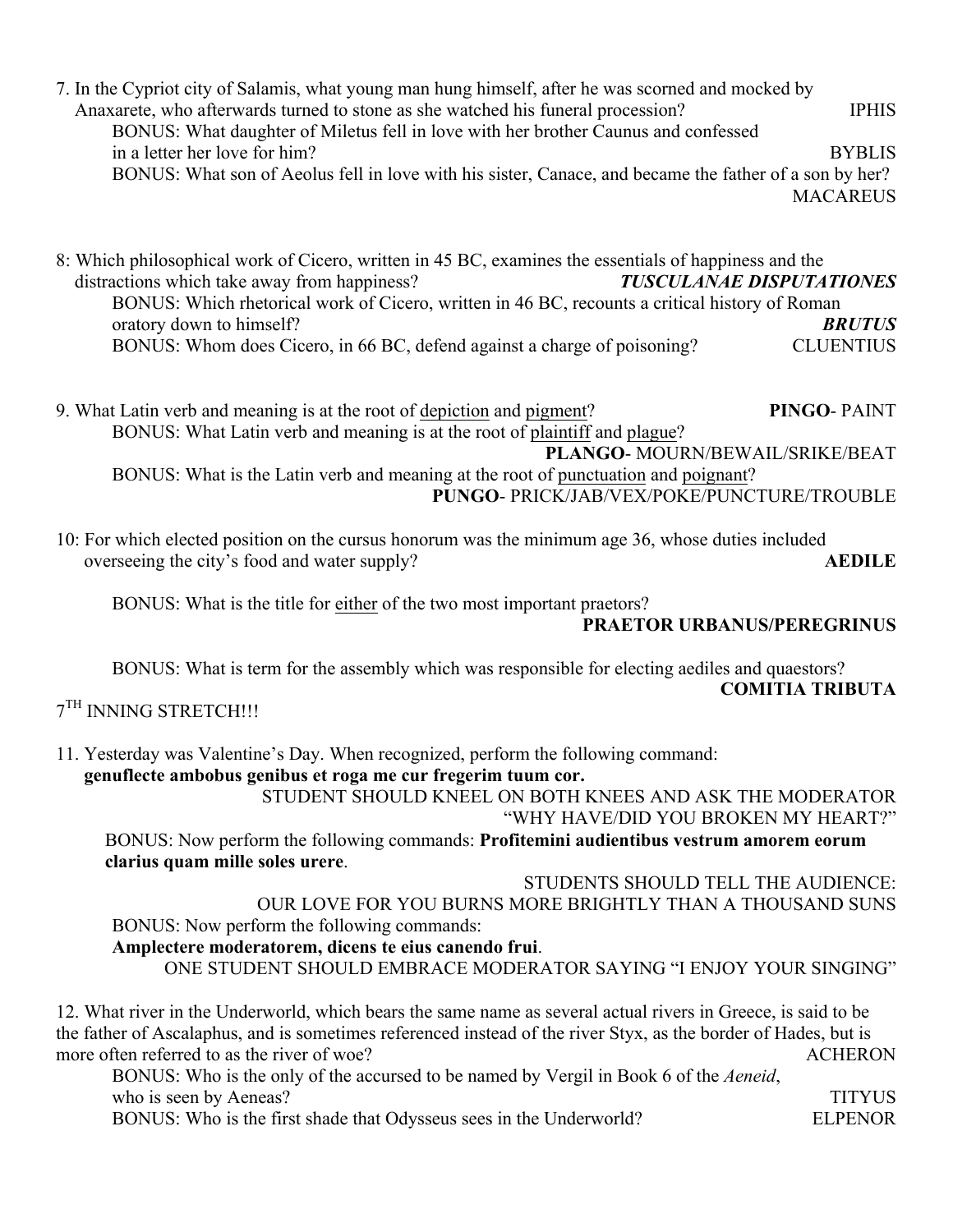7. In the Cypriot city of Salamis, what young man hung himself, after he was scorned and mocked by Anaxarete, who afterwards turned to stone as she watched his funeral procession? IPHIS

BONUS: What daughter of Miletus fell in love with her brother Caunus and confessed in a letter her love for him? BYBLIS

BONUS: What son of Aeolus fell in love with his sister, Canace, and became the father of a son by her? MACAREUS

8: Which philosophical work of Cicero, written in 45 BC, examines the essentials of happiness and the distractions which take away from happiness? ***TUSCULANAE DISPUTATIONES***

BONUS: Which rhetorical work of Cicero, written in 46 BC, recounts a critical history of Roman oratory down to himself? ***BRUTUS***

BONUS: Whom does Cicero, in 66 BC, defend against a charge of poisoning? CLUENTIUS

9. What Latin verb and meaning is at the root of depiction and pigment? **PINGO**- PAINT

BONUS: What Latin verb and meaning is at the root of plaintiff and plague? **PLANGO**- MOURN/BEWAIL/SRIKE/BEAT

BONUS: What is the Latin verb and meaning at the root of punctuation and poignant? **PUNGO**- PRICK/JAB/VEX/POKE/PUNCTURE/TROUBLE

10: For which elected position on the cursus honorum was the minimum age 36, whose duties included overseeing the city's food and water supply? **AEDILE**

BONUS: What is the title for either of the two most important praetors? **PRAETOR URBANUS/PEREGRINUS**

BONUS: What is term for the assembly which was responsible for electing aediles and quaestors? **COMITIA TRIBUTA**

7TH INNING STRETCH!!!

11. Yesterday was Valentine's Day. When recognized, perform the following command:
**genuflecte ambobus genibus et roga me cur fregerim tuum cor.**

STUDENT SHOULD KNEEL ON BOTH KNEES AND ASK THE MODERATOR "WHY HAVE/DID YOU BROKEN MY HEART?"

BONUS: Now perform the following commands: **Profitemini audientibus vestrum amorem eorum clarius quam mille soles urere**.

STUDENTS SHOULD TELL THE AUDIENCE: OUR LOVE FOR YOU BURNS MORE BRIGHTLY THAN A THOUSAND SUNS

BONUS: Now perform the following commands:
**Amplectere moderatorem, dicens te eius canendo frui**.

ONE STUDENT SHOULD EMBRACE MODERATOR SAYING "I ENJOY YOUR SINGING"

12. What river in the Underworld, which bears the same name as several actual rivers in Greece, is said to be the father of Ascalaphus, and is sometimes referenced instead of the river Styx, as the border of Hades, but is more often referred to as the river of woe? ACHERON

BONUS: Who is the only of the accursed to be named by Vergil in Book 6 of the *Aeneid*, who is seen by Aeneas? TITYUS

BONUS: Who is the first shade that Odysseus sees in the Underworld? ELPENOR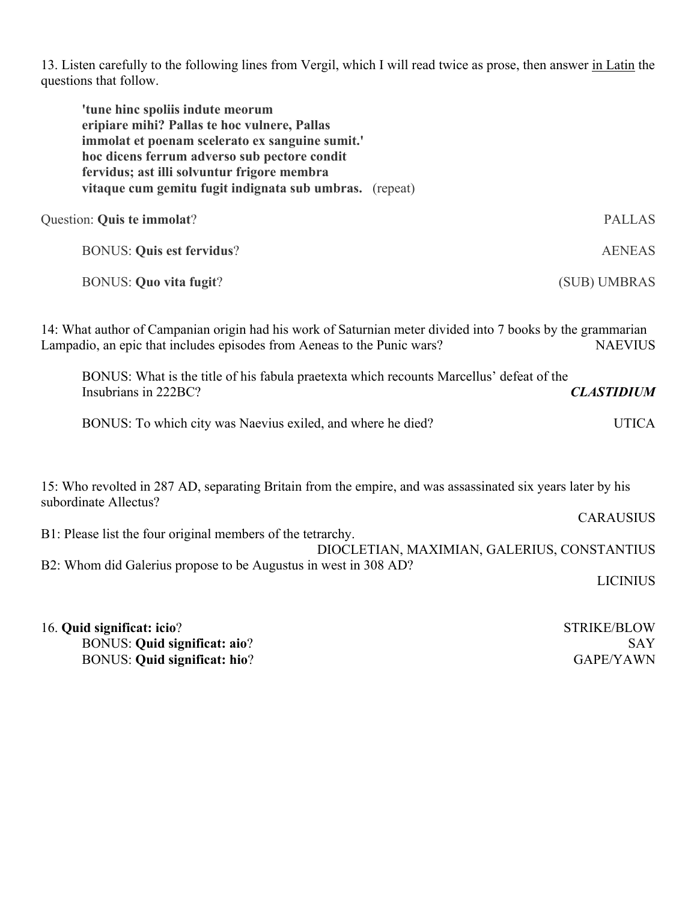13. Listen carefully to the following lines from Vergil, which I will read twice as prose, then answer <u>in Latin</u> the questions that follow.

> **'tune hinc spoliis indute meorum**
> **eripiare mihi? Pallas te hoc vulnere, Pallas**
> **immolat et poenam scelerato ex sanguine sumit.'**
> **hoc dicens ferrum adverso sub pectore condit**
> **fervidus; ast illi solvuntur frigore membra**
> **vitaque cum gemitu fugit indignata sub umbras.** (repeat)

Question: **Quis te immolat**? PALLAS

BONUS: **Quis est fervidus**? AENEAS

BONUS: **Quo vita fugit**? (SUB) UMBRAS

14: What author of Campanian origin had his work of Saturnian meter divided into 7 books by the grammarian Lampadio, an epic that includes episodes from Aeneas to the Punic wars? NAEVIUS

BONUS: What is the title of his fabula praetexta which recounts Marcellus' defeat of the Insubrians in 222BC? ***CLASTIDIUM***

BONUS: To which city was Naevius exiled, and where he died? UTICA

15: Who revolted in 287 AD, separating Britain from the empire, and was assassinated six years later by his subordinate Allectus?

CARAUSIUS

B1: Please list the four original members of the tetrarchy.

DIOCLETIAN, MAXIMIAN, GALERIUS, CONSTANTIUS

B2: Whom did Galerius propose to be Augustus in west in 308 AD?

LICINIUS

16. **Quid significat: icio**? STRIKE/BLOW

BONUS: **Quid significat: aio**? SAY

BONUS: **Quid significat: hio**? GAPE/YAWN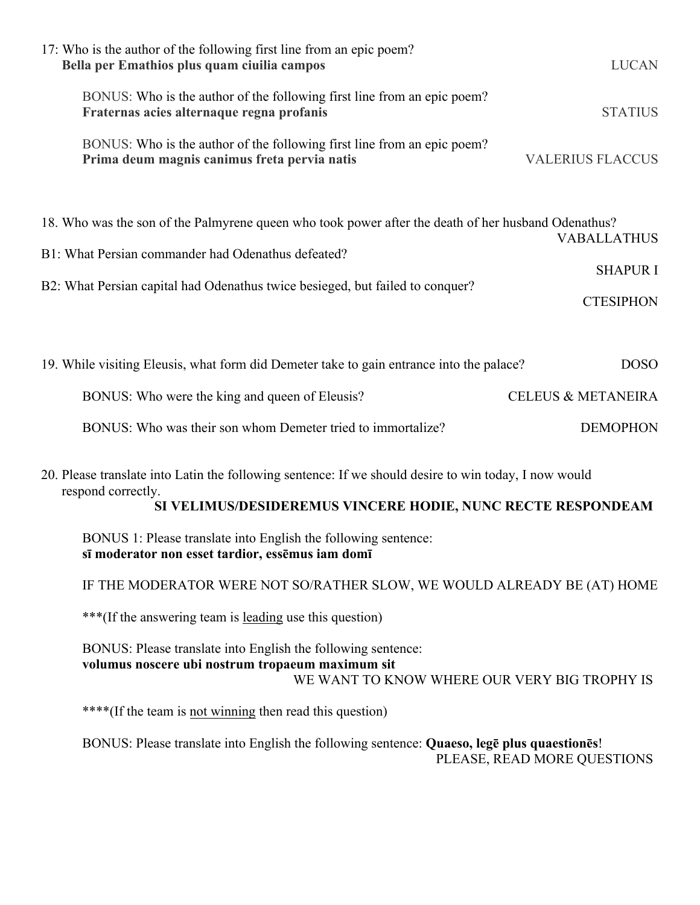17: Who is the author of the following first line from an epic poem?
**Bella per Emathios plus quam ciuilia campos** LUCAN

BONUS: Who is the author of the following first line from an epic poem?
**Fraternas acies alternaque regna profanis** STATIUS

BONUS: Who is the author of the following first line from an epic poem?
**Prima deum magnis canimus freta pervia natis** VALERIUS FLACCUS

18. Who was the son of the Palmyrene queen who took power after the death of her husband Odenathus? VABALLATHUS

B1: What Persian commander had Odenathus defeated? SHAPUR I

B2: What Persian capital had Odenathus twice besieged, but failed to conquer? CTESIPHON

19. While visiting Eleusis, what form did Demeter take to gain entrance into the palace? DOSO

BONUS: Who were the king and queen of Eleusis? CELEUS & METANEIRA

BONUS: Who was their son whom Demeter tried to immortalize? DEMOPHON

20. Please translate into Latin the following sentence: If we should desire to win today, I now would respond correctly.
**SI VELIMUS/DESIDEREMUS VINCERE HODIE, NUNC RECTE RESPONDEAM**

BONUS 1: Please translate into English the following sentence:
**sī moderator non esset tardior, essēmus iam domī**

IF THE MODERATOR WERE NOT SO/RATHER SLOW, WE WOULD ALREADY BE (AT) HOME

***(If the answering team is leading use this question)

BONUS: Please translate into English the following sentence:
**volumus noscere ubi nostrum tropaeum maximum sit**
WE WANT TO KNOW WHERE OUR VERY BIG TROPHY IS

****(If the team is not winning then read this question)

BONUS: Please translate into English the following sentence: **Quaeso, legē plus quaestionēs**!
PLEASE, READ MORE QUESTIONS